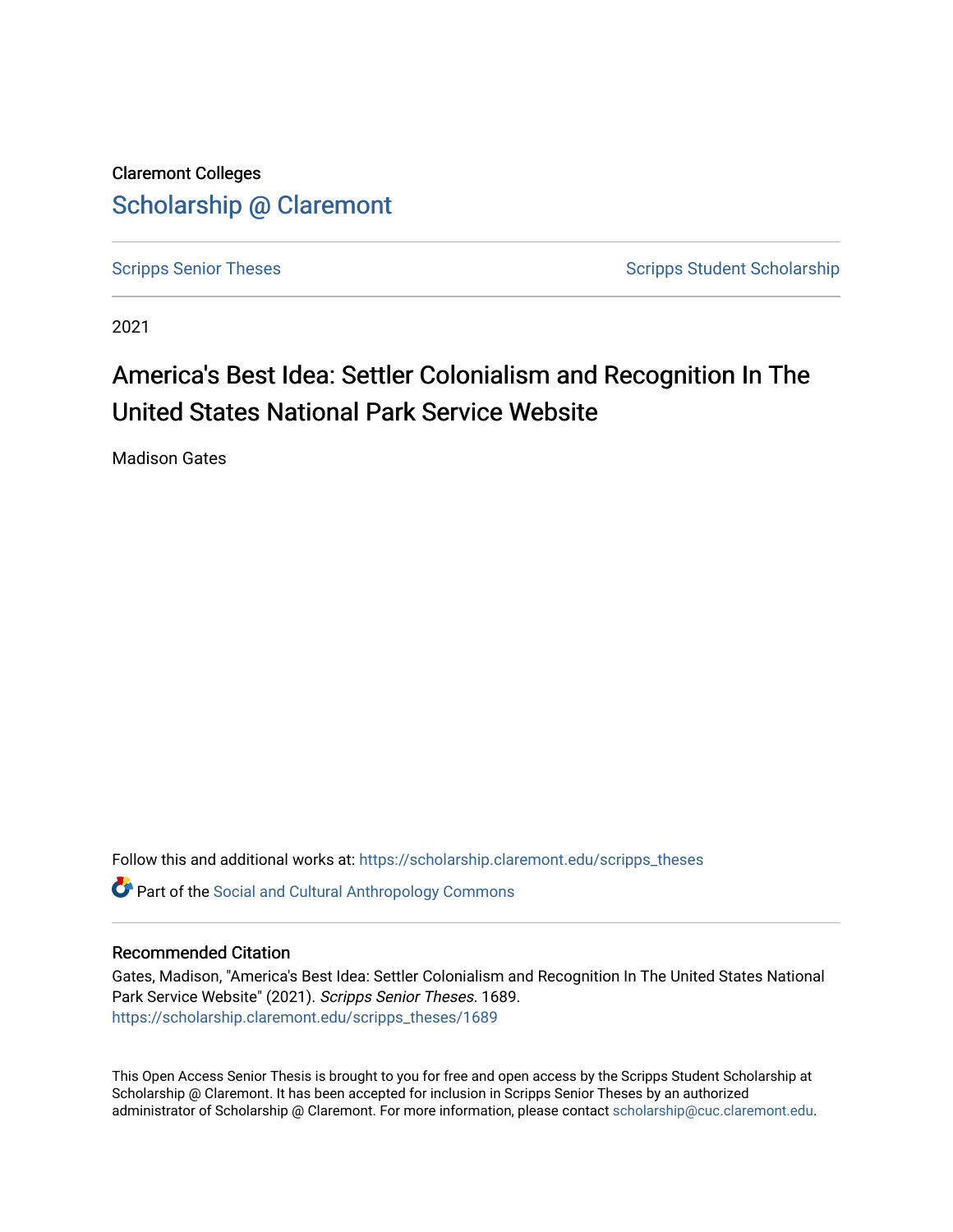Claremont Colleges

Scholarship @ Claremont

Scripps Senior Theses

Scripps Student Scholarship

2021

# America's Best Idea: Settler Colonialism and Recognition In The United States National Park Service Website

Madison Gates

Follow this and additional works at: https://scholarship.claremont.edu/scripps_theses

Part of the Social and Cultural Anthropology Commons

## Recommended Citation

Gates, Madison, "America's Best Idea: Settler Colonialism and Recognition In The United States National Park Service Website" (2021). *Scripps Senior Theses*. 1689.
https://scholarship.claremont.edu/scripps_theses/1689

This Open Access Senior Thesis is brought to you for free and open access by the Scripps Student Scholarship at Scholarship @ Claremont. It has been accepted for inclusion in Scripps Senior Theses by an authorized administrator of Scholarship @ Claremont. For more information, please contact scholarship@cuc.claremont.edu.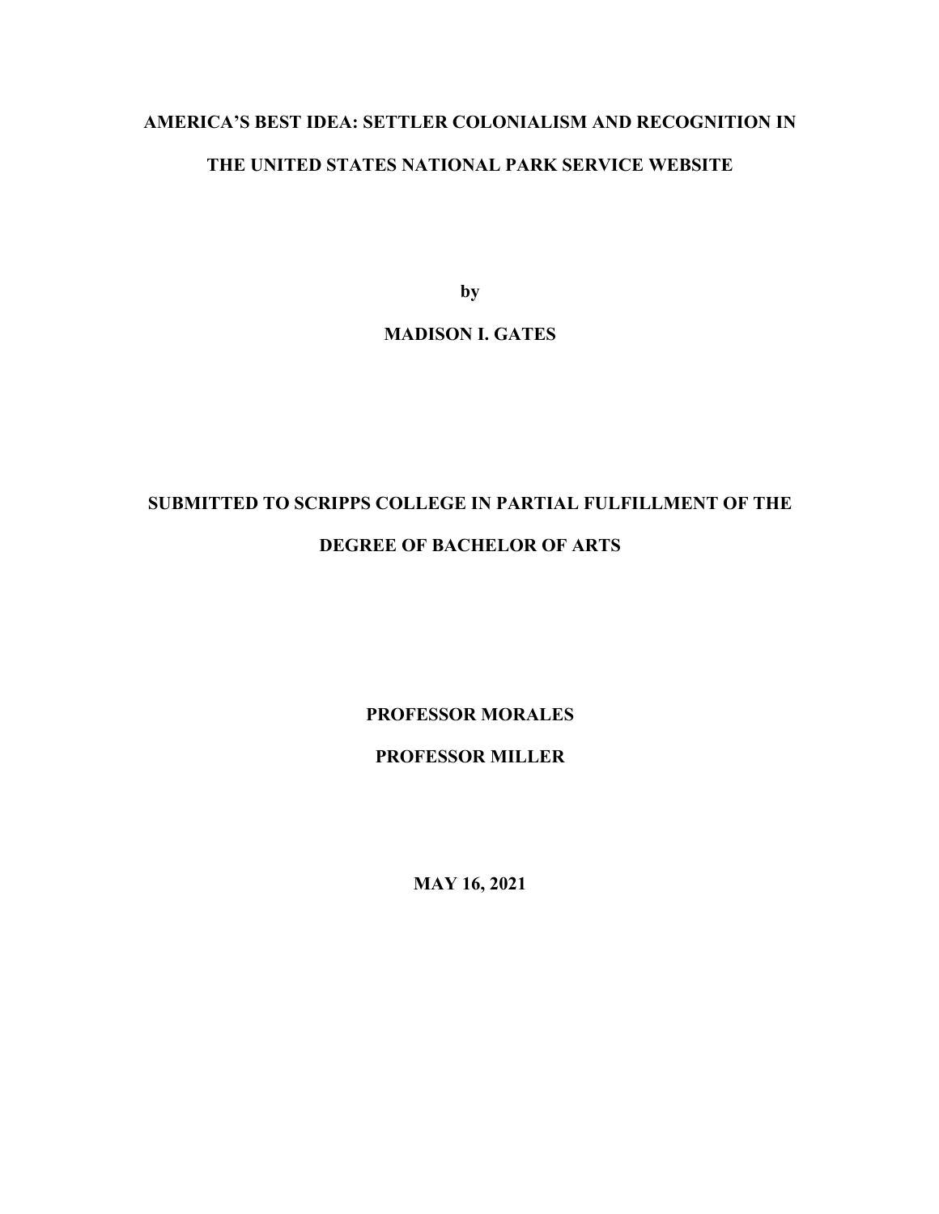# AMERICA'S BEST IDEA: SETTLER COLONIALISM AND RECOGNITION IN THE UNITED STATES NATIONAL PARK SERVICE WEBSITE

**by**

**MADISON I. GATES**

**SUBMITTED TO SCRIPPS COLLEGE IN PARTIAL FULFILLMENT OF THE DEGREE OF BACHELOR OF ARTS**

**PROFESSOR MORALES**

**PROFESSOR MILLER**

**MAY 16, 2021**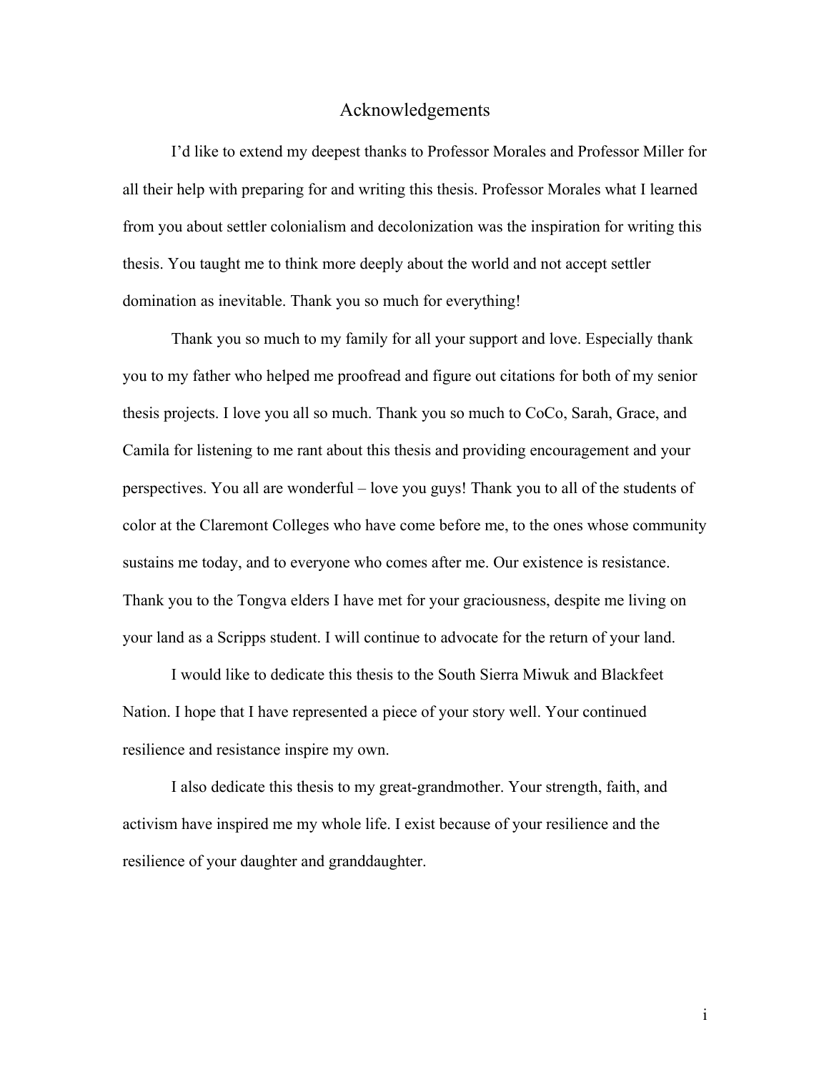# Acknowledgements

I'd like to extend my deepest thanks to Professor Morales and Professor Miller for all their help with preparing for and writing this thesis. Professor Morales what I learned from you about settler colonialism and decolonization was the inspiration for writing this thesis. You taught me to think more deeply about the world and not accept settler domination as inevitable. Thank you so much for everything!

Thank you so much to my family for all your support and love. Especially thank you to my father who helped me proofread and figure out citations for both of my senior thesis projects. I love you all so much. Thank you so much to CoCo, Sarah, Grace, and Camila for listening to me rant about this thesis and providing encouragement and your perspectives. You all are wonderful – love you guys! Thank you to all of the students of color at the Claremont Colleges who have come before me, to the ones whose community sustains me today, and to everyone who comes after me. Our existence is resistance. Thank you to the Tongva elders I have met for your graciousness, despite me living on your land as a Scripps student. I will continue to advocate for the return of your land.

I would like to dedicate this thesis to the South Sierra Miwuk and Blackfeet Nation. I hope that I have represented a piece of your story well. Your continued resilience and resistance inspire my own.

I also dedicate this thesis to my great-grandmother. Your strength, faith, and activism have inspired me my whole life. I exist because of your resilience and the resilience of your daughter and granddaughter.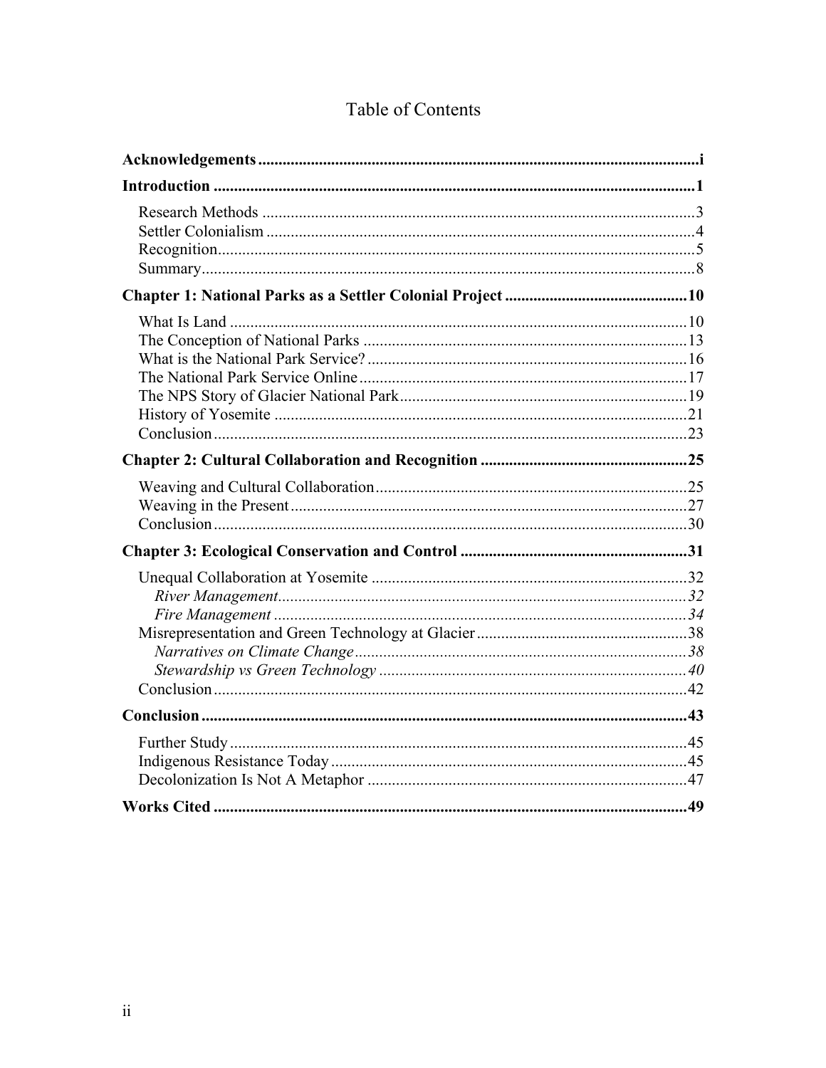# Table of Contents

**Acknowledgements** ........ i

**Introduction** ........ 1

- Research Methods ........ 3
- Settler Colonialism ........ 4
- Recognition ........ 5
- Summary ........ 8

**Chapter 1: National Parks as a Settler Colonial Project** ........ 10

- What Is Land ........ 10
- The Conception of National Parks ........ 13
- What is the National Park Service? ........ 16
- The National Park Service Online ........ 17
- The NPS Story of Glacier National Park ........ 19
- History of Yosemite ........ 21
- Conclusion ........ 23

**Chapter 2: Cultural Collaboration and Recognition** ........ 25

- Weaving and Cultural Collaboration ........ 25
- Weaving in the Present ........ 27
- Conclusion ........ 30

**Chapter 3: Ecological Conservation and Control** ........ 31

- Unequal Collaboration at Yosemite ........ 32
  - *River Management* ........ *32*
  - *Fire Management* ........ *34*
- Misrepresentation and Green Technology at Glacier ........ 38
  - *Narratives on Climate Change* ........ *38*
  - *Stewardship vs Green Technology* ........ *40*
- Conclusion ........ 42

**Conclusion** ........ 43

- Further Study ........ 45
- Indigenous Resistance Today ........ 45
- Decolonization Is Not A Metaphor ........ 47

**Works Cited** ........ 49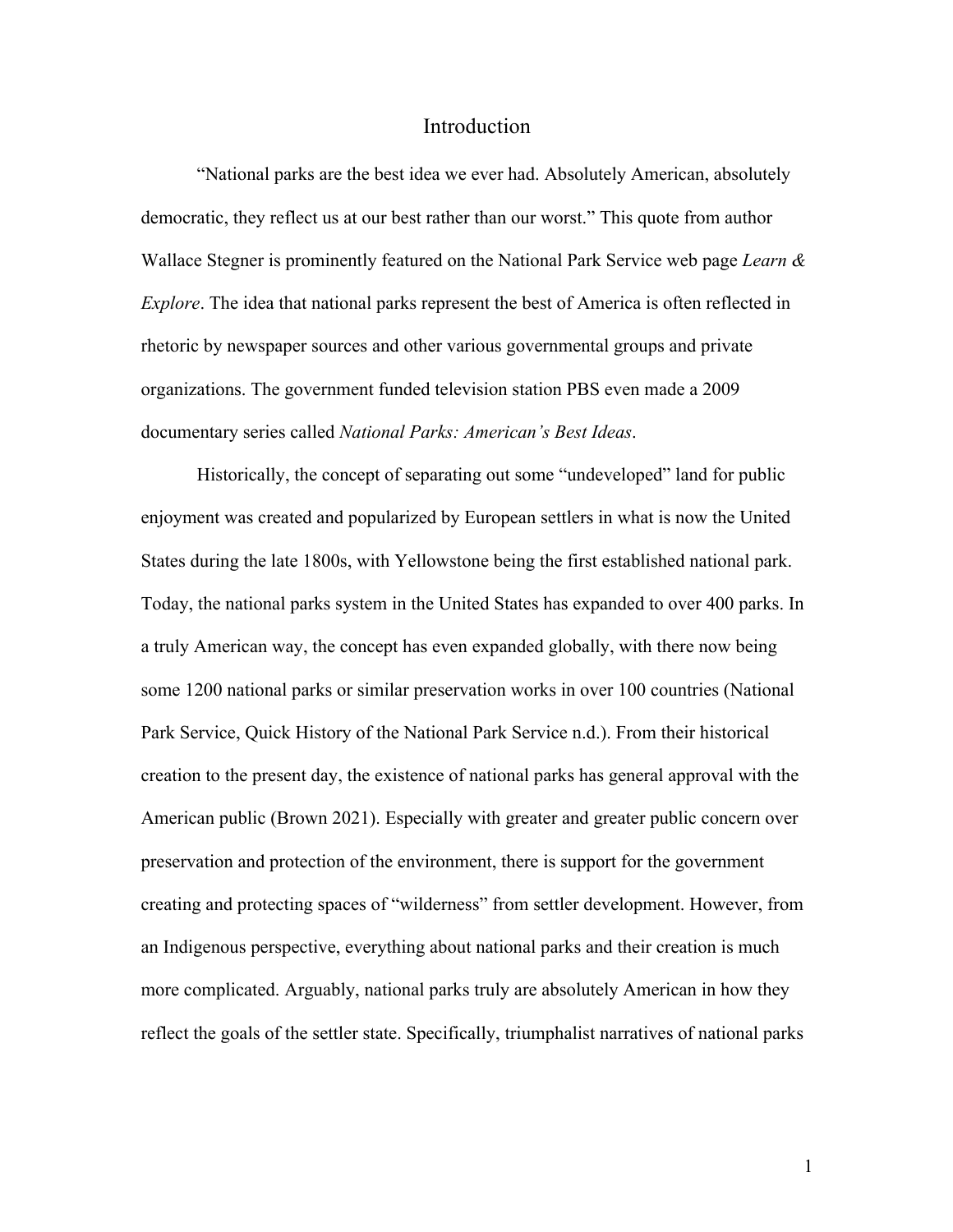# Introduction

"National parks are the best idea we ever had. Absolutely American, absolutely democratic, they reflect us at our best rather than our worst." This quote from author Wallace Stegner is prominently featured on the National Park Service web page *Learn & Explore*. The idea that national parks represent the best of America is often reflected in rhetoric by newspaper sources and other various governmental groups and private organizations. The government funded television station PBS even made a 2009 documentary series called *National Parks: American's Best Ideas*.

Historically, the concept of separating out some "undeveloped" land for public enjoyment was created and popularized by European settlers in what is now the United States during the late 1800s, with Yellowstone being the first established national park. Today, the national parks system in the United States has expanded to over 400 parks. In a truly American way, the concept has even expanded globally, with there now being some 1200 national parks or similar preservation works in over 100 countries (National Park Service, Quick History of the National Park Service n.d.). From their historical creation to the present day, the existence of national parks has general approval with the American public (Brown 2021). Especially with greater and greater public concern over preservation and protection of the environment, there is support for the government creating and protecting spaces of "wilderness" from settler development. However, from an Indigenous perspective, everything about national parks and their creation is much more complicated. Arguably, national parks truly are absolutely American in how they reflect the goals of the settler state. Specifically, triumphalist narratives of national parks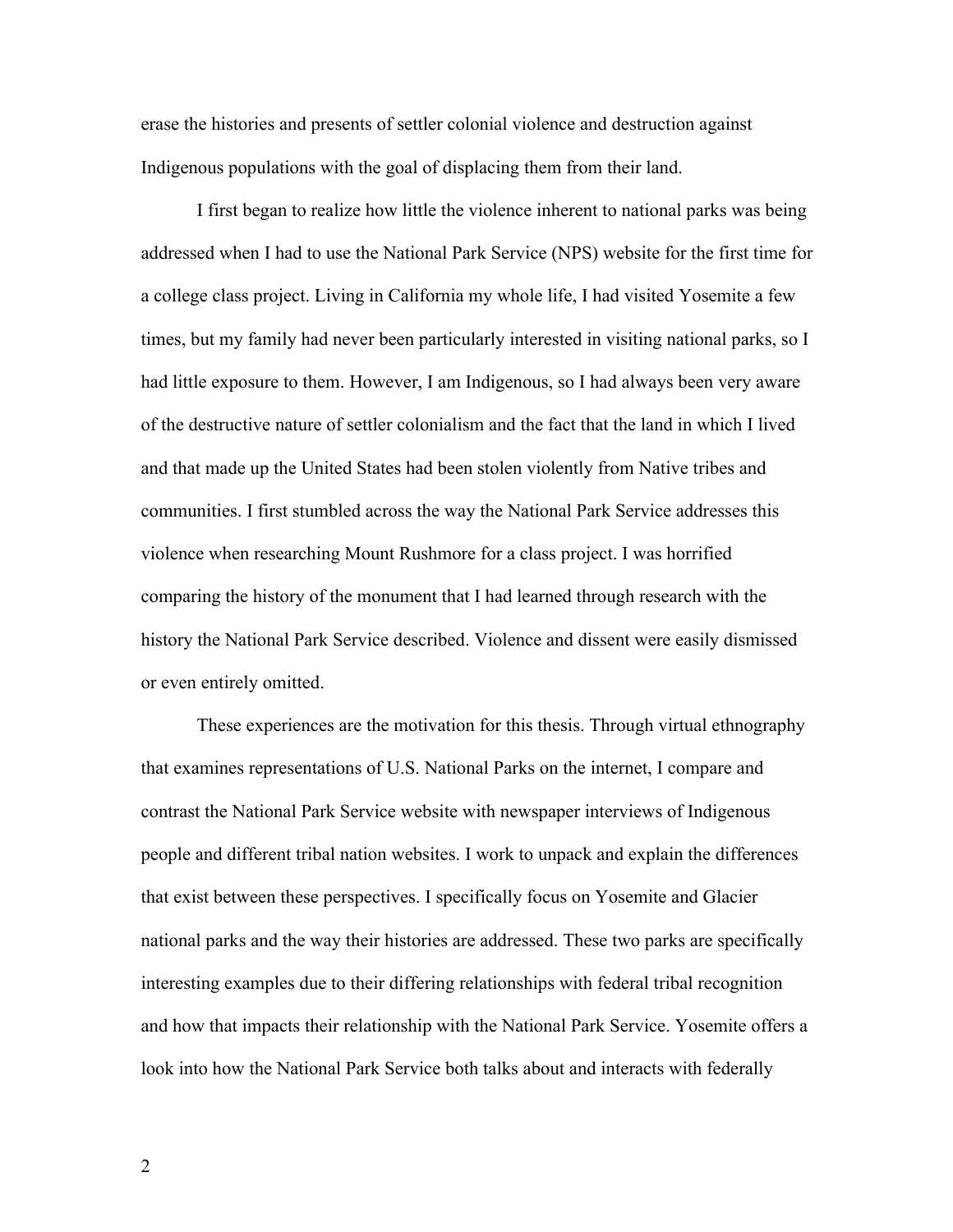erase the histories and presents of settler colonial violence and destruction against Indigenous populations with the goal of displacing them from their land.

I first began to realize how little the violence inherent to national parks was being addressed when I had to use the National Park Service (NPS) website for the first time for a college class project. Living in California my whole life, I had visited Yosemite a few times, but my family had never been particularly interested in visiting national parks, so I had little exposure to them. However, I am Indigenous, so I had always been very aware of the destructive nature of settler colonialism and the fact that the land in which I lived and that made up the United States had been stolen violently from Native tribes and communities. I first stumbled across the way the National Park Service addresses this violence when researching Mount Rushmore for a class project. I was horrified comparing the history of the monument that I had learned through research with the history the National Park Service described. Violence and dissent were easily dismissed or even entirely omitted.

These experiences are the motivation for this thesis. Through virtual ethnography that examines representations of U.S. National Parks on the internet, I compare and contrast the National Park Service website with newspaper interviews of Indigenous people and different tribal nation websites. I work to unpack and explain the differences that exist between these perspectives. I specifically focus on Yosemite and Glacier national parks and the way their histories are addressed. These two parks are specifically interesting examples due to their differing relationships with federal tribal recognition and how that impacts their relationship with the National Park Service. Yosemite offers a look into how the National Park Service both talks about and interacts with federally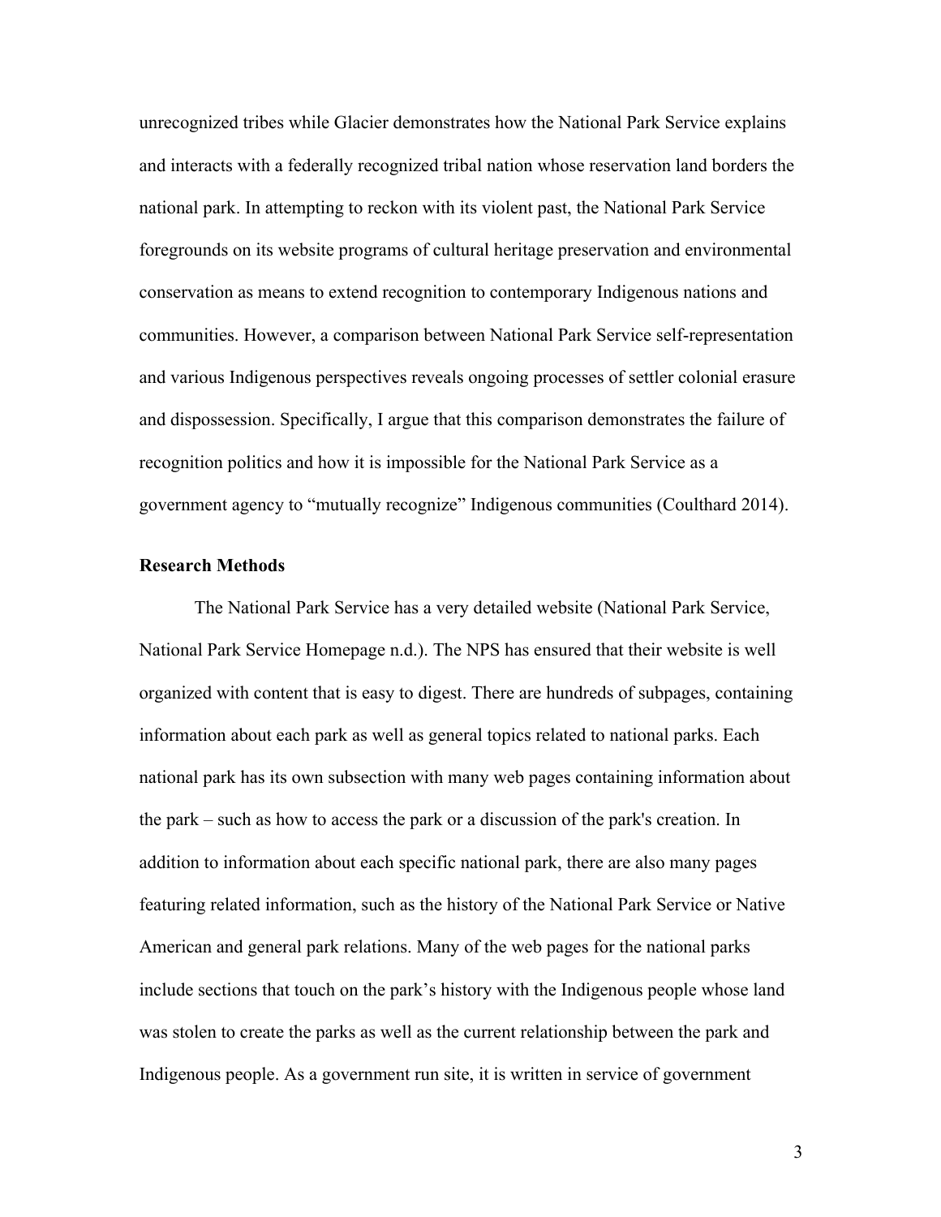unrecognized tribes while Glacier demonstrates how the National Park Service explains and interacts with a federally recognized tribal nation whose reservation land borders the national park. In attempting to reckon with its violent past, the National Park Service foregrounds on its website programs of cultural heritage preservation and environmental conservation as means to extend recognition to contemporary Indigenous nations and communities. However, a comparison between National Park Service self-representation and various Indigenous perspectives reveals ongoing processes of settler colonial erasure and dispossession. Specifically, I argue that this comparison demonstrates the failure of recognition politics and how it is impossible for the National Park Service as a government agency to "mutually recognize" Indigenous communities (Coulthard 2014).

## Research Methods

The National Park Service has a very detailed website (National Park Service, National Park Service Homepage n.d.). The NPS has ensured that their website is well organized with content that is easy to digest. There are hundreds of subpages, containing information about each park as well as general topics related to national parks. Each national park has its own subsection with many web pages containing information about the park – such as how to access the park or a discussion of the park's creation. In addition to information about each specific national park, there are also many pages featuring related information, such as the history of the National Park Service or Native American and general park relations. Many of the web pages for the national parks include sections that touch on the park's history with the Indigenous people whose land was stolen to create the parks as well as the current relationship between the park and Indigenous people. As a government run site, it is written in service of government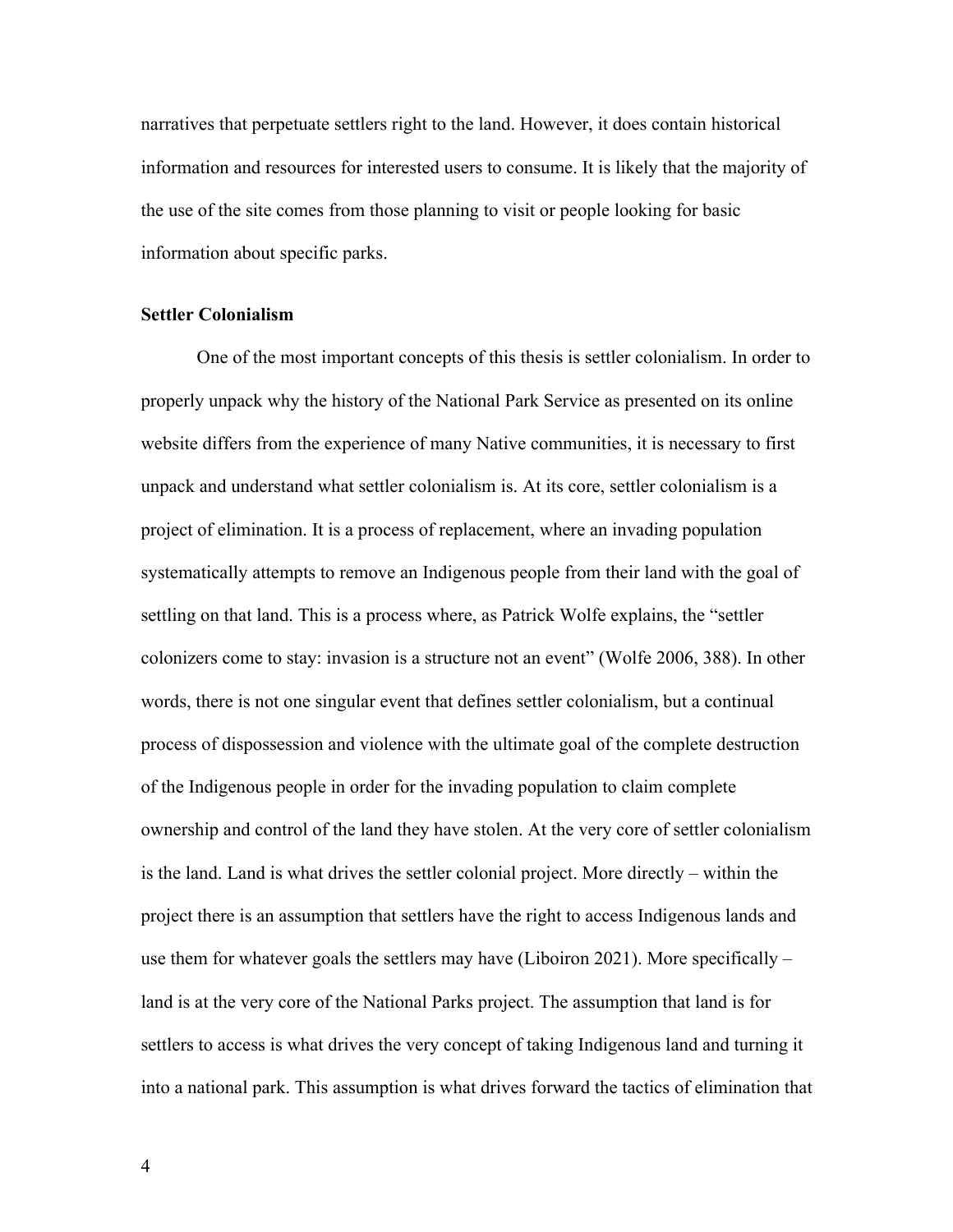narratives that perpetuate settlers right to the land. However, it does contain historical information and resources for interested users to consume. It is likely that the majority of the use of the site comes from those planning to visit or people looking for basic information about specific parks.

**Settler Colonialism**

One of the most important concepts of this thesis is settler colonialism. In order to properly unpack why the history of the National Park Service as presented on its online website differs from the experience of many Native communities, it is necessary to first unpack and understand what settler colonialism is. At its core, settler colonialism is a project of elimination. It is a process of replacement, where an invading population systematically attempts to remove an Indigenous people from their land with the goal of settling on that land. This is a process where, as Patrick Wolfe explains, the "settler colonizers come to stay: invasion is a structure not an event" (Wolfe 2006, 388). In other words, there is not one singular event that defines settler colonialism, but a continual process of dispossession and violence with the ultimate goal of the complete destruction of the Indigenous people in order for the invading population to claim complete ownership and control of the land they have stolen. At the very core of settler colonialism is the land. Land is what drives the settler colonial project. More directly – within the project there is an assumption that settlers have the right to access Indigenous lands and use them for whatever goals the settlers may have (Liboiron 2021). More specifically – land is at the very core of the National Parks project. The assumption that land is for settlers to access is what drives the very concept of taking Indigenous land and turning it into a national park. This assumption is what drives forward the tactics of elimination that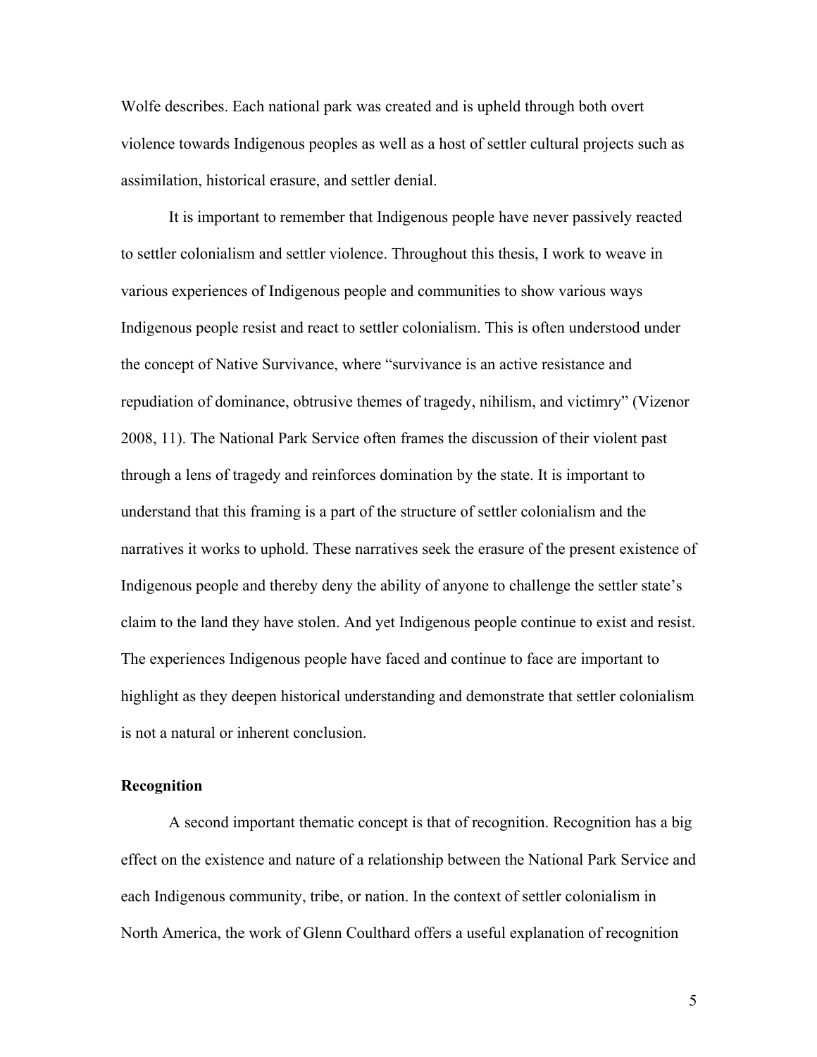Wolfe describes. Each national park was created and is upheld through both overt violence towards Indigenous peoples as well as a host of settler cultural projects such as assimilation, historical erasure, and settler denial.

It is important to remember that Indigenous people have never passively reacted to settler colonialism and settler violence. Throughout this thesis, I work to weave in various experiences of Indigenous people and communities to show various ways Indigenous people resist and react to settler colonialism. This is often understood under the concept of Native Survivance, where "survivance is an active resistance and repudiation of dominance, obtrusive themes of tragedy, nihilism, and victimry" (Vizenor 2008, 11). The National Park Service often frames the discussion of their violent past through a lens of tragedy and reinforces domination by the state. It is important to understand that this framing is a part of the structure of settler colonialism and the narratives it works to uphold. These narratives seek the erasure of the present existence of Indigenous people and thereby deny the ability of anyone to challenge the settler state's claim to the land they have stolen. And yet Indigenous people continue to exist and resist. The experiences Indigenous people have faced and continue to face are important to highlight as they deepen historical understanding and demonstrate that settler colonialism is not a natural or inherent conclusion.

**Recognition**

A second important thematic concept is that of recognition. Recognition has a big effect on the existence and nature of a relationship between the National Park Service and each Indigenous community, tribe, or nation. In the context of settler colonialism in North America, the work of Glenn Coulthard offers a useful explanation of recognition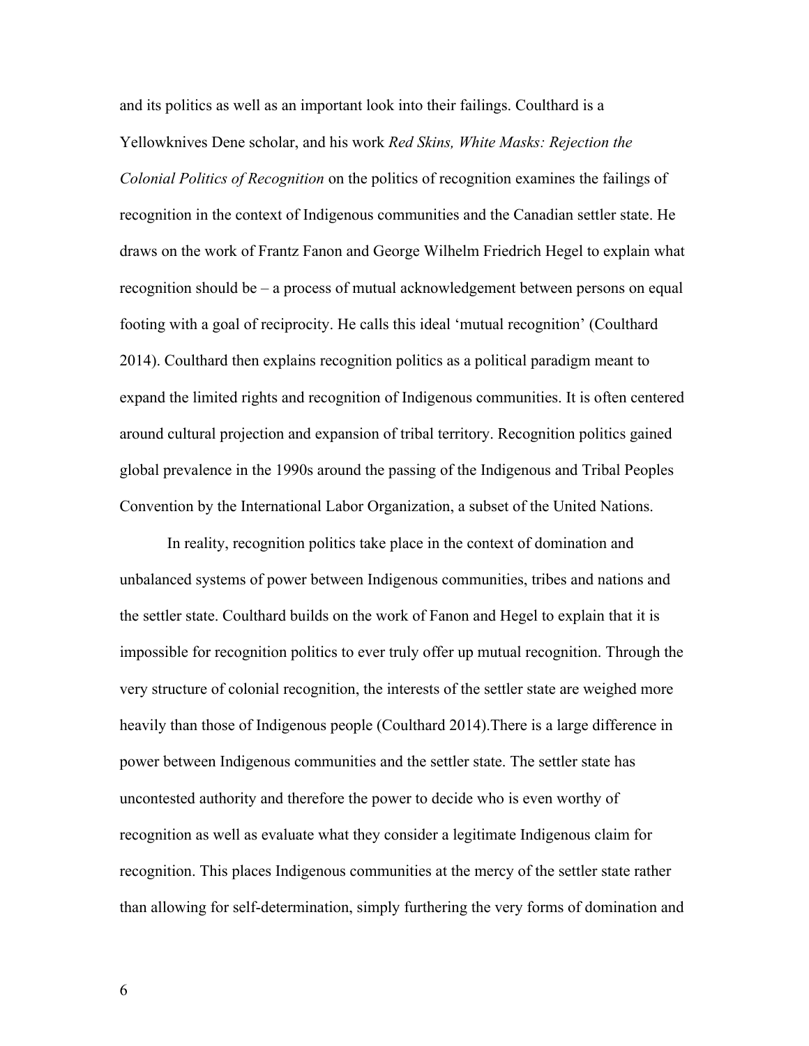and its politics as well as an important look into their failings. Coulthard is a Yellowknives Dene scholar, and his work *Red Skins, White Masks: Rejection the Colonial Politics of Recognition* on the politics of recognition examines the failings of recognition in the context of Indigenous communities and the Canadian settler state. He draws on the work of Frantz Fanon and George Wilhelm Friedrich Hegel to explain what recognition should be – a process of mutual acknowledgement between persons on equal footing with a goal of reciprocity. He calls this ideal 'mutual recognition' (Coulthard 2014). Coulthard then explains recognition politics as a political paradigm meant to expand the limited rights and recognition of Indigenous communities. It is often centered around cultural projection and expansion of tribal territory. Recognition politics gained global prevalence in the 1990s around the passing of the Indigenous and Tribal Peoples Convention by the International Labor Organization, a subset of the United Nations.

In reality, recognition politics take place in the context of domination and unbalanced systems of power between Indigenous communities, tribes and nations and the settler state. Coulthard builds on the work of Fanon and Hegel to explain that it is impossible for recognition politics to ever truly offer up mutual recognition. Through the very structure of colonial recognition, the interests of the settler state are weighed more heavily than those of Indigenous people (Coulthard 2014).There is a large difference in power between Indigenous communities and the settler state. The settler state has uncontested authority and therefore the power to decide who is even worthy of recognition as well as evaluate what they consider a legitimate Indigenous claim for recognition. This places Indigenous communities at the mercy of the settler state rather than allowing for self-determination, simply furthering the very forms of domination and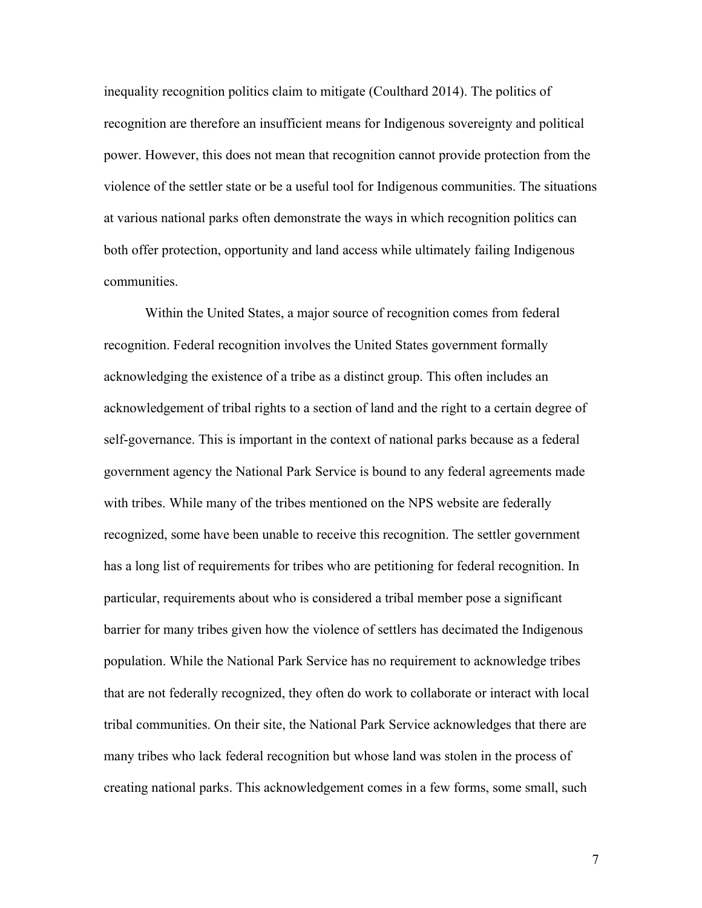inequality recognition politics claim to mitigate (Coulthard 2014). The politics of recognition are therefore an insufficient means for Indigenous sovereignty and political power. However, this does not mean that recognition cannot provide protection from the violence of the settler state or be a useful tool for Indigenous communities. The situations at various national parks often demonstrate the ways in which recognition politics can both offer protection, opportunity and land access while ultimately failing Indigenous communities.

Within the United States, a major source of recognition comes from federal recognition. Federal recognition involves the United States government formally acknowledging the existence of a tribe as a distinct group. This often includes an acknowledgement of tribal rights to a section of land and the right to a certain degree of self-governance. This is important in the context of national parks because as a federal government agency the National Park Service is bound to any federal agreements made with tribes. While many of the tribes mentioned on the NPS website are federally recognized, some have been unable to receive this recognition. The settler government has a long list of requirements for tribes who are petitioning for federal recognition. In particular, requirements about who is considered a tribal member pose a significant barrier for many tribes given how the violence of settlers has decimated the Indigenous population. While the National Park Service has no requirement to acknowledge tribes that are not federally recognized, they often do work to collaborate or interact with local tribal communities. On their site, the National Park Service acknowledges that there are many tribes who lack federal recognition but whose land was stolen in the process of creating national parks. This acknowledgement comes in a few forms, some small, such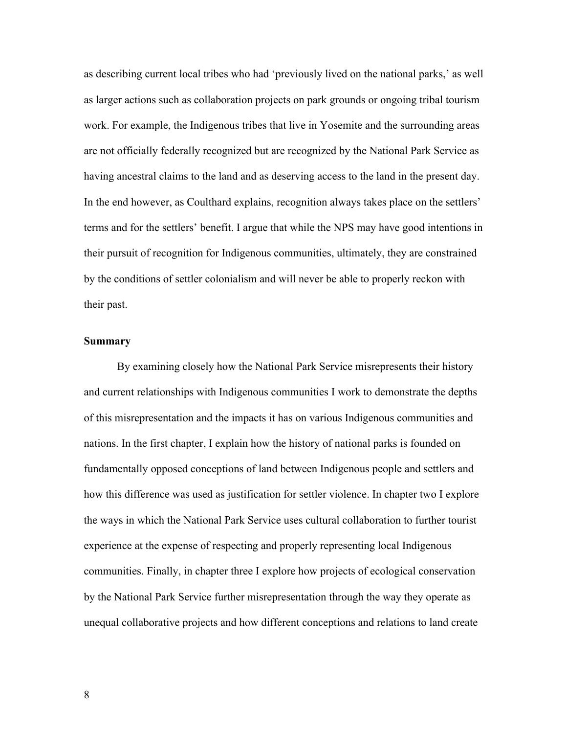as describing current local tribes who had 'previously lived on the national parks,' as well as larger actions such as collaboration projects on park grounds or ongoing tribal tourism work. For example, the Indigenous tribes that live in Yosemite and the surrounding areas are not officially federally recognized but are recognized by the National Park Service as having ancestral claims to the land and as deserving access to the land in the present day. In the end however, as Coulthard explains, recognition always takes place on the settlers' terms and for the settlers' benefit. I argue that while the NPS may have good intentions in their pursuit of recognition for Indigenous communities, ultimately, they are constrained by the conditions of settler colonialism and will never be able to properly reckon with their past.

### Summary

By examining closely how the National Park Service misrepresents their history and current relationships with Indigenous communities I work to demonstrate the depths of this misrepresentation and the impacts it has on various Indigenous communities and nations. In the first chapter, I explain how the history of national parks is founded on fundamentally opposed conceptions of land between Indigenous people and settlers and how this difference was used as justification for settler violence. In chapter two I explore the ways in which the National Park Service uses cultural collaboration to further tourist experience at the expense of respecting and properly representing local Indigenous communities. Finally, in chapter three I explore how projects of ecological conservation by the National Park Service further misrepresentation through the way they operate as unequal collaborative projects and how different conceptions and relations to land create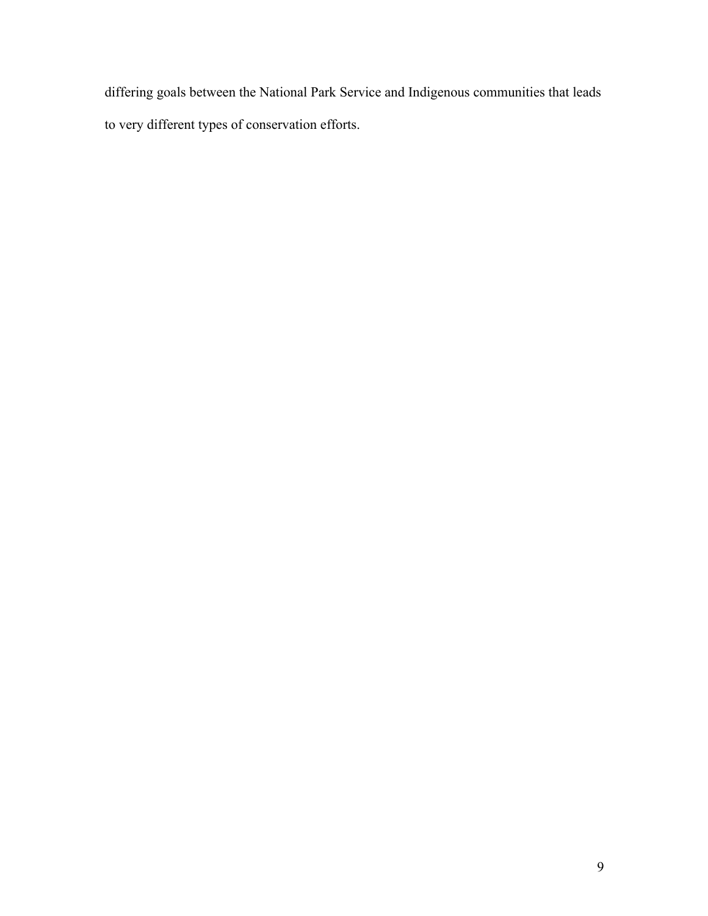differing goals between the National Park Service and Indigenous communities that leads to very different types of conservation efforts.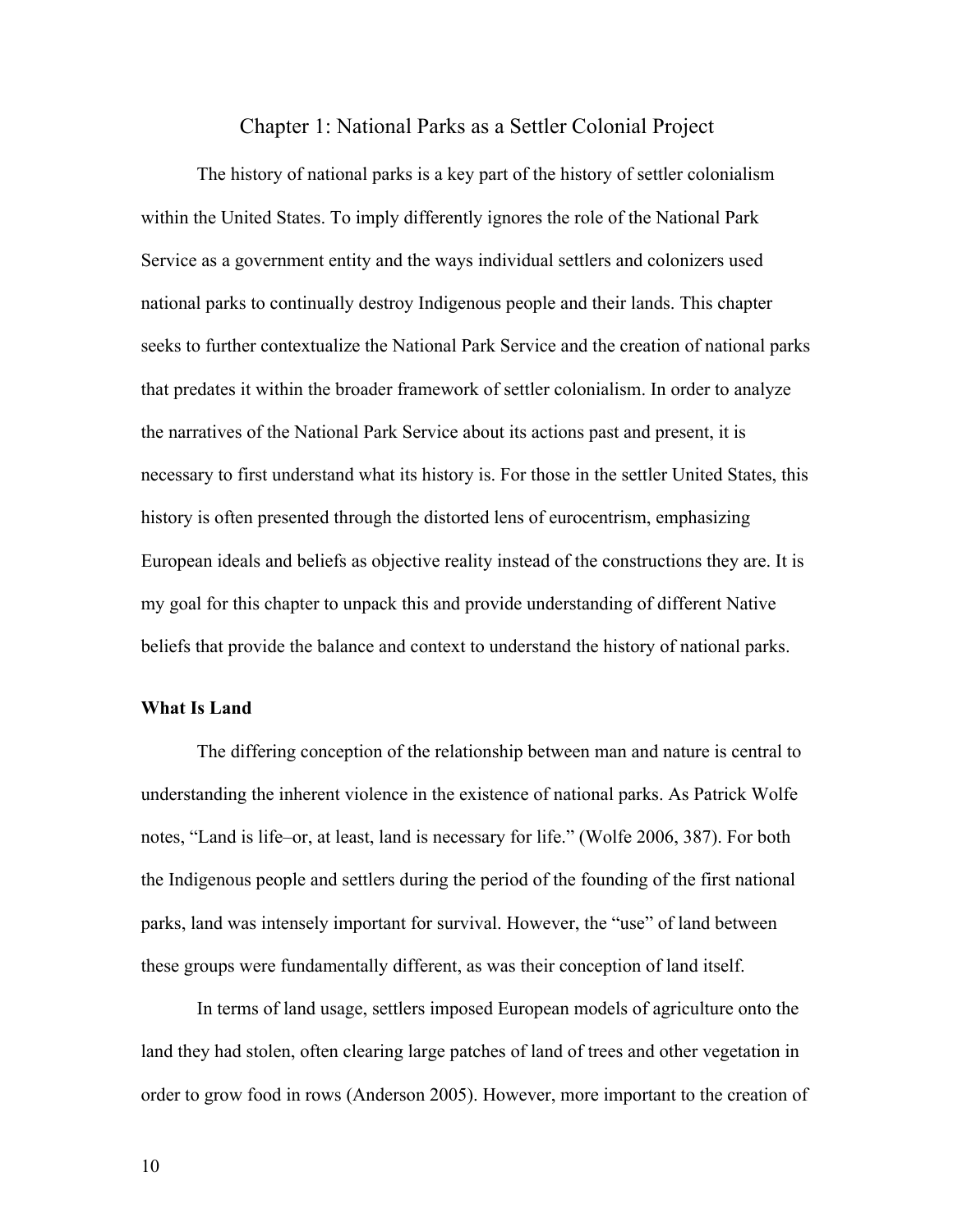# Chapter 1: National Parks as a Settler Colonial Project

The history of national parks is a key part of the history of settler colonialism within the United States. To imply differently ignores the role of the National Park Service as a government entity and the ways individual settlers and colonizers used national parks to continually destroy Indigenous people and their lands. This chapter seeks to further contextualize the National Park Service and the creation of national parks that predates it within the broader framework of settler colonialism. In order to analyze the narratives of the National Park Service about its actions past and present, it is necessary to first understand what its history is. For those in the settler United States, this history is often presented through the distorted lens of eurocentrism, emphasizing European ideals and beliefs as objective reality instead of the constructions they are. It is my goal for this chapter to unpack this and provide understanding of different Native beliefs that provide the balance and context to understand the history of national parks.

**What Is Land**

The differing conception of the relationship between man and nature is central to understanding the inherent violence in the existence of national parks. As Patrick Wolfe notes, "Land is life–or, at least, land is necessary for life." (Wolfe 2006, 387). For both the Indigenous people and settlers during the period of the founding of the first national parks, land was intensely important for survival. However, the "use" of land between these groups were fundamentally different, as was their conception of land itself.

In terms of land usage, settlers imposed European models of agriculture onto the land they had stolen, often clearing large patches of land of trees and other vegetation in order to grow food in rows (Anderson 2005). However, more important to the creation of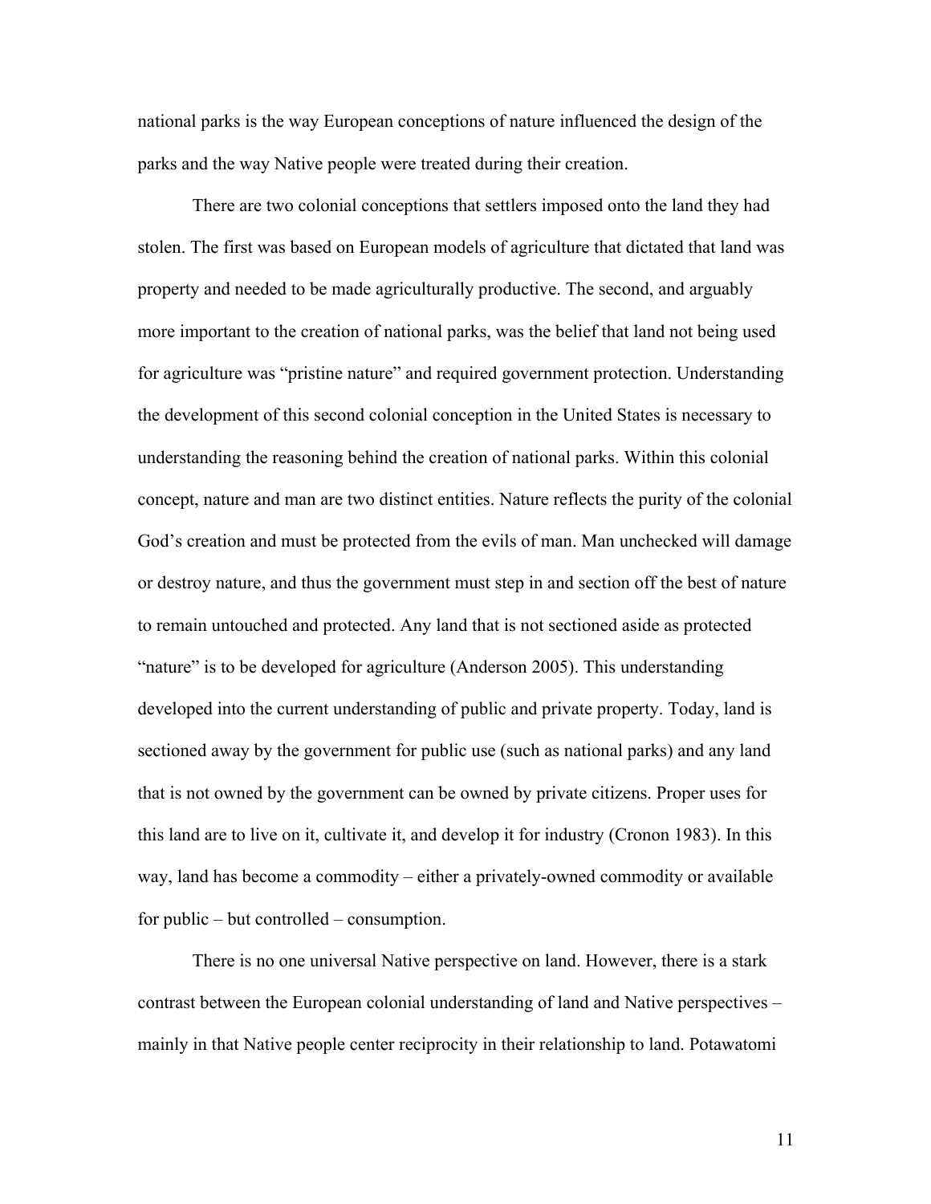national parks is the way European conceptions of nature influenced the design of the parks and the way Native people were treated during their creation.

There are two colonial conceptions that settlers imposed onto the land they had stolen. The first was based on European models of agriculture that dictated that land was property and needed to be made agriculturally productive. The second, and arguably more important to the creation of national parks, was the belief that land not being used for agriculture was "pristine nature" and required government protection. Understanding the development of this second colonial conception in the United States is necessary to understanding the reasoning behind the creation of national parks. Within this colonial concept, nature and man are two distinct entities. Nature reflects the purity of the colonial God's creation and must be protected from the evils of man. Man unchecked will damage or destroy nature, and thus the government must step in and section off the best of nature to remain untouched and protected. Any land that is not sectioned aside as protected "nature" is to be developed for agriculture (Anderson 2005). This understanding developed into the current understanding of public and private property. Today, land is sectioned away by the government for public use (such as national parks) and any land that is not owned by the government can be owned by private citizens. Proper uses for this land are to live on it, cultivate it, and develop it for industry (Cronon 1983). In this way, land has become a commodity – either a privately-owned commodity or available for public – but controlled – consumption.

There is no one universal Native perspective on land. However, there is a stark contrast between the European colonial understanding of land and Native perspectives – mainly in that Native people center reciprocity in their relationship to land. Potawatomi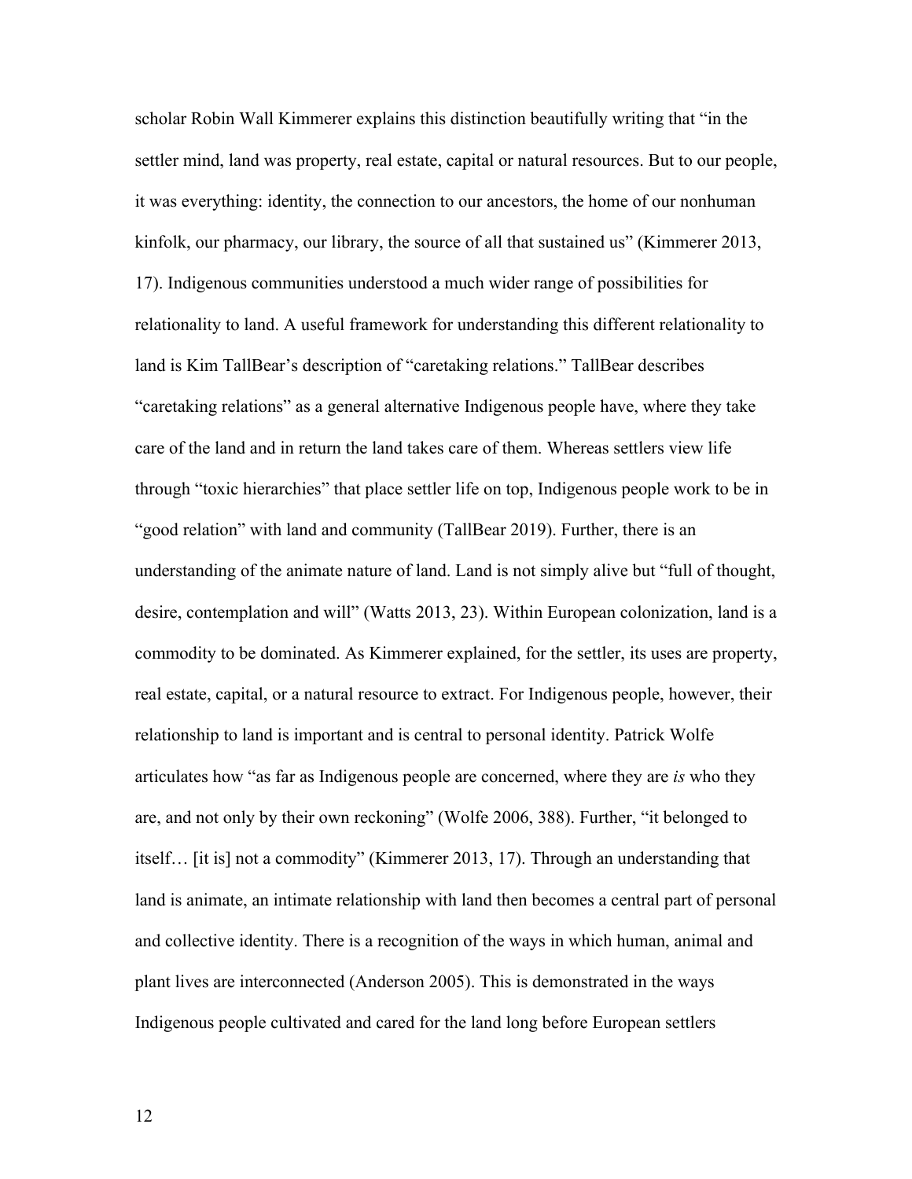scholar Robin Wall Kimmerer explains this distinction beautifully writing that "in the settler mind, land was property, real estate, capital or natural resources. But to our people, it was everything: identity, the connection to our ancestors, the home of our nonhuman kinfolk, our pharmacy, our library, the source of all that sustained us" (Kimmerer 2013, 17). Indigenous communities understood a much wider range of possibilities for relationality to land. A useful framework for understanding this different relationality to land is Kim TallBear's description of "caretaking relations." TallBear describes "caretaking relations" as a general alternative Indigenous people have, where they take care of the land and in return the land takes care of them. Whereas settlers view life through "toxic hierarchies" that place settler life on top, Indigenous people work to be in "good relation" with land and community (TallBear 2019). Further, there is an understanding of the animate nature of land. Land is not simply alive but "full of thought, desire, contemplation and will" (Watts 2013, 23). Within European colonization, land is a commodity to be dominated. As Kimmerer explained, for the settler, its uses are property, real estate, capital, or a natural resource to extract. For Indigenous people, however, their relationship to land is important and is central to personal identity. Patrick Wolfe articulates how "as far as Indigenous people are concerned, where they are *is* who they are, and not only by their own reckoning" (Wolfe 2006, 388). Further, "it belonged to itself… [it is] not a commodity" (Kimmerer 2013, 17). Through an understanding that land is animate, an intimate relationship with land then becomes a central part of personal and collective identity. There is a recognition of the ways in which human, animal and plant lives are interconnected (Anderson 2005). This is demonstrated in the ways Indigenous people cultivated and cared for the land long before European settlers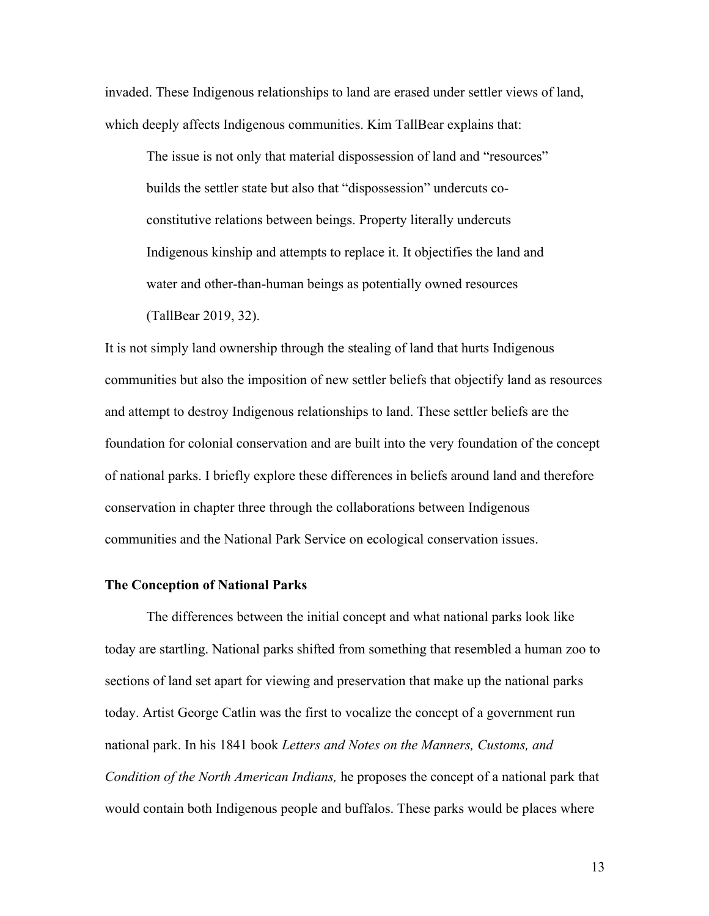invaded. These Indigenous relationships to land are erased under settler views of land, which deeply affects Indigenous communities. Kim TallBear explains that:

> The issue is not only that material dispossession of land and "resources" builds the settler state but also that "dispossession" undercuts co-constitutive relations between beings. Property literally undercuts Indigenous kinship and attempts to replace it. It objectifies the land and water and other-than-human beings as potentially owned resources (TallBear 2019, 32).

It is not simply land ownership through the stealing of land that hurts Indigenous communities but also the imposition of new settler beliefs that objectify land as resources and attempt to destroy Indigenous relationships to land. These settler beliefs are the foundation for colonial conservation and are built into the very foundation of the concept of national parks. I briefly explore these differences in beliefs around land and therefore conservation in chapter three through the collaborations between Indigenous communities and the National Park Service on ecological conservation issues.

**The Conception of National Parks**

The differences between the initial concept and what national parks look like today are startling. National parks shifted from something that resembled a human zoo to sections of land set apart for viewing and preservation that make up the national parks today. Artist George Catlin was the first to vocalize the concept of a government run national park. In his 1841 book *Letters and Notes on the Manners, Customs, and Condition of the North American Indians,* he proposes the concept of a national park that would contain both Indigenous people and buffalos. These parks would be places where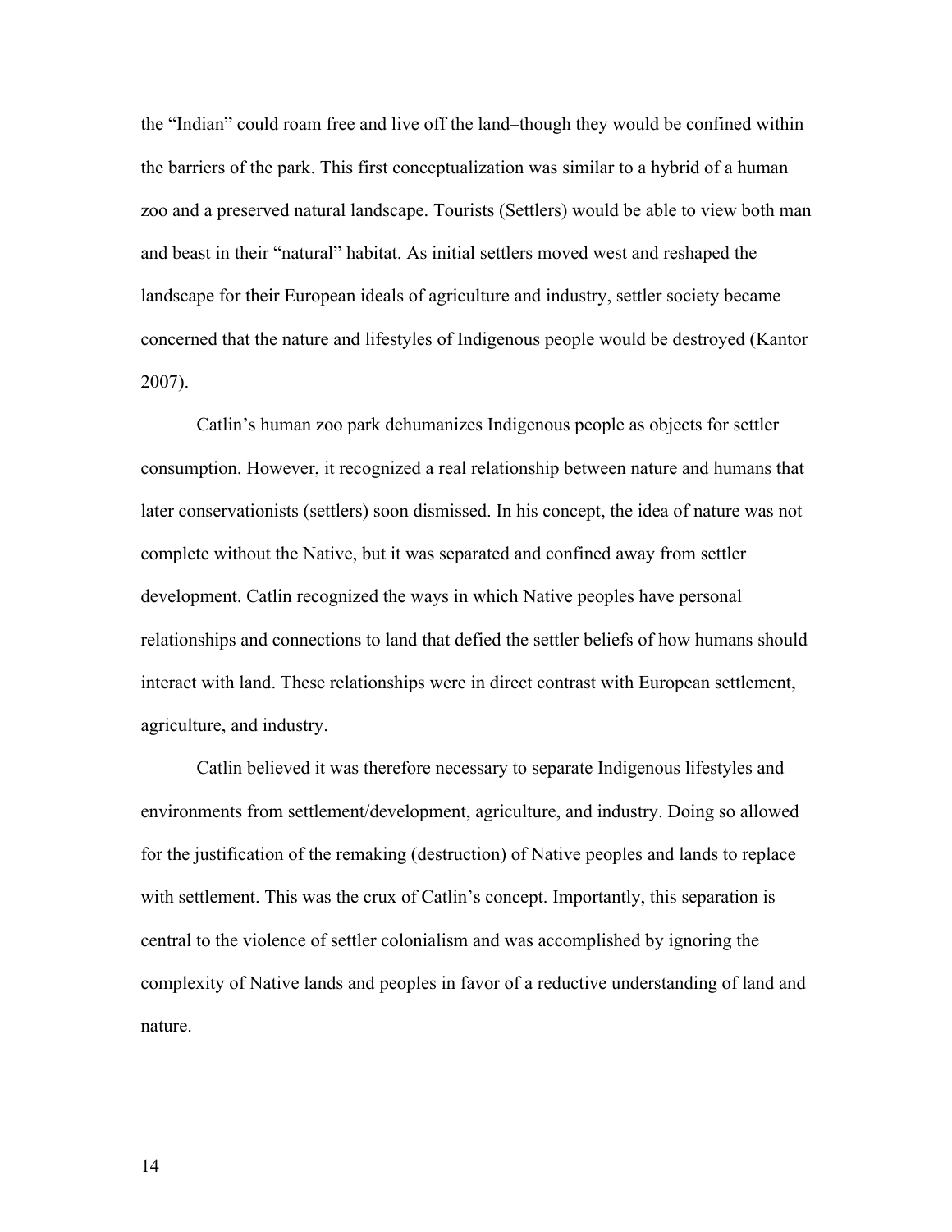the “Indian” could roam free and live off the land–though they would be confined within the barriers of the park. This first conceptualization was similar to a hybrid of a human zoo and a preserved natural landscape. Tourists (Settlers) would be able to view both man and beast in their “natural” habitat. As initial settlers moved west and reshaped the landscape for their European ideals of agriculture and industry, settler society became concerned that the nature and lifestyles of Indigenous people would be destroyed (Kantor 2007).

Catlin’s human zoo park dehumanizes Indigenous people as objects for settler consumption. However, it recognized a real relationship between nature and humans that later conservationists (settlers) soon dismissed. In his concept, the idea of nature was not complete without the Native, but it was separated and confined away from settler development. Catlin recognized the ways in which Native peoples have personal relationships and connections to land that defied the settler beliefs of how humans should interact with land. These relationships were in direct contrast with European settlement, agriculture, and industry.

Catlin believed it was therefore necessary to separate Indigenous lifestyles and environments from settlement/development, agriculture, and industry. Doing so allowed for the justification of the remaking (destruction) of Native peoples and lands to replace with settlement. This was the crux of Catlin’s concept. Importantly, this separation is central to the violence of settler colonialism and was accomplished by ignoring the complexity of Native lands and peoples in favor of a reductive understanding of land and nature.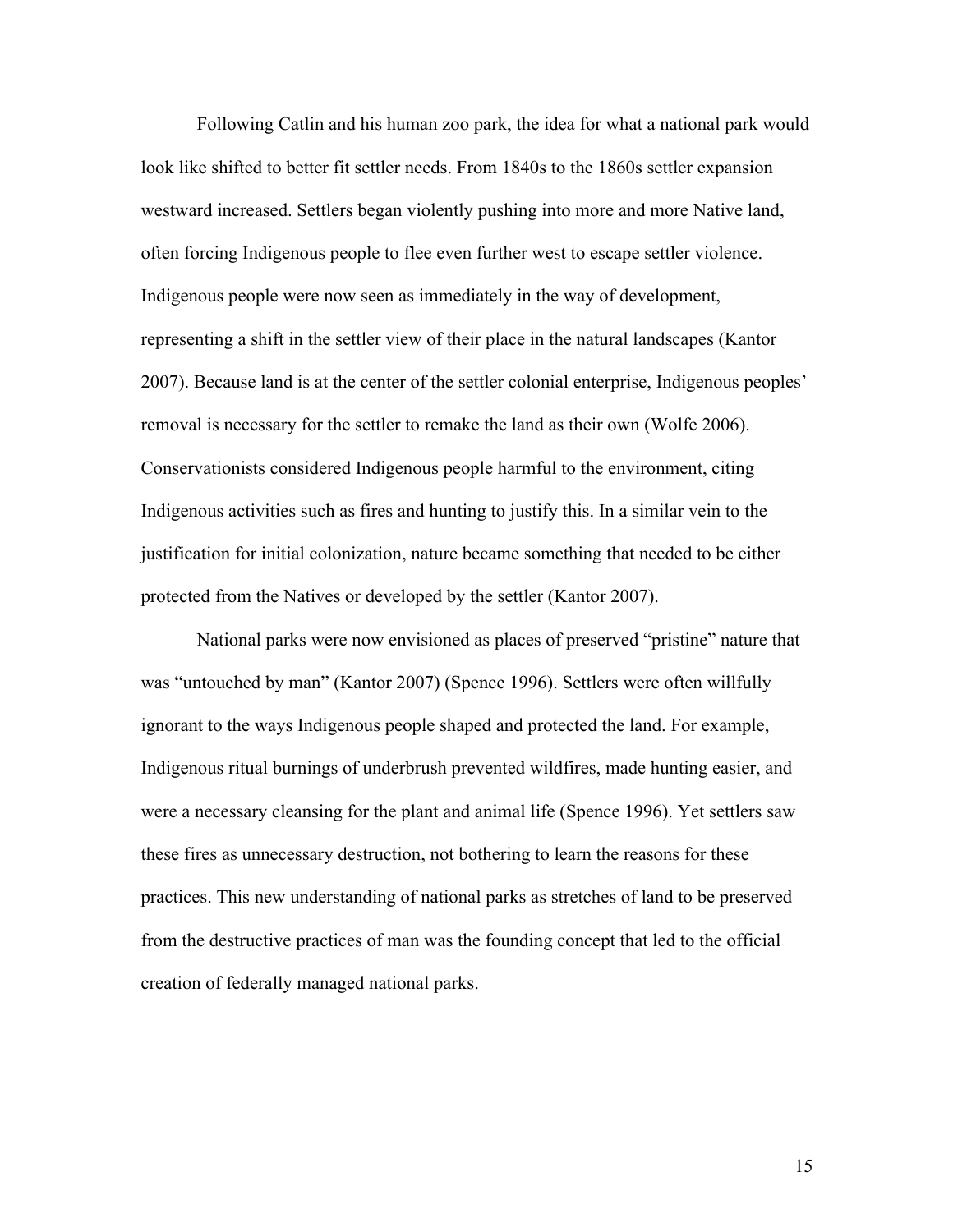Following Catlin and his human zoo park, the idea for what a national park would look like shifted to better fit settler needs. From 1840s to the 1860s settler expansion westward increased. Settlers began violently pushing into more and more Native land, often forcing Indigenous people to flee even further west to escape settler violence. Indigenous people were now seen as immediately in the way of development, representing a shift in the settler view of their place in the natural landscapes (Kantor 2007). Because land is at the center of the settler colonial enterprise, Indigenous peoples' removal is necessary for the settler to remake the land as their own (Wolfe 2006). Conservationists considered Indigenous people harmful to the environment, citing Indigenous activities such as fires and hunting to justify this. In a similar vein to the justification for initial colonization, nature became something that needed to be either protected from the Natives or developed by the settler (Kantor 2007).

National parks were now envisioned as places of preserved "pristine" nature that was "untouched by man" (Kantor 2007) (Spence 1996). Settlers were often willfully ignorant to the ways Indigenous people shaped and protected the land. For example, Indigenous ritual burnings of underbrush prevented wildfires, made hunting easier, and were a necessary cleansing for the plant and animal life (Spence 1996). Yet settlers saw these fires as unnecessary destruction, not bothering to learn the reasons for these practices. This new understanding of national parks as stretches of land to be preserved from the destructive practices of man was the founding concept that led to the official creation of federally managed national parks.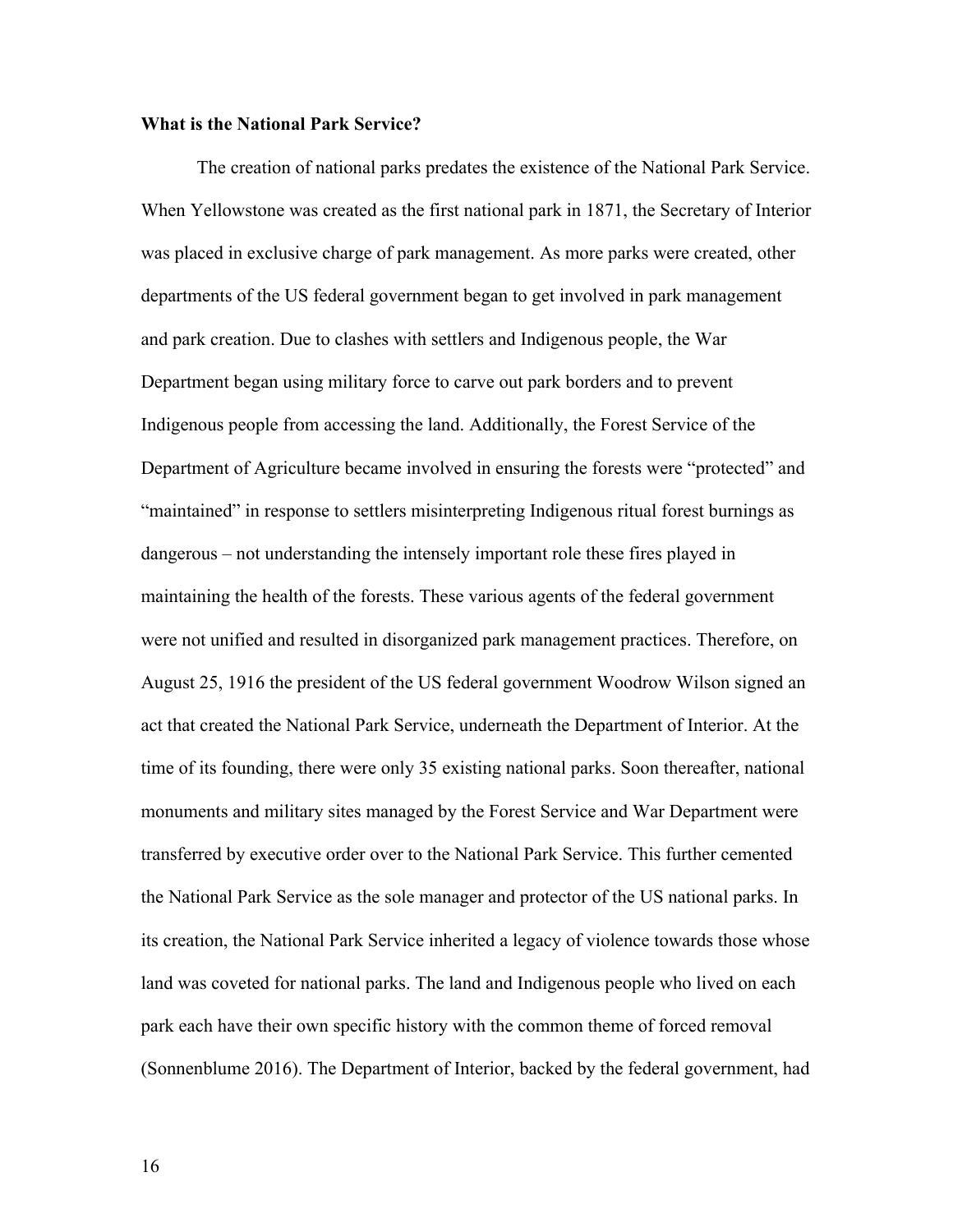**What is the National Park Service?**

The creation of national parks predates the existence of the National Park Service. When Yellowstone was created as the first national park in 1871, the Secretary of Interior was placed in exclusive charge of park management. As more parks were created, other departments of the US federal government began to get involved in park management and park creation. Due to clashes with settlers and Indigenous people, the War Department began using military force to carve out park borders and to prevent Indigenous people from accessing the land. Additionally, the Forest Service of the Department of Agriculture became involved in ensuring the forests were "protected" and "maintained" in response to settlers misinterpreting Indigenous ritual forest burnings as dangerous – not understanding the intensely important role these fires played in maintaining the health of the forests. These various agents of the federal government were not unified and resulted in disorganized park management practices. Therefore, on August 25, 1916 the president of the US federal government Woodrow Wilson signed an act that created the National Park Service, underneath the Department of Interior. At the time of its founding, there were only 35 existing national parks. Soon thereafter, national monuments and military sites managed by the Forest Service and War Department were transferred by executive order over to the National Park Service. This further cemented the National Park Service as the sole manager and protector of the US national parks. In its creation, the National Park Service inherited a legacy of violence towards those whose land was coveted for national parks. The land and Indigenous people who lived on each park each have their own specific history with the common theme of forced removal (Sonnenblume 2016). The Department of Interior, backed by the federal government, had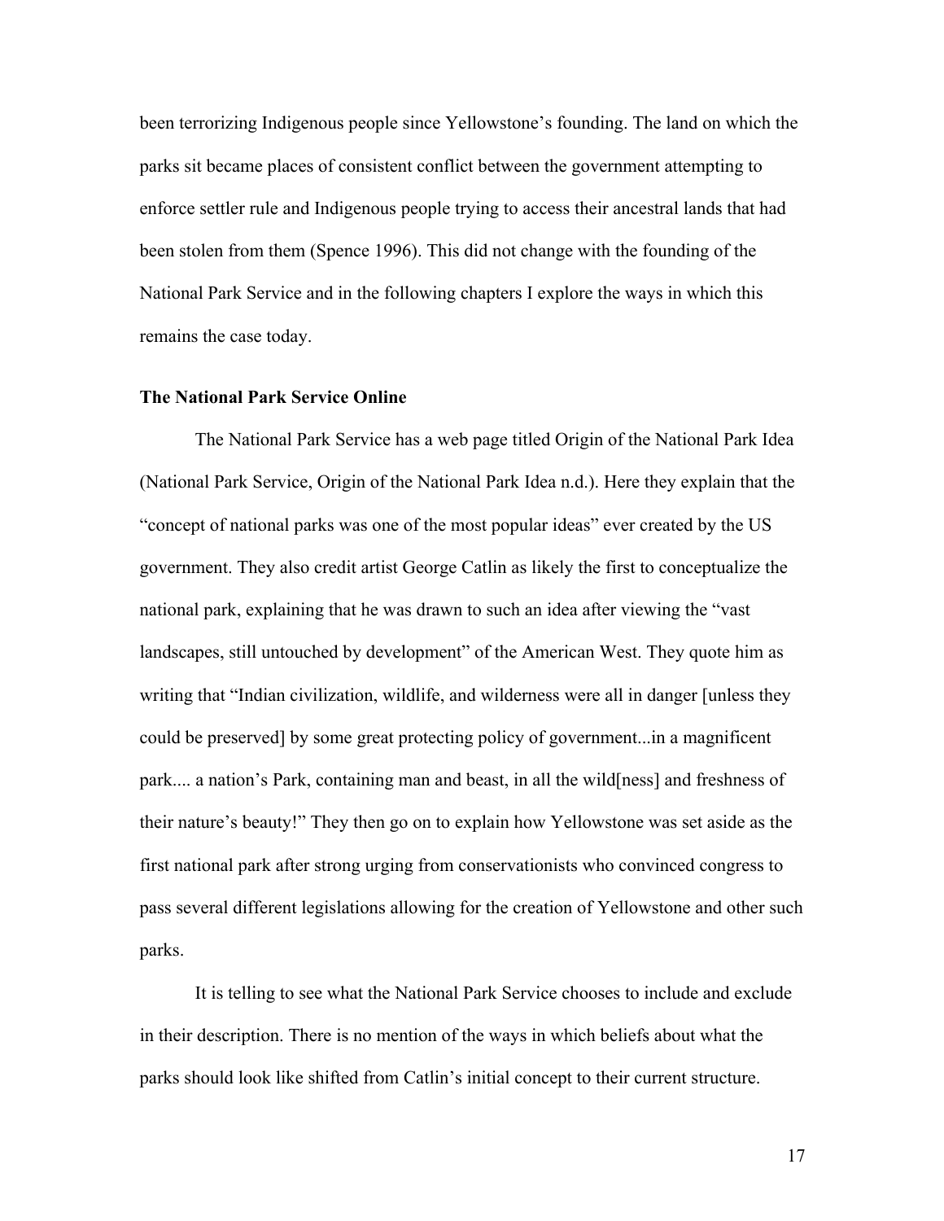been terrorizing Indigenous people since Yellowstone's founding. The land on which the parks sit became places of consistent conflict between the government attempting to enforce settler rule and Indigenous people trying to access their ancestral lands that had been stolen from them (Spence 1996). This did not change with the founding of the National Park Service and in the following chapters I explore the ways in which this remains the case today.

### The National Park Service Online

The National Park Service has a web page titled Origin of the National Park Idea (National Park Service, Origin of the National Park Idea n.d.). Here they explain that the "concept of national parks was one of the most popular ideas" ever created by the US government. They also credit artist George Catlin as likely the first to conceptualize the national park, explaining that he was drawn to such an idea after viewing the "vast landscapes, still untouched by development" of the American West. They quote him as writing that "Indian civilization, wildlife, and wilderness were all in danger [unless they could be preserved] by some great protecting policy of government...in a magnificent park.... a nation's Park, containing man and beast, in all the wild[ness] and freshness of their nature's beauty!" They then go on to explain how Yellowstone was set aside as the first national park after strong urging from conservationists who convinced congress to pass several different legislations allowing for the creation of Yellowstone and other such parks.

It is telling to see what the National Park Service chooses to include and exclude in their description. There is no mention of the ways in which beliefs about what the parks should look like shifted from Catlin's initial concept to their current structure.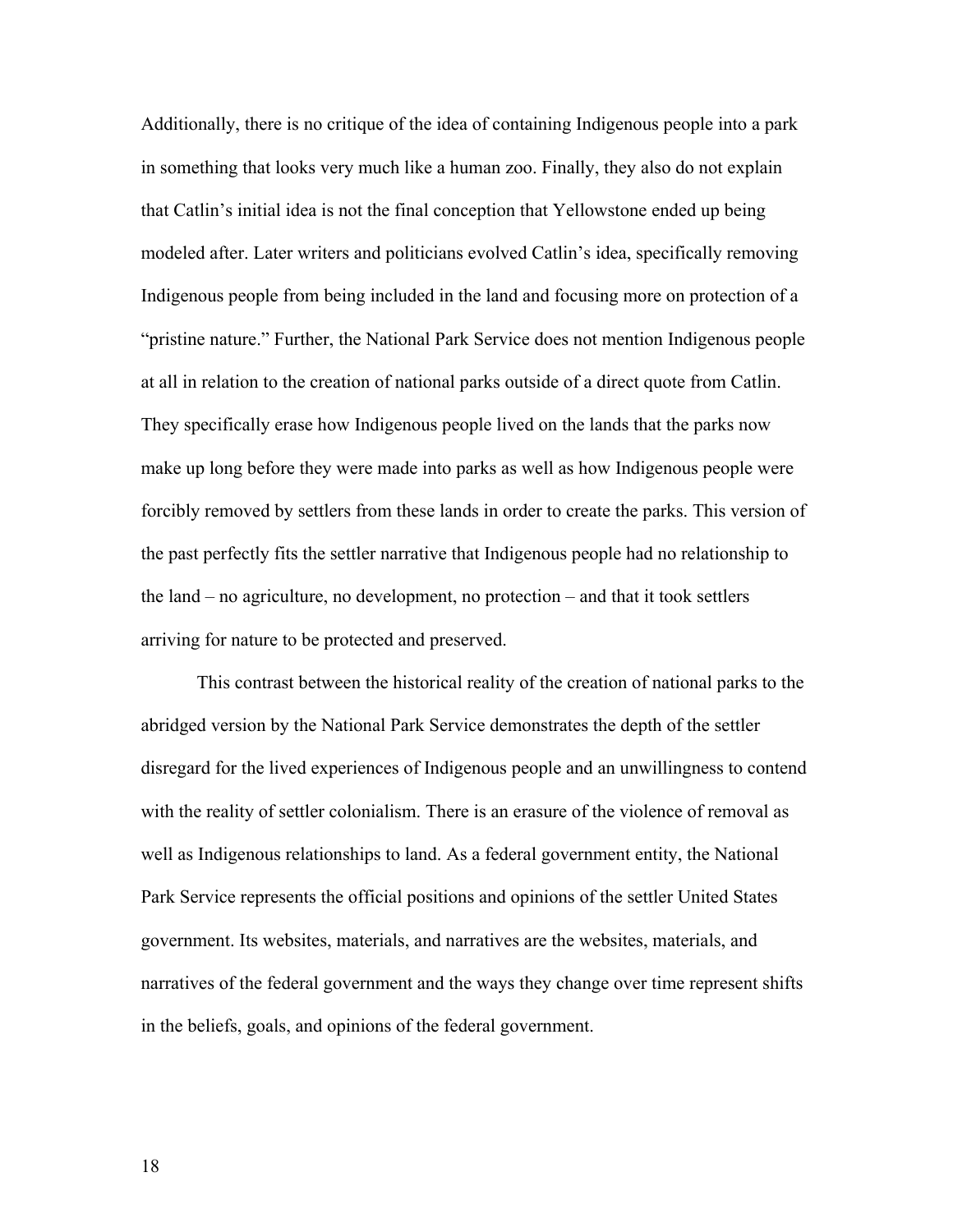Additionally, there is no critique of the idea of containing Indigenous people into a park in something that looks very much like a human zoo. Finally, they also do not explain that Catlin's initial idea is not the final conception that Yellowstone ended up being modeled after. Later writers and politicians evolved Catlin's idea, specifically removing Indigenous people from being included in the land and focusing more on protection of a "pristine nature." Further, the National Park Service does not mention Indigenous people at all in relation to the creation of national parks outside of a direct quote from Catlin. They specifically erase how Indigenous people lived on the lands that the parks now make up long before they were made into parks as well as how Indigenous people were forcibly removed by settlers from these lands in order to create the parks. This version of the past perfectly fits the settler narrative that Indigenous people had no relationship to the land – no agriculture, no development, no protection – and that it took settlers arriving for nature to be protected and preserved.

This contrast between the historical reality of the creation of national parks to the abridged version by the National Park Service demonstrates the depth of the settler disregard for the lived experiences of Indigenous people and an unwillingness to contend with the reality of settler colonialism. There is an erasure of the violence of removal as well as Indigenous relationships to land. As a federal government entity, the National Park Service represents the official positions and opinions of the settler United States government. Its websites, materials, and narratives are the websites, materials, and narratives of the federal government and the ways they change over time represent shifts in the beliefs, goals, and opinions of the federal government.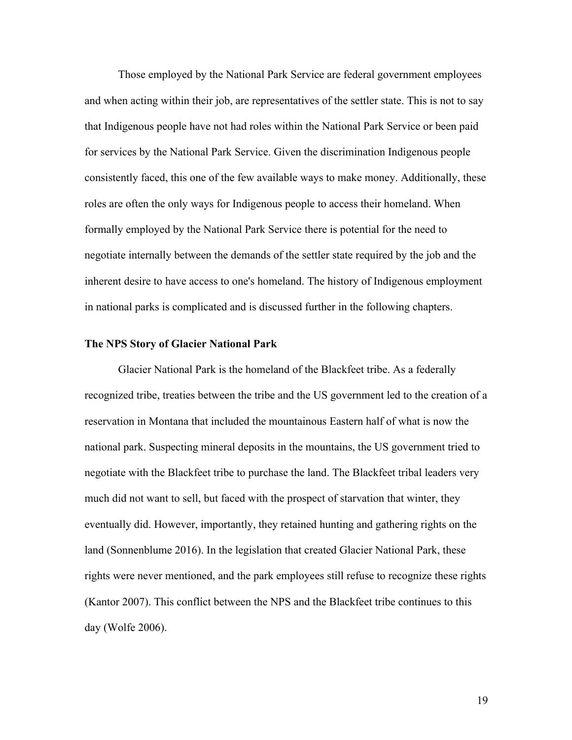Those employed by the National Park Service are federal government employees and when acting within their job, are representatives of the settler state. This is not to say that Indigenous people have not had roles within the National Park Service or been paid for services by the National Park Service. Given the discrimination Indigenous people consistently faced, this one of the few available ways to make money. Additionally, these roles are often the only ways for Indigenous people to access their homeland. When formally employed by the National Park Service there is potential for the need to negotiate internally between the demands of the settler state required by the job and the inherent desire to have access to one's homeland. The history of Indigenous employment in national parks is complicated and is discussed further in the following chapters.

### The NPS Story of Glacier National Park

Glacier National Park is the homeland of the Blackfeet tribe. As a federally recognized tribe, treaties between the tribe and the US government led to the creation of a reservation in Montana that included the mountainous Eastern half of what is now the national park. Suspecting mineral deposits in the mountains, the US government tried to negotiate with the Blackfeet tribe to purchase the land. The Blackfeet tribal leaders very much did not want to sell, but faced with the prospect of starvation that winter, they eventually did. However, importantly, they retained hunting and gathering rights on the land (Sonnenblume 2016). In the legislation that created Glacier National Park, these rights were never mentioned, and the park employees still refuse to recognize these rights (Kantor 2007). This conflict between the NPS and the Blackfeet tribe continues to this day (Wolfe 2006).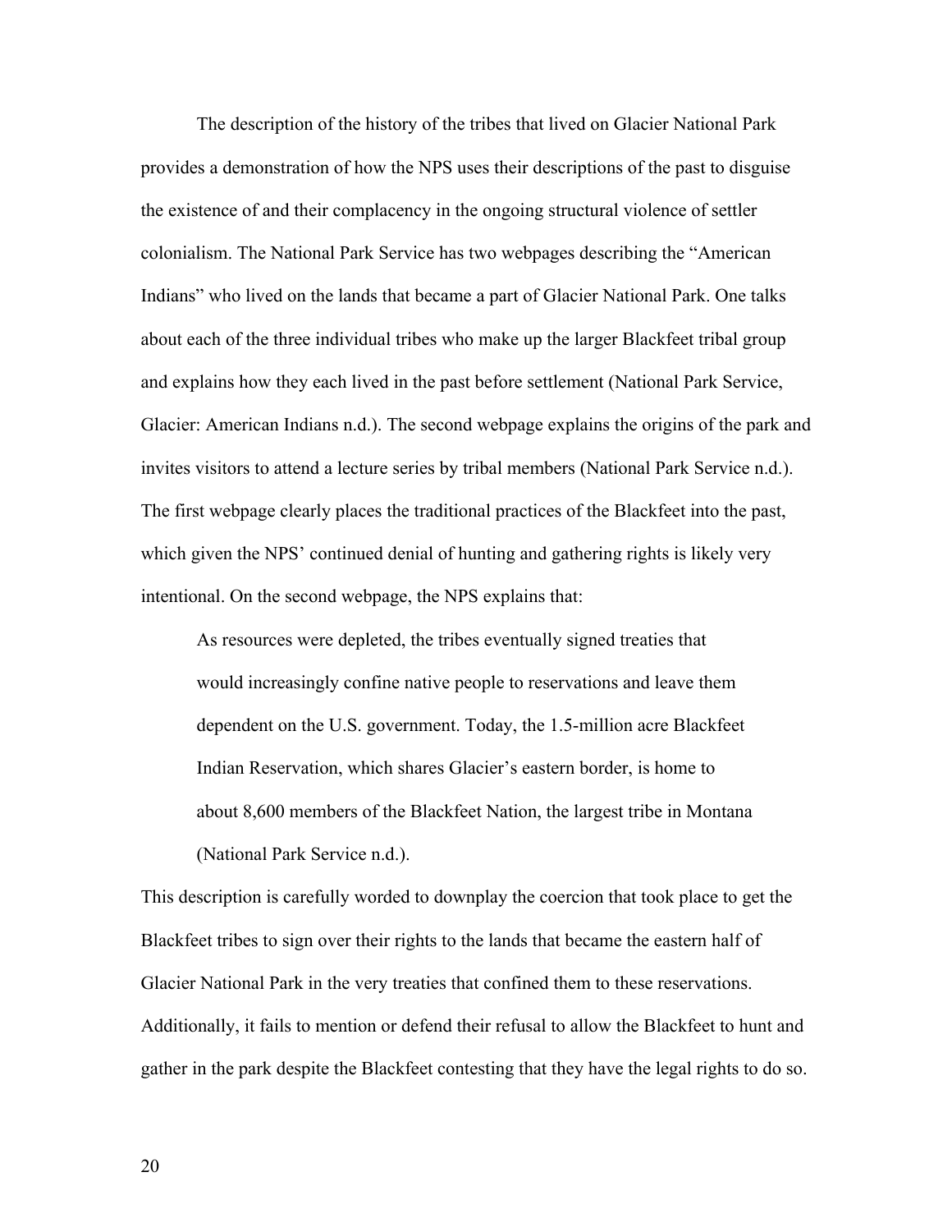The description of the history of the tribes that lived on Glacier National Park provides a demonstration of how the NPS uses their descriptions of the past to disguise the existence of and their complacency in the ongoing structural violence of settler colonialism. The National Park Service has two webpages describing the "American Indians" who lived on the lands that became a part of Glacier National Park. One talks about each of the three individual tribes who make up the larger Blackfeet tribal group and explains how they each lived in the past before settlement (National Park Service, Glacier: American Indians n.d.). The second webpage explains the origins of the park and invites visitors to attend a lecture series by tribal members (National Park Service n.d.). The first webpage clearly places the traditional practices of the Blackfeet into the past, which given the NPS' continued denial of hunting and gathering rights is likely very intentional. On the second webpage, the NPS explains that:

> As resources were depleted, the tribes eventually signed treaties that would increasingly confine native people to reservations and leave them dependent on the U.S. government. Today, the 1.5-million acre Blackfeet Indian Reservation, which shares Glacier's eastern border, is home to about 8,600 members of the Blackfeet Nation, the largest tribe in Montana (National Park Service n.d.).

This description is carefully worded to downplay the coercion that took place to get the Blackfeet tribes to sign over their rights to the lands that became the eastern half of Glacier National Park in the very treaties that confined them to these reservations. Additionally, it fails to mention or defend their refusal to allow the Blackfeet to hunt and gather in the park despite the Blackfeet contesting that they have the legal rights to do so.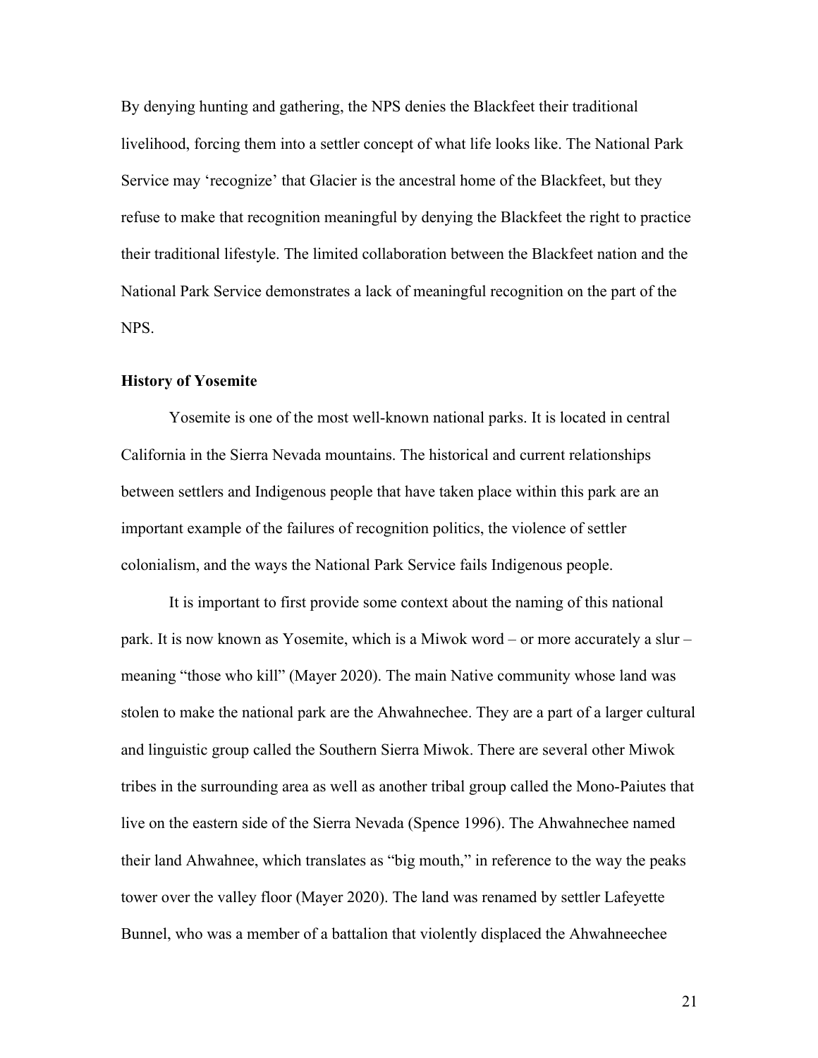By denying hunting and gathering, the NPS denies the Blackfeet their traditional livelihood, forcing them into a settler concept of what life looks like. The National Park Service may 'recognize' that Glacier is the ancestral home of the Blackfeet, but they refuse to make that recognition meaningful by denying the Blackfeet the right to practice their traditional lifestyle. The limited collaboration between the Blackfeet nation and the National Park Service demonstrates a lack of meaningful recognition on the part of the NPS.

**History of Yosemite**

Yosemite is one of the most well-known national parks. It is located in central California in the Sierra Nevada mountains. The historical and current relationships between settlers and Indigenous people that have taken place within this park are an important example of the failures of recognition politics, the violence of settler colonialism, and the ways the National Park Service fails Indigenous people.

It is important to first provide some context about the naming of this national park. It is now known as Yosemite, which is a Miwok word – or more accurately a slur – meaning "those who kill" (Mayer 2020). The main Native community whose land was stolen to make the national park are the Ahwahnechee. They are a part of a larger cultural and linguistic group called the Southern Sierra Miwok. There are several other Miwok tribes in the surrounding area as well as another tribal group called the Mono-Paiutes that live on the eastern side of the Sierra Nevada (Spence 1996). The Ahwahnechee named their land Ahwahnee, which translates as "big mouth," in reference to the way the peaks tower over the valley floor (Mayer 2020). The land was renamed by settler Lafeyette Bunnel, who was a member of a battalion that violently displaced the Ahwahneechee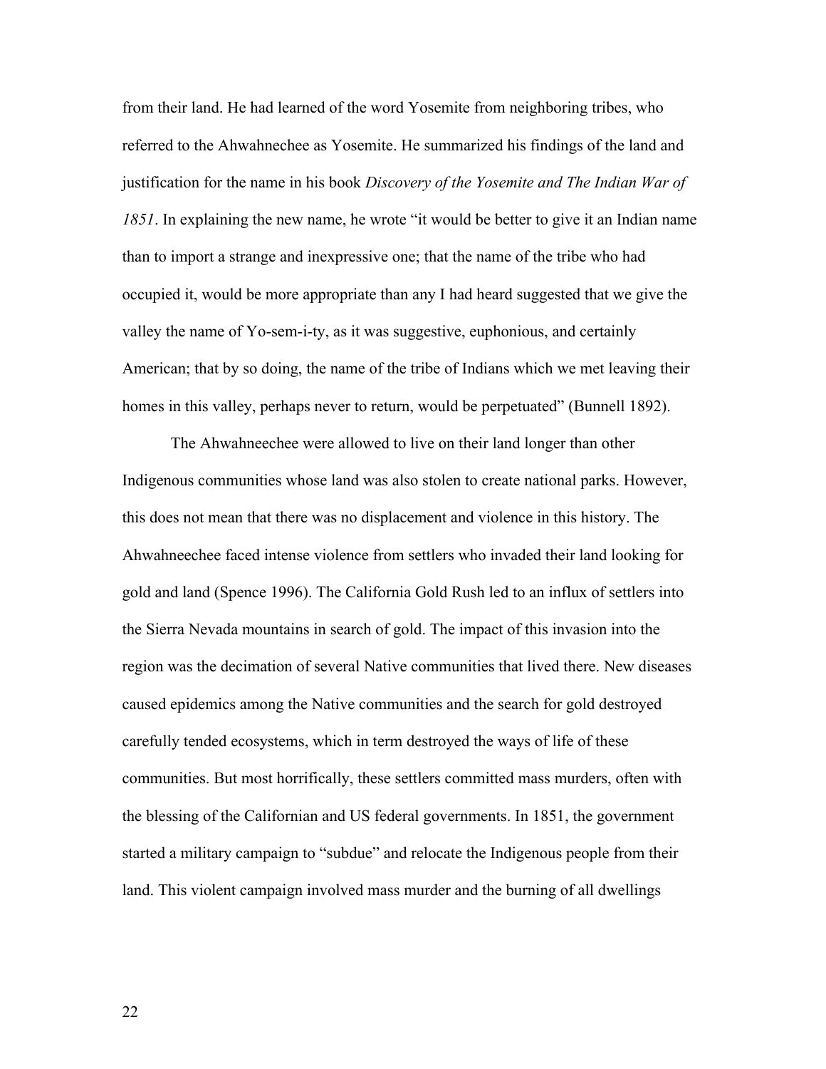from their land. He had learned of the word Yosemite from neighboring tribes, who referred to the Ahwahnechee as Yosemite. He summarized his findings of the land and justification for the name in his book *Discovery of the Yosemite and The Indian War of 1851*. In explaining the new name, he wrote "it would be better to give it an Indian name than to import a strange and inexpressive one; that the name of the tribe who had occupied it, would be more appropriate than any I had heard suggested that we give the valley the name of Yo-sem-i-ty, as it was suggestive, euphonious, and certainly American; that by so doing, the name of the tribe of Indians which we met leaving their homes in this valley, perhaps never to return, would be perpetuated" (Bunnell 1892).

The Ahwahneechee were allowed to live on their land longer than other Indigenous communities whose land was also stolen to create national parks. However, this does not mean that there was no displacement and violence in this history. The Ahwahneechee faced intense violence from settlers who invaded their land looking for gold and land (Spence 1996). The California Gold Rush led to an influx of settlers into the Sierra Nevada mountains in search of gold. The impact of this invasion into the region was the decimation of several Native communities that lived there. New diseases caused epidemics among the Native communities and the search for gold destroyed carefully tended ecosystems, which in term destroyed the ways of life of these communities. But most horrifically, these settlers committed mass murders, often with the blessing of the Californian and US federal governments. In 1851, the government started a military campaign to "subdue" and relocate the Indigenous people from their land. This violent campaign involved mass murder and the burning of all dwellings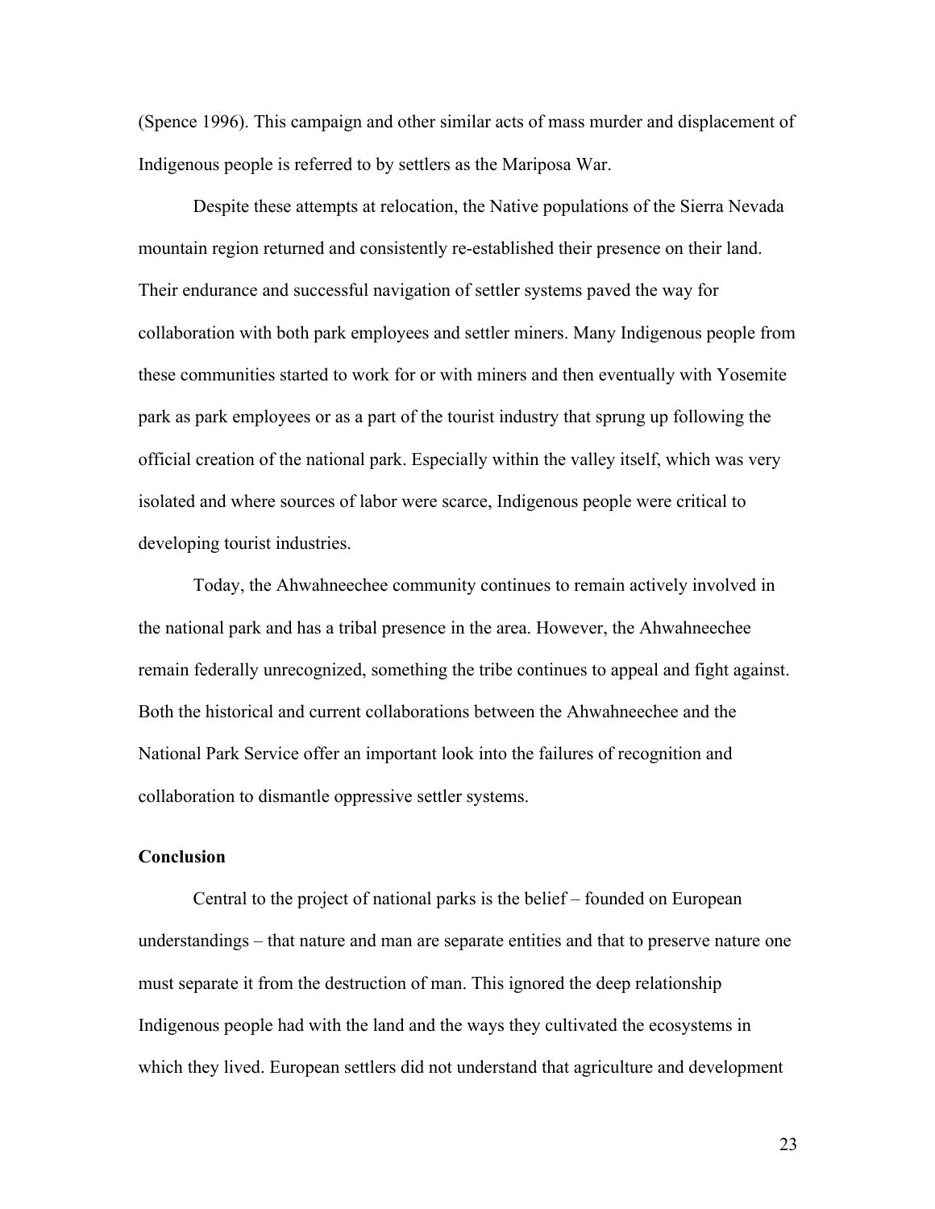(Spence 1996). This campaign and other similar acts of mass murder and displacement of Indigenous people is referred to by settlers as the Mariposa War.

Despite these attempts at relocation, the Native populations of the Sierra Nevada mountain region returned and consistently re-established their presence on their land. Their endurance and successful navigation of settler systems paved the way for collaboration with both park employees and settler miners. Many Indigenous people from these communities started to work for or with miners and then eventually with Yosemite park as park employees or as a part of the tourist industry that sprung up following the official creation of the national park. Especially within the valley itself, which was very isolated and where sources of labor were scarce, Indigenous people were critical to developing tourist industries.

Today, the Ahwahneechee community continues to remain actively involved in the national park and has a tribal presence in the area. However, the Ahwahneechee remain federally unrecognized, something the tribe continues to appeal and fight against. Both the historical and current collaborations between the Ahwahneechee and the National Park Service offer an important look into the failures of recognition and collaboration to dismantle oppressive settler systems.

**Conclusion**

Central to the project of national parks is the belief – founded on European understandings – that nature and man are separate entities and that to preserve nature one must separate it from the destruction of man. This ignored the deep relationship Indigenous people had with the land and the ways they cultivated the ecosystems in which they lived. European settlers did not understand that agriculture and development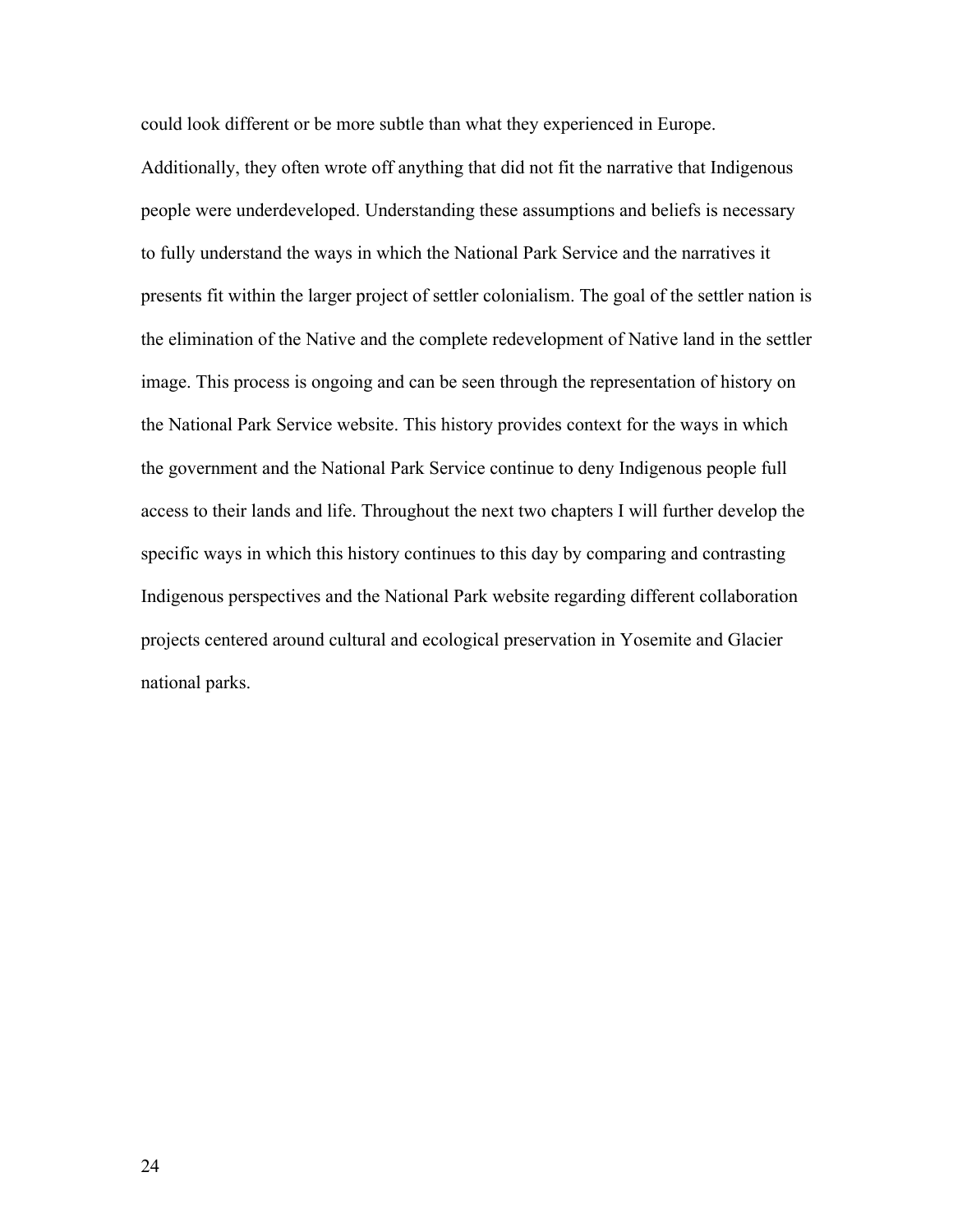could look different or be more subtle than what they experienced in Europe. Additionally, they often wrote off anything that did not fit the narrative that Indigenous people were underdeveloped. Understanding these assumptions and beliefs is necessary to fully understand the ways in which the National Park Service and the narratives it presents fit within the larger project of settler colonialism. The goal of the settler nation is the elimination of the Native and the complete redevelopment of Native land in the settler image. This process is ongoing and can be seen through the representation of history on the National Park Service website. This history provides context for the ways in which the government and the National Park Service continue to deny Indigenous people full access to their lands and life. Throughout the next two chapters I will further develop the specific ways in which this history continues to this day by comparing and contrasting Indigenous perspectives and the National Park website regarding different collaboration projects centered around cultural and ecological preservation in Yosemite and Glacier national parks.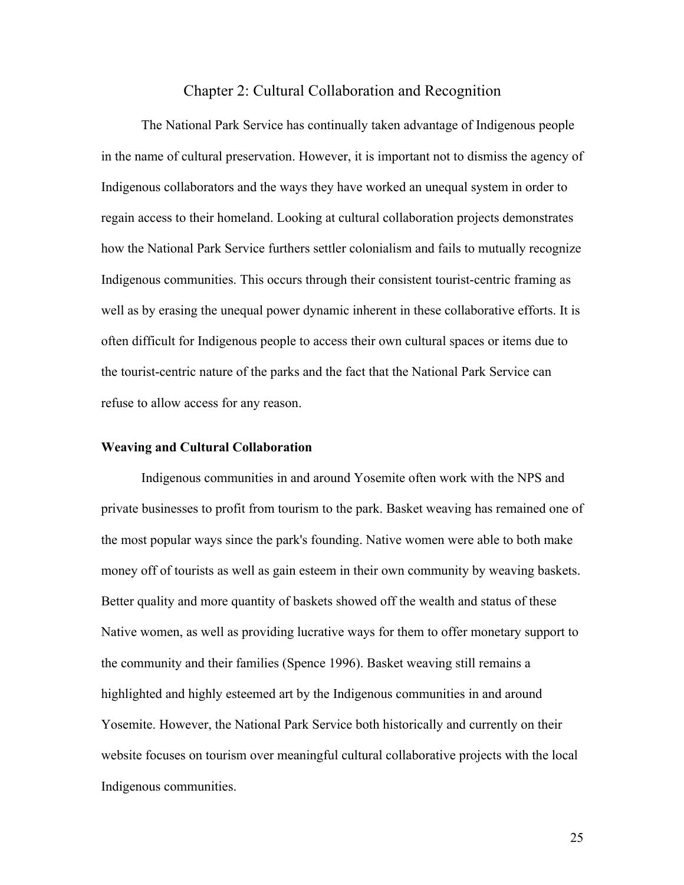## Chapter 2: Cultural Collaboration and Recognition

The National Park Service has continually taken advantage of Indigenous people in the name of cultural preservation. However, it is important not to dismiss the agency of Indigenous collaborators and the ways they have worked an unequal system in order to regain access to their homeland. Looking at cultural collaboration projects demonstrates how the National Park Service furthers settler colonialism and fails to mutually recognize Indigenous communities. This occurs through their consistent tourist-centric framing as well as by erasing the unequal power dynamic inherent in these collaborative efforts. It is often difficult for Indigenous people to access their own cultural spaces or items due to the tourist-centric nature of the parks and the fact that the National Park Service can refuse to allow access for any reason.

### Weaving and Cultural Collaboration

Indigenous communities in and around Yosemite often work with the NPS and private businesses to profit from tourism to the park. Basket weaving has remained one of the most popular ways since the park's founding. Native women were able to both make money off of tourists as well as gain esteem in their own community by weaving baskets. Better quality and more quantity of baskets showed off the wealth and status of these Native women, as well as providing lucrative ways for them to offer monetary support to the community and their families (Spence 1996). Basket weaving still remains a highlighted and highly esteemed art by the Indigenous communities in and around Yosemite. However, the National Park Service both historically and currently on their website focuses on tourism over meaningful cultural collaborative projects with the local Indigenous communities.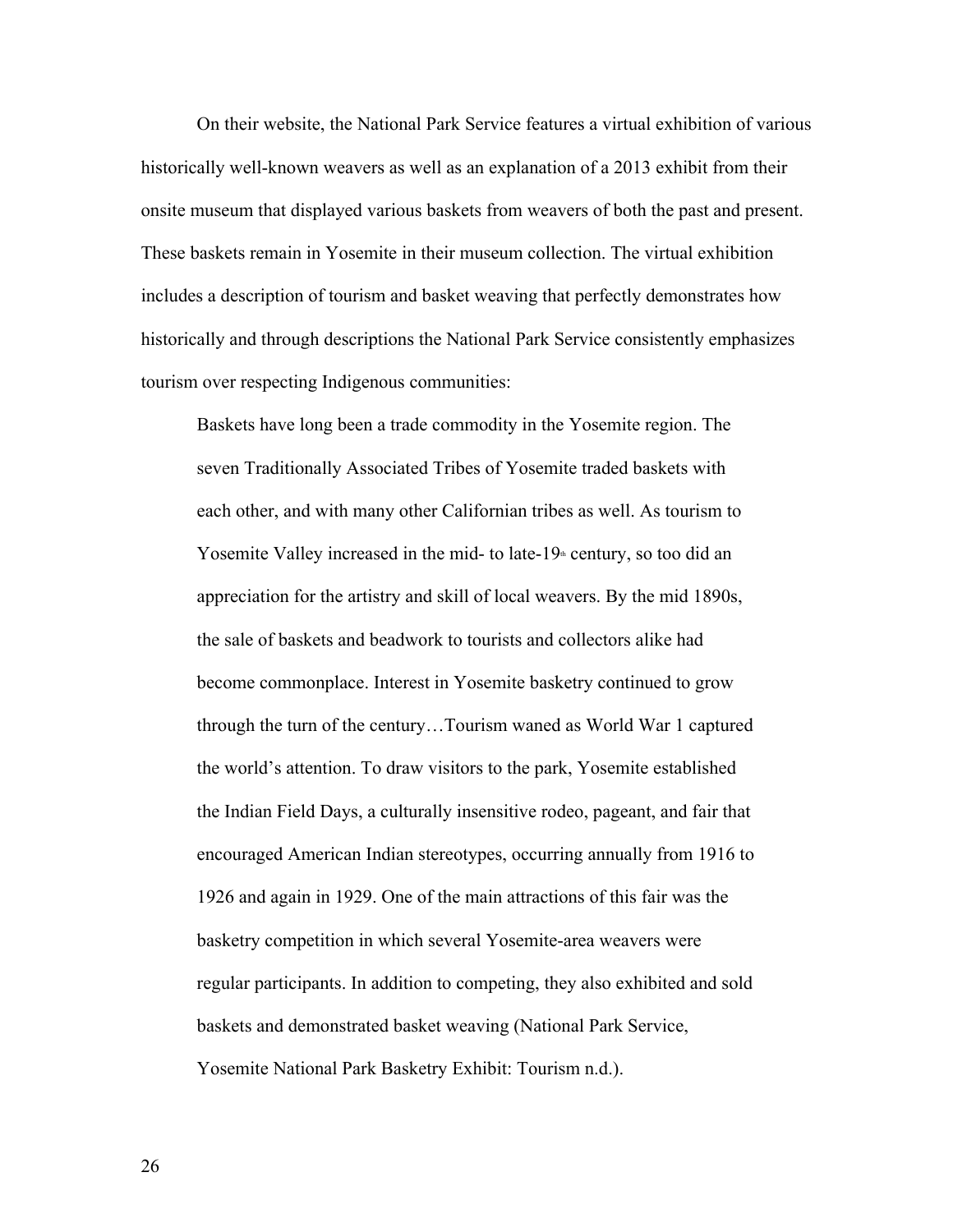On their website, the National Park Service features a virtual exhibition of various historically well-known weavers as well as an explanation of a 2013 exhibit from their onsite museum that displayed various baskets from weavers of both the past and present. These baskets remain in Yosemite in their museum collection. The virtual exhibition includes a description of tourism and basket weaving that perfectly demonstrates how historically and through descriptions the National Park Service consistently emphasizes tourism over respecting Indigenous communities:

> Baskets have long been a trade commodity in the Yosemite region. The seven Traditionally Associated Tribes of Yosemite traded baskets with each other, and with many other Californian tribes as well. As tourism to Yosemite Valley increased in the mid- to late-19th century, so too did an appreciation for the artistry and skill of local weavers. By the mid 1890s, the sale of baskets and beadwork to tourists and collectors alike had become commonplace. Interest in Yosemite basketry continued to grow through the turn of the century…Tourism waned as World War 1 captured the world's attention. To draw visitors to the park, Yosemite established the Indian Field Days, a culturally insensitive rodeo, pageant, and fair that encouraged American Indian stereotypes, occurring annually from 1916 to 1926 and again in 1929. One of the main attractions of this fair was the basketry competition in which several Yosemite-area weavers were regular participants. In addition to competing, they also exhibited and sold baskets and demonstrated basket weaving (National Park Service, Yosemite National Park Basketry Exhibit: Tourism n.d.).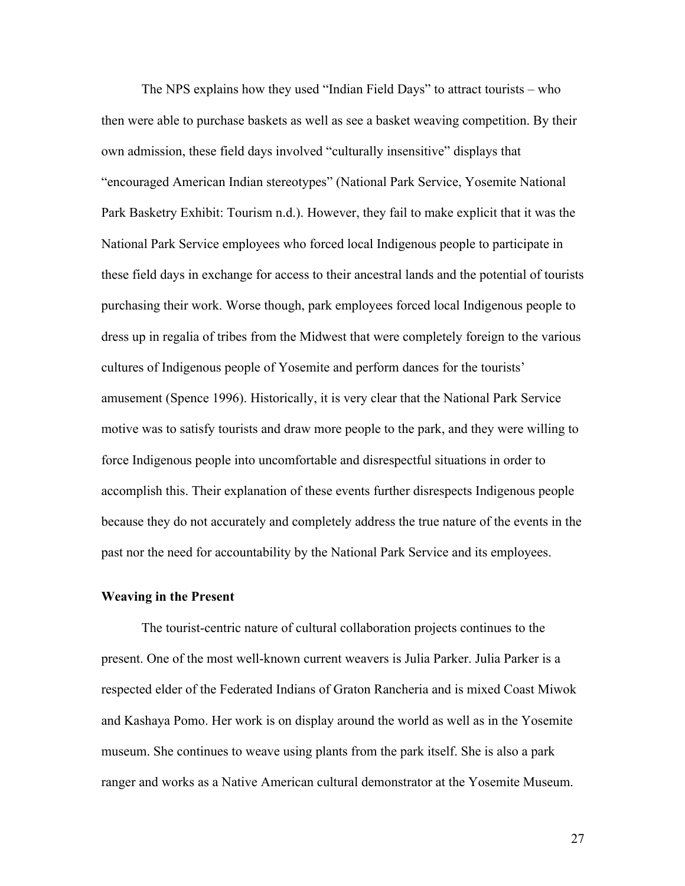The NPS explains how they used "Indian Field Days" to attract tourists – who then were able to purchase baskets as well as see a basket weaving competition. By their own admission, these field days involved "culturally insensitive" displays that "encouraged American Indian stereotypes" (National Park Service, Yosemite National Park Basketry Exhibit: Tourism n.d.). However, they fail to make explicit that it was the National Park Service employees who forced local Indigenous people to participate in these field days in exchange for access to their ancestral lands and the potential of tourists purchasing their work. Worse though, park employees forced local Indigenous people to dress up in regalia of tribes from the Midwest that were completely foreign to the various cultures of Indigenous people of Yosemite and perform dances for the tourists' amusement (Spence 1996). Historically, it is very clear that the National Park Service motive was to satisfy tourists and draw more people to the park, and they were willing to force Indigenous people into uncomfortable and disrespectful situations in order to accomplish this. Their explanation of these events further disrespects Indigenous people because they do not accurately and completely address the true nature of the events in the past nor the need for accountability by the National Park Service and its employees.

**Weaving in the Present**

The tourist-centric nature of cultural collaboration projects continues to the present. One of the most well-known current weavers is Julia Parker. Julia Parker is a respected elder of the Federated Indians of Graton Rancheria and is mixed Coast Miwok and Kashaya Pomo. Her work is on display around the world as well as in the Yosemite museum. She continues to weave using plants from the park itself. She is also a park ranger and works as a Native American cultural demonstrator at the Yosemite Museum.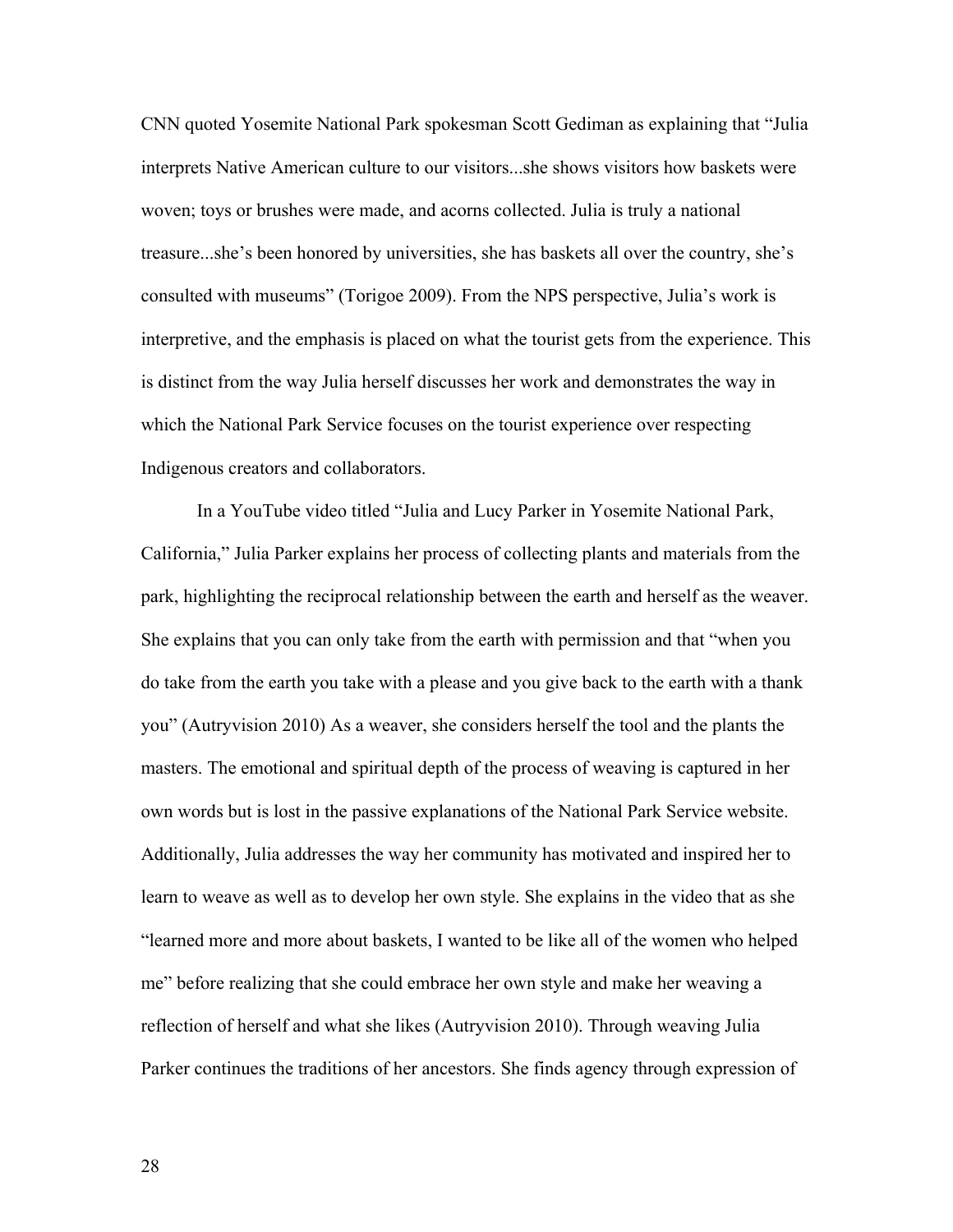CNN quoted Yosemite National Park spokesman Scott Gediman as explaining that "Julia interprets Native American culture to our visitors...she shows visitors how baskets were woven; toys or brushes were made, and acorns collected. Julia is truly a national treasure...she's been honored by universities, she has baskets all over the country, she's consulted with museums" (Torigoe 2009). From the NPS perspective, Julia's work is interpretive, and the emphasis is placed on what the tourist gets from the experience. This is distinct from the way Julia herself discusses her work and demonstrates the way in which the National Park Service focuses on the tourist experience over respecting Indigenous creators and collaborators.

In a YouTube video titled "Julia and Lucy Parker in Yosemite National Park, California," Julia Parker explains her process of collecting plants and materials from the park, highlighting the reciprocal relationship between the earth and herself as the weaver. She explains that you can only take from the earth with permission and that "when you do take from the earth you take with a please and you give back to the earth with a thank you" (Autryvision 2010) As a weaver, she considers herself the tool and the plants the masters. The emotional and spiritual depth of the process of weaving is captured in her own words but is lost in the passive explanations of the National Park Service website. Additionally, Julia addresses the way her community has motivated and inspired her to learn to weave as well as to develop her own style. She explains in the video that as she "learned more and more about baskets, I wanted to be like all of the women who helped me" before realizing that she could embrace her own style and make her weaving a reflection of herself and what she likes (Autryvision 2010). Through weaving Julia Parker continues the traditions of her ancestors. She finds agency through expression of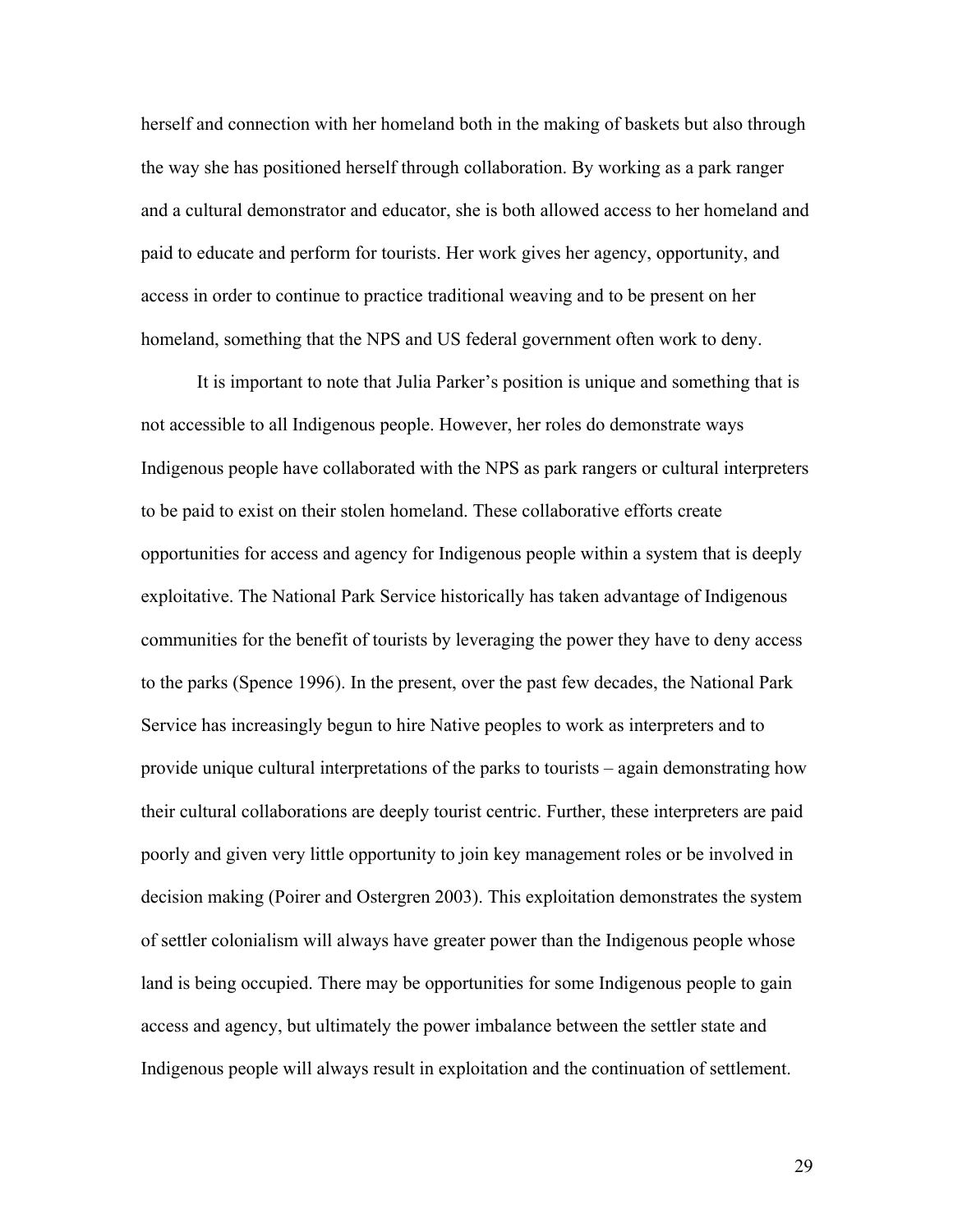herself and connection with her homeland both in the making of baskets but also through the way she has positioned herself through collaboration. By working as a park ranger and a cultural demonstrator and educator, she is both allowed access to her homeland and paid to educate and perform for tourists. Her work gives her agency, opportunity, and access in order to continue to practice traditional weaving and to be present on her homeland, something that the NPS and US federal government often work to deny.

It is important to note that Julia Parker's position is unique and something that is not accessible to all Indigenous people. However, her roles do demonstrate ways Indigenous people have collaborated with the NPS as park rangers or cultural interpreters to be paid to exist on their stolen homeland. These collaborative efforts create opportunities for access and agency for Indigenous people within a system that is deeply exploitative. The National Park Service historically has taken advantage of Indigenous communities for the benefit of tourists by leveraging the power they have to deny access to the parks (Spence 1996). In the present, over the past few decades, the National Park Service has increasingly begun to hire Native peoples to work as interpreters and to provide unique cultural interpretations of the parks to tourists – again demonstrating how their cultural collaborations are deeply tourist centric. Further, these interpreters are paid poorly and given very little opportunity to join key management roles or be involved in decision making (Poirer and Ostergren 2003). This exploitation demonstrates the system of settler colonialism will always have greater power than the Indigenous people whose land is being occupied. There may be opportunities for some Indigenous people to gain access and agency, but ultimately the power imbalance between the settler state and Indigenous people will always result in exploitation and the continuation of settlement.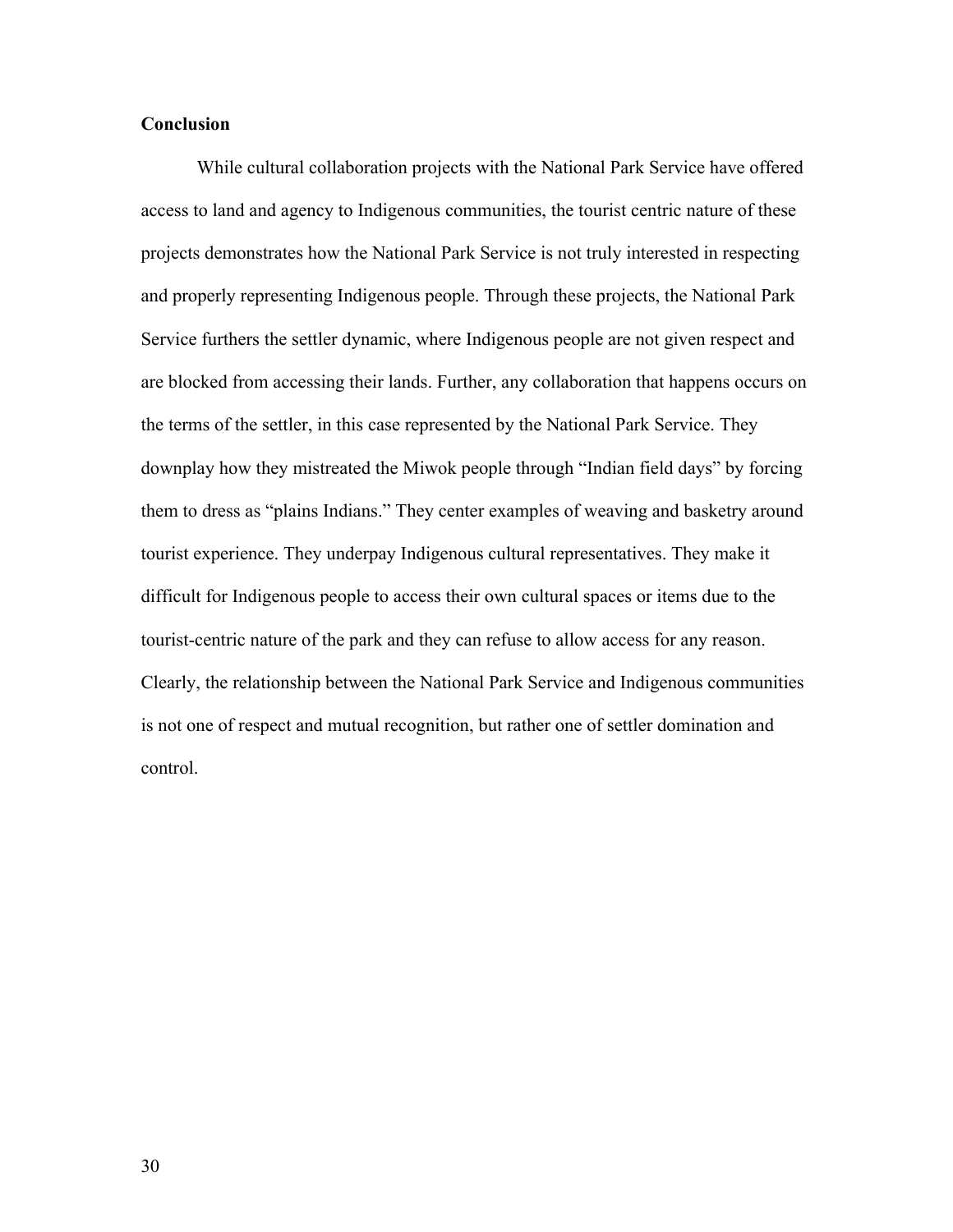## Conclusion

While cultural collaboration projects with the National Park Service have offered access to land and agency to Indigenous communities, the tourist centric nature of these projects demonstrates how the National Park Service is not truly interested in respecting and properly representing Indigenous people. Through these projects, the National Park Service furthers the settler dynamic, where Indigenous people are not given respect and are blocked from accessing their lands. Further, any collaboration that happens occurs on the terms of the settler, in this case represented by the National Park Service. They downplay how they mistreated the Miwok people through "Indian field days" by forcing them to dress as "plains Indians." They center examples of weaving and basketry around tourist experience. They underpay Indigenous cultural representatives. They make it difficult for Indigenous people to access their own cultural spaces or items due to the tourist-centric nature of the park and they can refuse to allow access for any reason. Clearly, the relationship between the National Park Service and Indigenous communities is not one of respect and mutual recognition, but rather one of settler domination and control.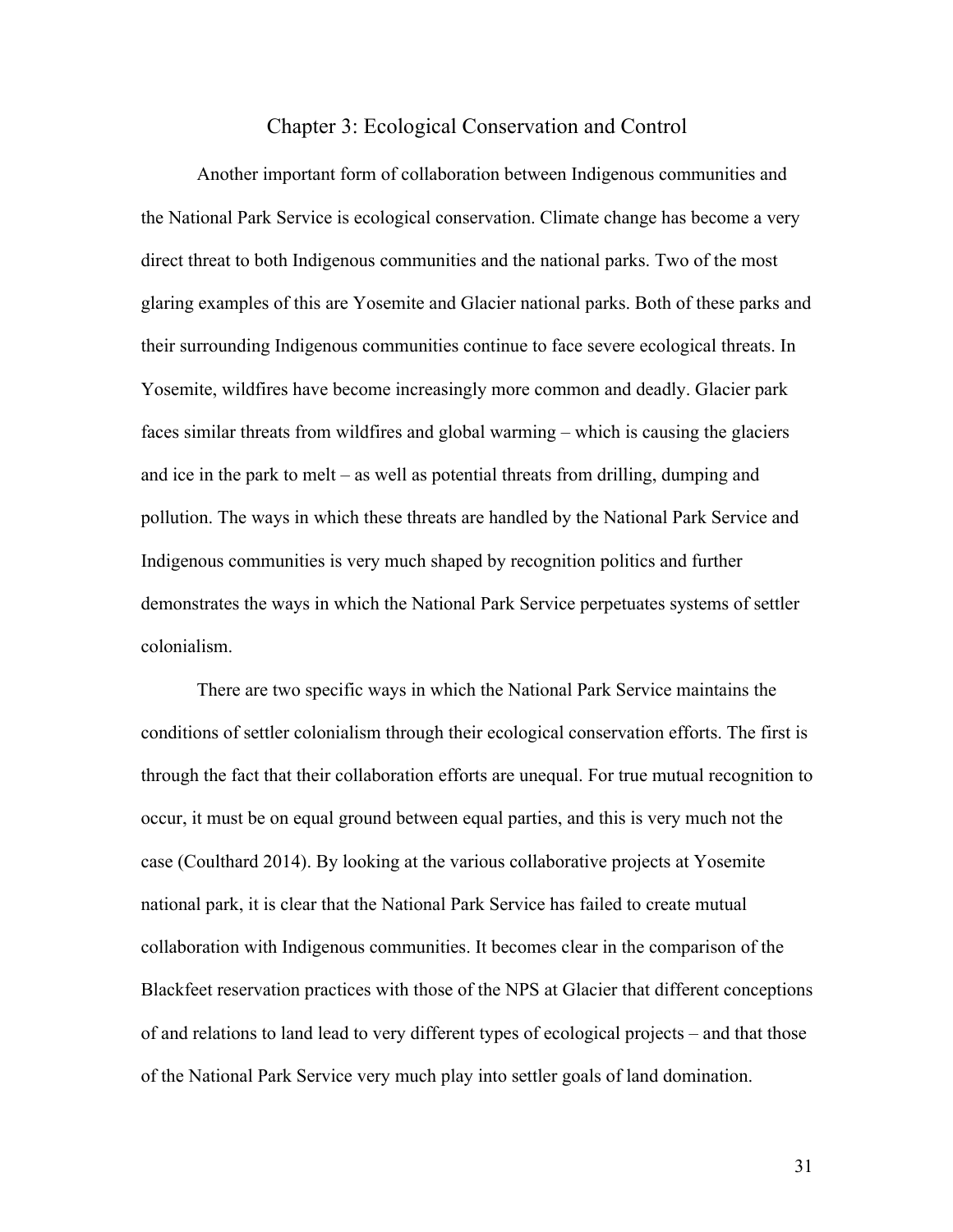# Chapter 3: Ecological Conservation and Control

Another important form of collaboration between Indigenous communities and the National Park Service is ecological conservation. Climate change has become a very direct threat to both Indigenous communities and the national parks. Two of the most glaring examples of this are Yosemite and Glacier national parks. Both of these parks and their surrounding Indigenous communities continue to face severe ecological threats. In Yosemite, wildfires have become increasingly more common and deadly. Glacier park faces similar threats from wildfires and global warming – which is causing the glaciers and ice in the park to melt – as well as potential threats from drilling, dumping and pollution. The ways in which these threats are handled by the National Park Service and Indigenous communities is very much shaped by recognition politics and further demonstrates the ways in which the National Park Service perpetuates systems of settler colonialism.

There are two specific ways in which the National Park Service maintains the conditions of settler colonialism through their ecological conservation efforts. The first is through the fact that their collaboration efforts are unequal. For true mutual recognition to occur, it must be on equal ground between equal parties, and this is very much not the case (Coulthard 2014). By looking at the various collaborative projects at Yosemite national park, it is clear that the National Park Service has failed to create mutual collaboration with Indigenous communities. It becomes clear in the comparison of the Blackfeet reservation practices with those of the NPS at Glacier that different conceptions of and relations to land lead to very different types of ecological projects – and that those of the National Park Service very much play into settler goals of land domination.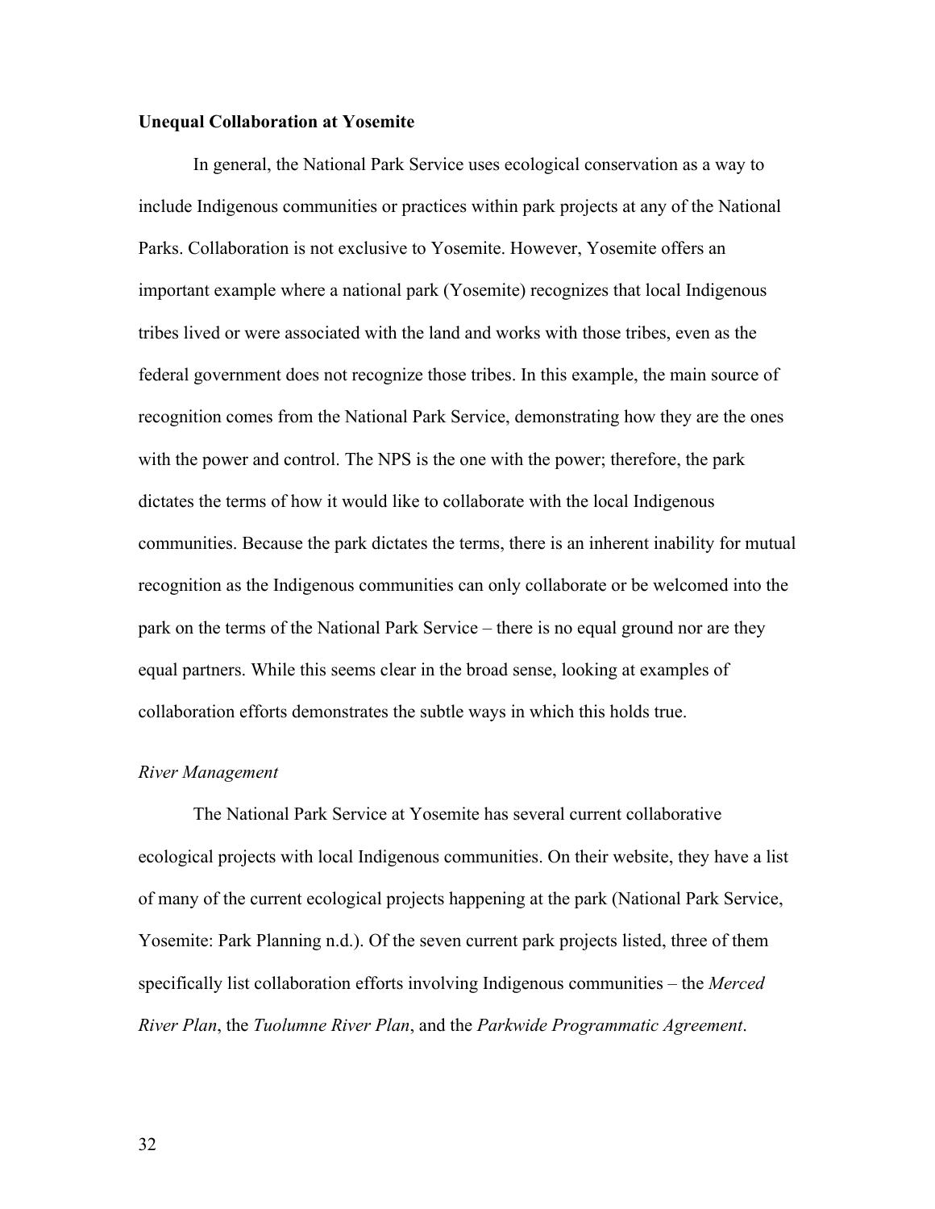**Unequal Collaboration at Yosemite**

In general, the National Park Service uses ecological conservation as a way to include Indigenous communities or practices within park projects at any of the National Parks. Collaboration is not exclusive to Yosemite. However, Yosemite offers an important example where a national park (Yosemite) recognizes that local Indigenous tribes lived or were associated with the land and works with those tribes, even as the federal government does not recognize those tribes. In this example, the main source of recognition comes from the National Park Service, demonstrating how they are the ones with the power and control. The NPS is the one with the power; therefore, the park dictates the terms of how it would like to collaborate with the local Indigenous communities. Because the park dictates the terms, there is an inherent inability for mutual recognition as the Indigenous communities can only collaborate or be welcomed into the park on the terms of the National Park Service – there is no equal ground nor are they equal partners. While this seems clear in the broad sense, looking at examples of collaboration efforts demonstrates the subtle ways in which this holds true.

*River Management*

The National Park Service at Yosemite has several current collaborative ecological projects with local Indigenous communities. On their website, they have a list of many of the current ecological projects happening at the park (National Park Service, Yosemite: Park Planning n.d.). Of the seven current park projects listed, three of them specifically list collaboration efforts involving Indigenous communities – the *Merced River Plan*, the *Tuolumne River Plan*, and the *Parkwide Programmatic Agreement*.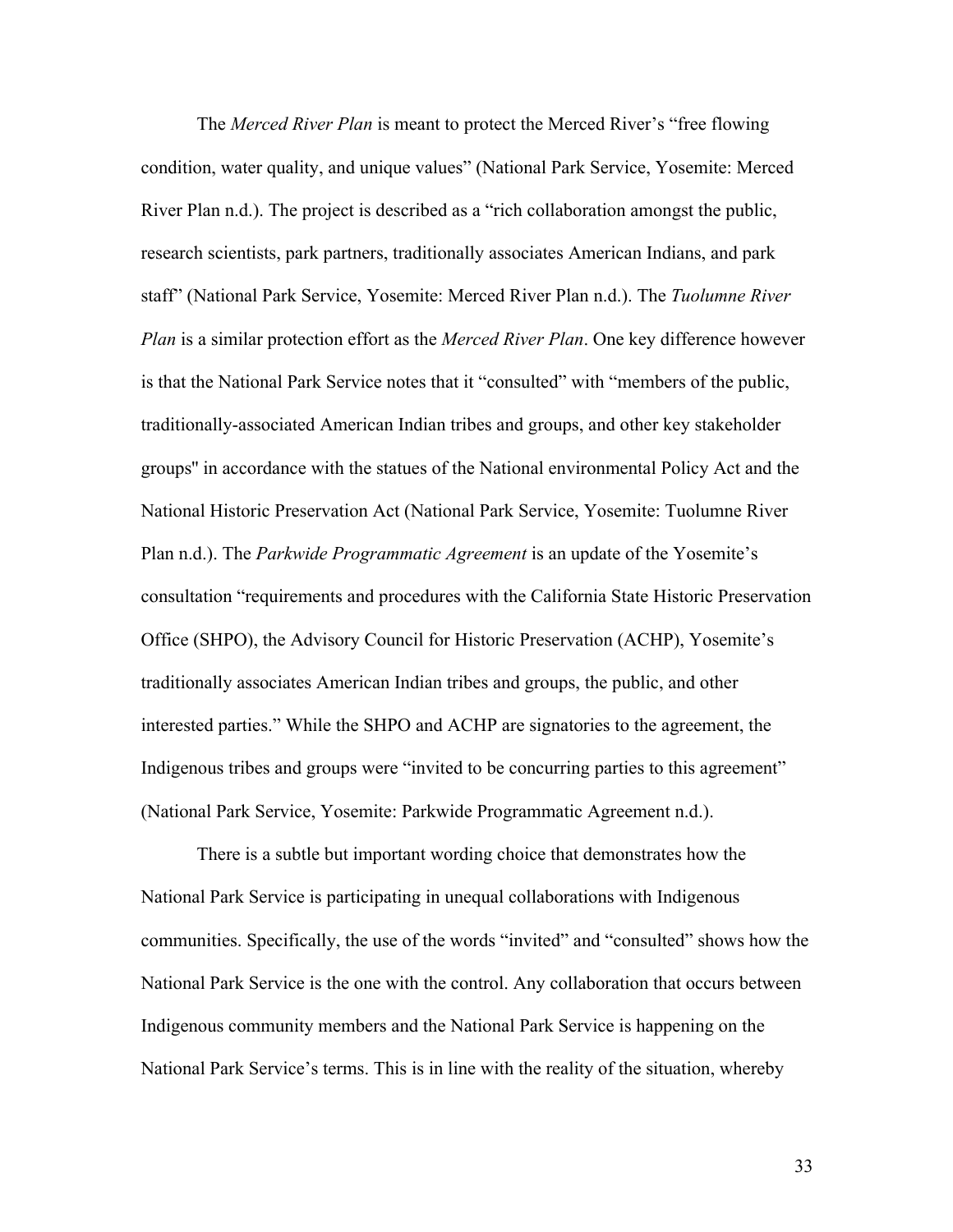The *Merced River Plan* is meant to protect the Merced River's "free flowing condition, water quality, and unique values" (National Park Service, Yosemite: Merced River Plan n.d.). The project is described as a "rich collaboration amongst the public, research scientists, park partners, traditionally associates American Indians, and park staff" (National Park Service, Yosemite: Merced River Plan n.d.). The *Tuolumne River Plan* is a similar protection effort as the *Merced River Plan*. One key difference however is that the National Park Service notes that it "consulted" with "members of the public, traditionally-associated American Indian tribes and groups, and other key stakeholder groups" in accordance with the statues of the National environmental Policy Act and the National Historic Preservation Act (National Park Service, Yosemite: Tuolumne River Plan n.d.). The *Parkwide Programmatic Agreement* is an update of the Yosemite's consultation "requirements and procedures with the California State Historic Preservation Office (SHPO), the Advisory Council for Historic Preservation (ACHP), Yosemite's traditionally associates American Indian tribes and groups, the public, and other interested parties." While the SHPO and ACHP are signatories to the agreement, the Indigenous tribes and groups were "invited to be concurring parties to this agreement" (National Park Service, Yosemite: Parkwide Programmatic Agreement n.d.).

There is a subtle but important wording choice that demonstrates how the National Park Service is participating in unequal collaborations with Indigenous communities. Specifically, the use of the words "invited" and "consulted" shows how the National Park Service is the one with the control. Any collaboration that occurs between Indigenous community members and the National Park Service is happening on the National Park Service's terms. This is in line with the reality of the situation, whereby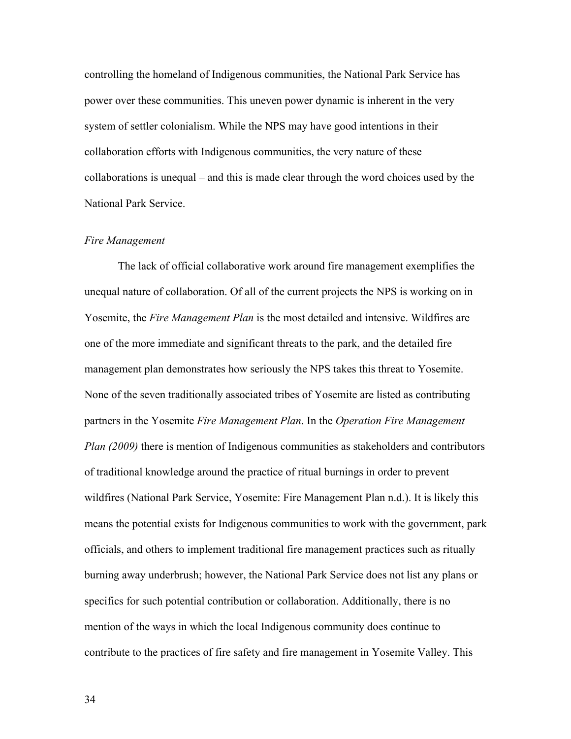controlling the homeland of Indigenous communities, the National Park Service has power over these communities. This uneven power dynamic is inherent in the very system of settler colonialism. While the NPS may have good intentions in their collaboration efforts with Indigenous communities, the very nature of these collaborations is unequal – and this is made clear through the word choices used by the National Park Service.

### *Fire Management*

The lack of official collaborative work around fire management exemplifies the unequal nature of collaboration. Of all of the current projects the NPS is working on in Yosemite, the *Fire Management Plan* is the most detailed and intensive. Wildfires are one of the more immediate and significant threats to the park, and the detailed fire management plan demonstrates how seriously the NPS takes this threat to Yosemite. None of the seven traditionally associated tribes of Yosemite are listed as contributing partners in the Yosemite *Fire Management Plan*. In the *Operation Fire Management Plan (2009)* there is mention of Indigenous communities as stakeholders and contributors of traditional knowledge around the practice of ritual burnings in order to prevent wildfires (National Park Service, Yosemite: Fire Management Plan n.d.). It is likely this means the potential exists for Indigenous communities to work with the government, park officials, and others to implement traditional fire management practices such as ritually burning away underbrush; however, the National Park Service does not list any plans or specifics for such potential contribution or collaboration. Additionally, there is no mention of the ways in which the local Indigenous community does continue to contribute to the practices of fire safety and fire management in Yosemite Valley. This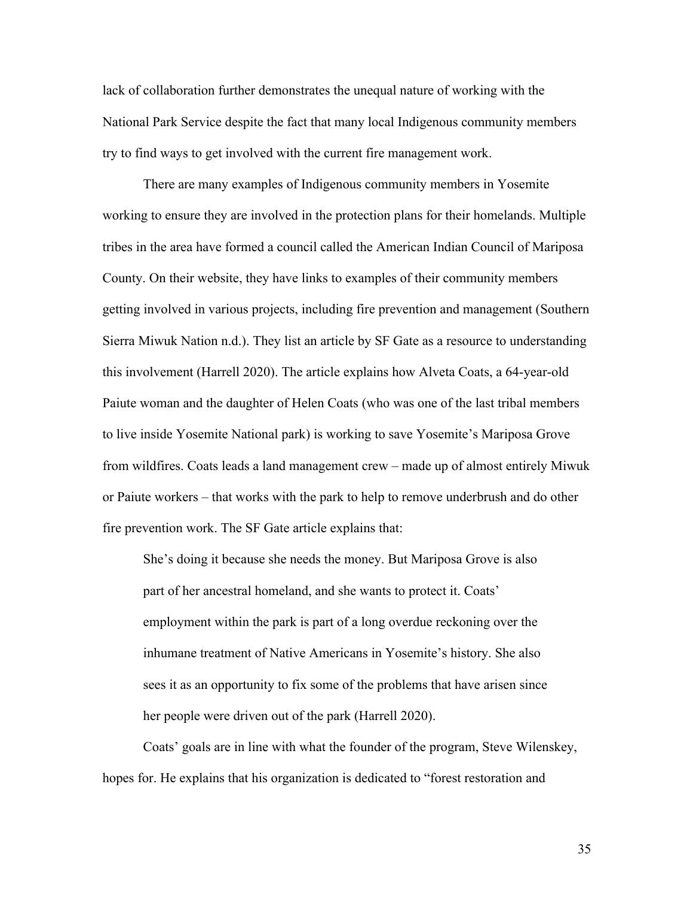lack of collaboration further demonstrates the unequal nature of working with the National Park Service despite the fact that many local Indigenous community members try to find ways to get involved with the current fire management work.

There are many examples of Indigenous community members in Yosemite working to ensure they are involved in the protection plans for their homelands. Multiple tribes in the area have formed a council called the American Indian Council of Mariposa County. On their website, they have links to examples of their community members getting involved in various projects, including fire prevention and management (Southern Sierra Miwuk Nation n.d.). They list an article by SF Gate as a resource to understanding this involvement (Harrell 2020). The article explains how Alveta Coats, a 64-year-old Paiute woman and the daughter of Helen Coats (who was one of the last tribal members to live inside Yosemite National park) is working to save Yosemite's Mariposa Grove from wildfires. Coats leads a land management crew – made up of almost entirely Miwuk or Paiute workers – that works with the park to help to remove underbrush and do other fire prevention work. The SF Gate article explains that:

> She's doing it because she needs the money. But Mariposa Grove is also part of her ancestral homeland, and she wants to protect it. Coats' employment within the park is part of a long overdue reckoning over the inhumane treatment of Native Americans in Yosemite's history. She also sees it as an opportunity to fix some of the problems that have arisen since her people were driven out of the park (Harrell 2020).

Coats' goals are in line with what the founder of the program, Steve Wilenskey, hopes for. He explains that his organization is dedicated to "forest restoration and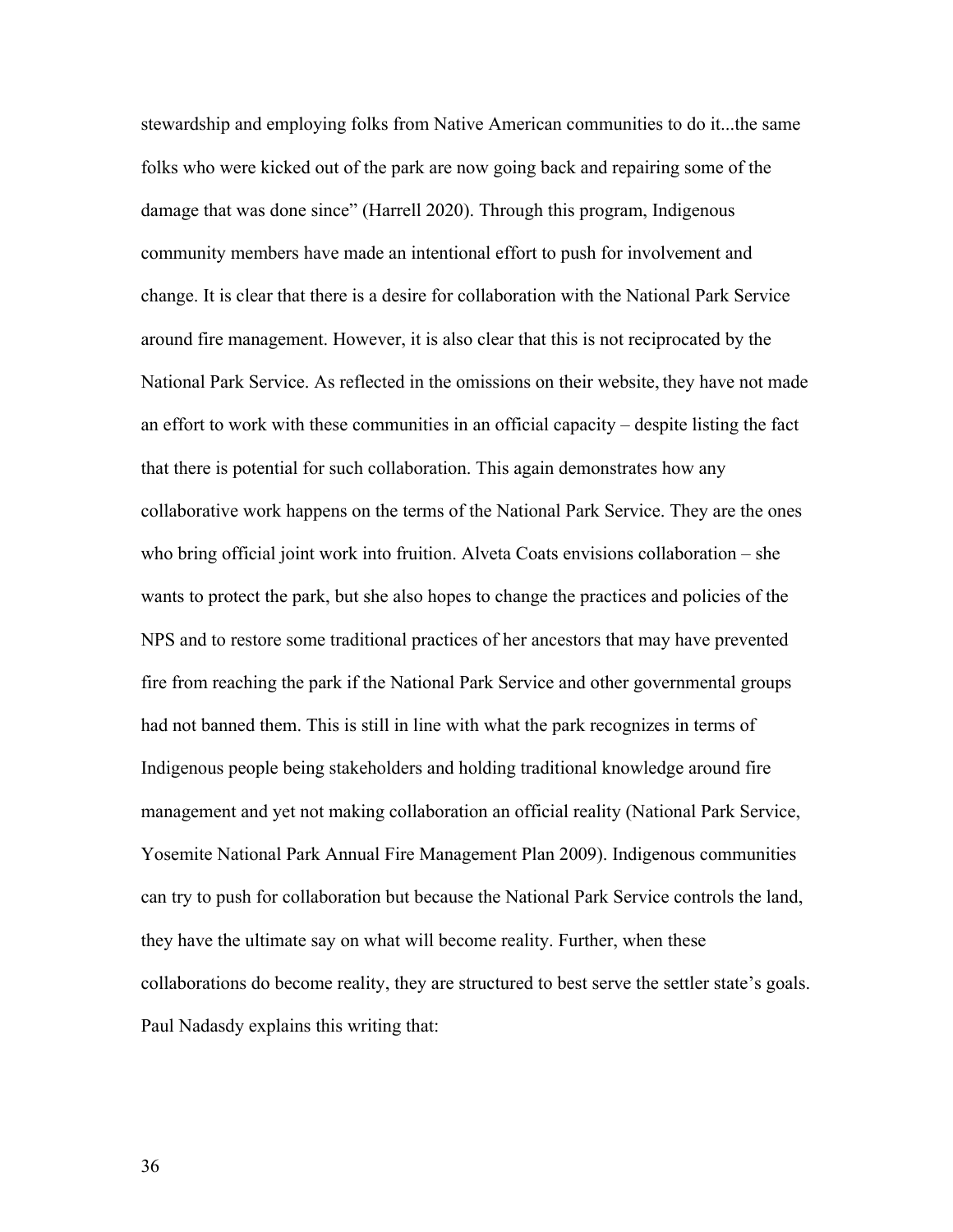stewardship and employing folks from Native American communities to do it...the same folks who were kicked out of the park are now going back and repairing some of the damage that was done since" (Harrell 2020). Through this program, Indigenous community members have made an intentional effort to push for involvement and change. It is clear that there is a desire for collaboration with the National Park Service around fire management. However, it is also clear that this is not reciprocated by the National Park Service. As reflected in the omissions on their website, they have not made an effort to work with these communities in an official capacity – despite listing the fact that there is potential for such collaboration. This again demonstrates how any collaborative work happens on the terms of the National Park Service. They are the ones who bring official joint work into fruition. Alveta Coats envisions collaboration – she wants to protect the park, but she also hopes to change the practices and policies of the NPS and to restore some traditional practices of her ancestors that may have prevented fire from reaching the park if the National Park Service and other governmental groups had not banned them. This is still in line with what the park recognizes in terms of Indigenous people being stakeholders and holding traditional knowledge around fire management and yet not making collaboration an official reality (National Park Service, Yosemite National Park Annual Fire Management Plan 2009). Indigenous communities can try to push for collaboration but because the National Park Service controls the land, they have the ultimate say on what will become reality. Further, when these collaborations do become reality, they are structured to best serve the settler state's goals. Paul Nadasdy explains this writing that: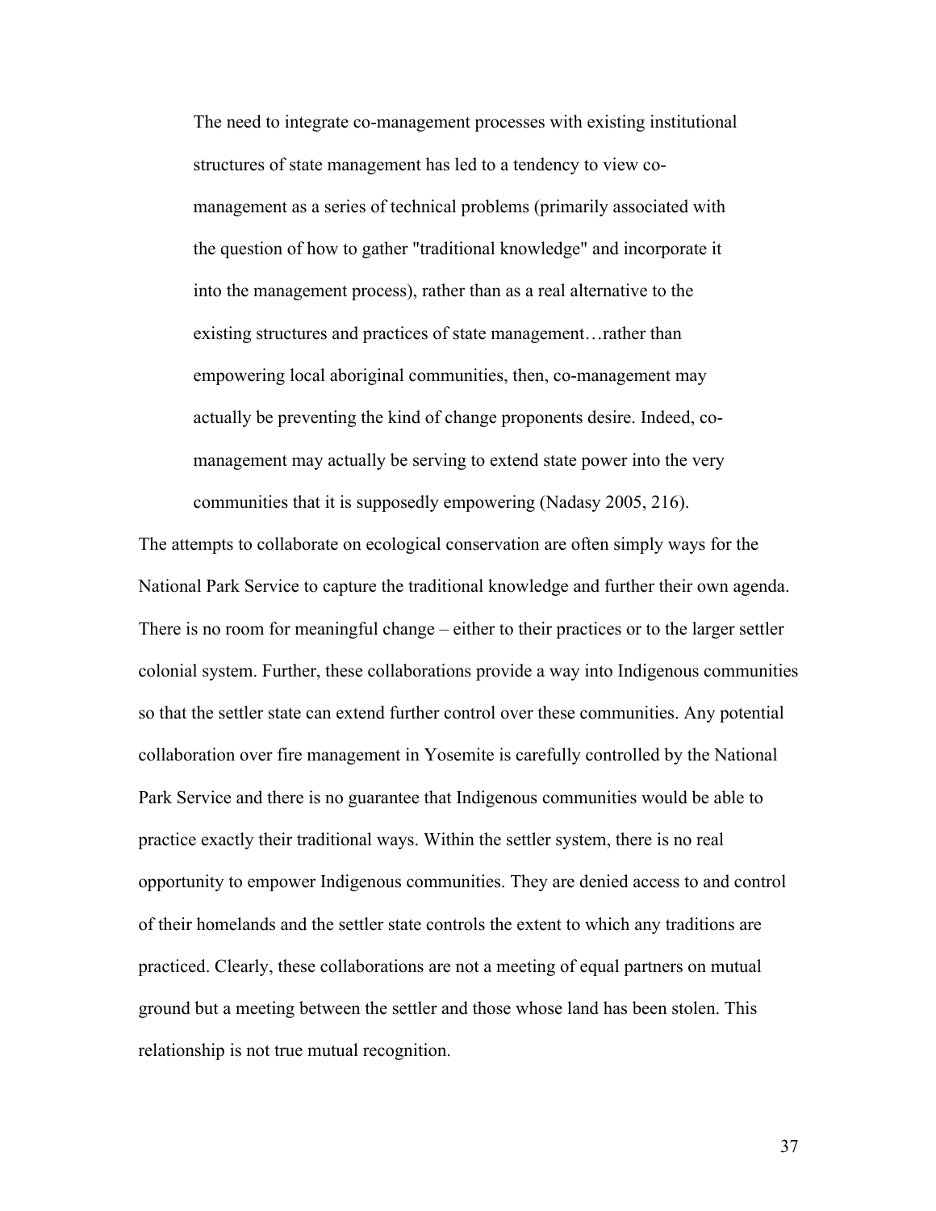> The need to integrate co-management processes with existing institutional structures of state management has led to a tendency to view co-management as a series of technical problems (primarily associated with the question of how to gather "traditional knowledge" and incorporate it into the management process), rather than as a real alternative to the existing structures and practices of state management…rather than empowering local aboriginal communities, then, co-management may actually be preventing the kind of change proponents desire. Indeed, co-management may actually be serving to extend state power into the very communities that it is supposedly empowering (Nadasy 2005, 216).

The attempts to collaborate on ecological conservation are often simply ways for the National Park Service to capture the traditional knowledge and further their own agenda. There is no room for meaningful change – either to their practices or to the larger settler colonial system. Further, these collaborations provide a way into Indigenous communities so that the settler state can extend further control over these communities. Any potential collaboration over fire management in Yosemite is carefully controlled by the National Park Service and there is no guarantee that Indigenous communities would be able to practice exactly their traditional ways. Within the settler system, there is no real opportunity to empower Indigenous communities. They are denied access to and control of their homelands and the settler state controls the extent to which any traditions are practiced. Clearly, these collaborations are not a meeting of equal partners on mutual ground but a meeting between the settler and those whose land has been stolen. This relationship is not true mutual recognition.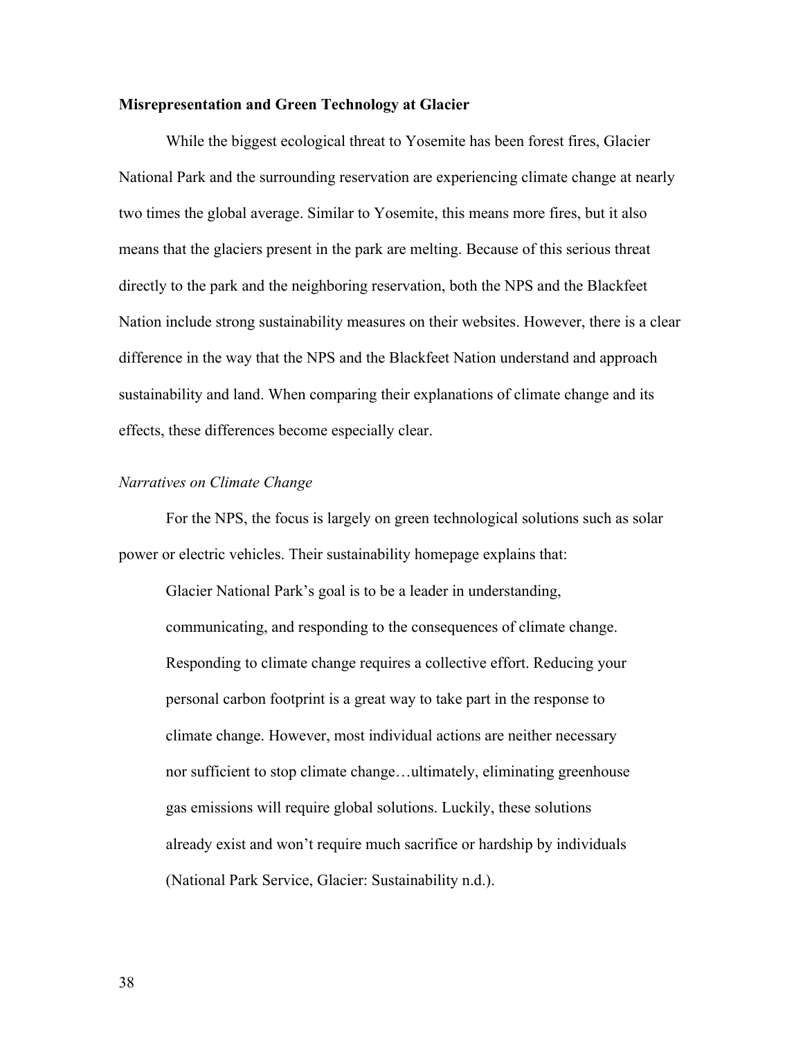## Misrepresentation and Green Technology at Glacier

While the biggest ecological threat to Yosemite has been forest fires, Glacier National Park and the surrounding reservation are experiencing climate change at nearly two times the global average. Similar to Yosemite, this means more fires, but it also means that the glaciers present in the park are melting. Because of this serious threat directly to the park and the neighboring reservation, both the NPS and the Blackfeet Nation include strong sustainability measures on their websites. However, there is a clear difference in the way that the NPS and the Blackfeet Nation understand and approach sustainability and land. When comparing their explanations of climate change and its effects, these differences become especially clear.

### *Narratives on Climate Change*

For the NPS, the focus is largely on green technological solutions such as solar power or electric vehicles. Their sustainability homepage explains that:

> Glacier National Park's goal is to be a leader in understanding, communicating, and responding to the consequences of climate change. Responding to climate change requires a collective effort. Reducing your personal carbon footprint is a great way to take part in the response to climate change. However, most individual actions are neither necessary nor sufficient to stop climate change…ultimately, eliminating greenhouse gas emissions will require global solutions. Luckily, these solutions already exist and won't require much sacrifice or hardship by individuals (National Park Service, Glacier: Sustainability n.d.).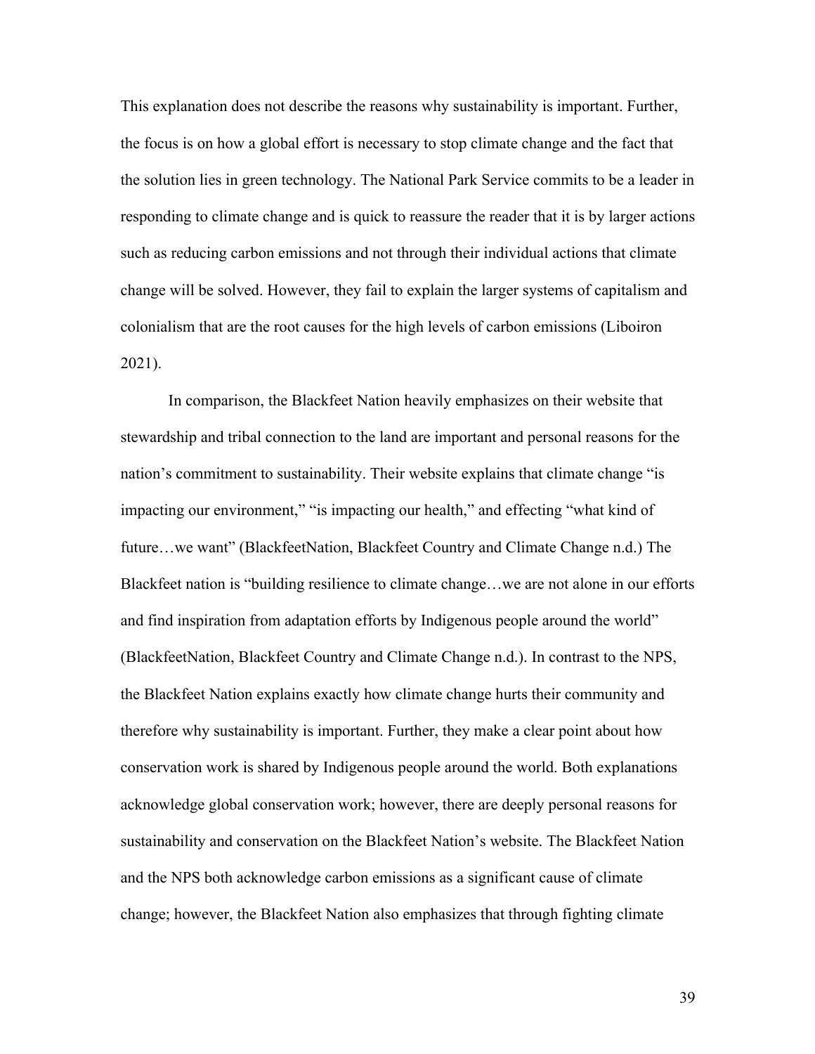This explanation does not describe the reasons why sustainability is important. Further, the focus is on how a global effort is necessary to stop climate change and the fact that the solution lies in green technology. The National Park Service commits to be a leader in responding to climate change and is quick to reassure the reader that it is by larger actions such as reducing carbon emissions and not through their individual actions that climate change will be solved. However, they fail to explain the larger systems of capitalism and colonialism that are the root causes for the high levels of carbon emissions (Liboiron 2021).

In comparison, the Blackfeet Nation heavily emphasizes on their website that stewardship and tribal connection to the land are important and personal reasons for the nation's commitment to sustainability. Their website explains that climate change "is impacting our environment," "is impacting our health," and effecting "what kind of future…we want" (BlackfeetNation, Blackfeet Country and Climate Change n.d.) The Blackfeet nation is "building resilience to climate change…we are not alone in our efforts and find inspiration from adaptation efforts by Indigenous people around the world" (BlackfeetNation, Blackfeet Country and Climate Change n.d.). In contrast to the NPS, the Blackfeet Nation explains exactly how climate change hurts their community and therefore why sustainability is important. Further, they make a clear point about how conservation work is shared by Indigenous people around the world. Both explanations acknowledge global conservation work; however, there are deeply personal reasons for sustainability and conservation on the Blackfeet Nation's website. The Blackfeet Nation and the NPS both acknowledge carbon emissions as a significant cause of climate change; however, the Blackfeet Nation also emphasizes that through fighting climate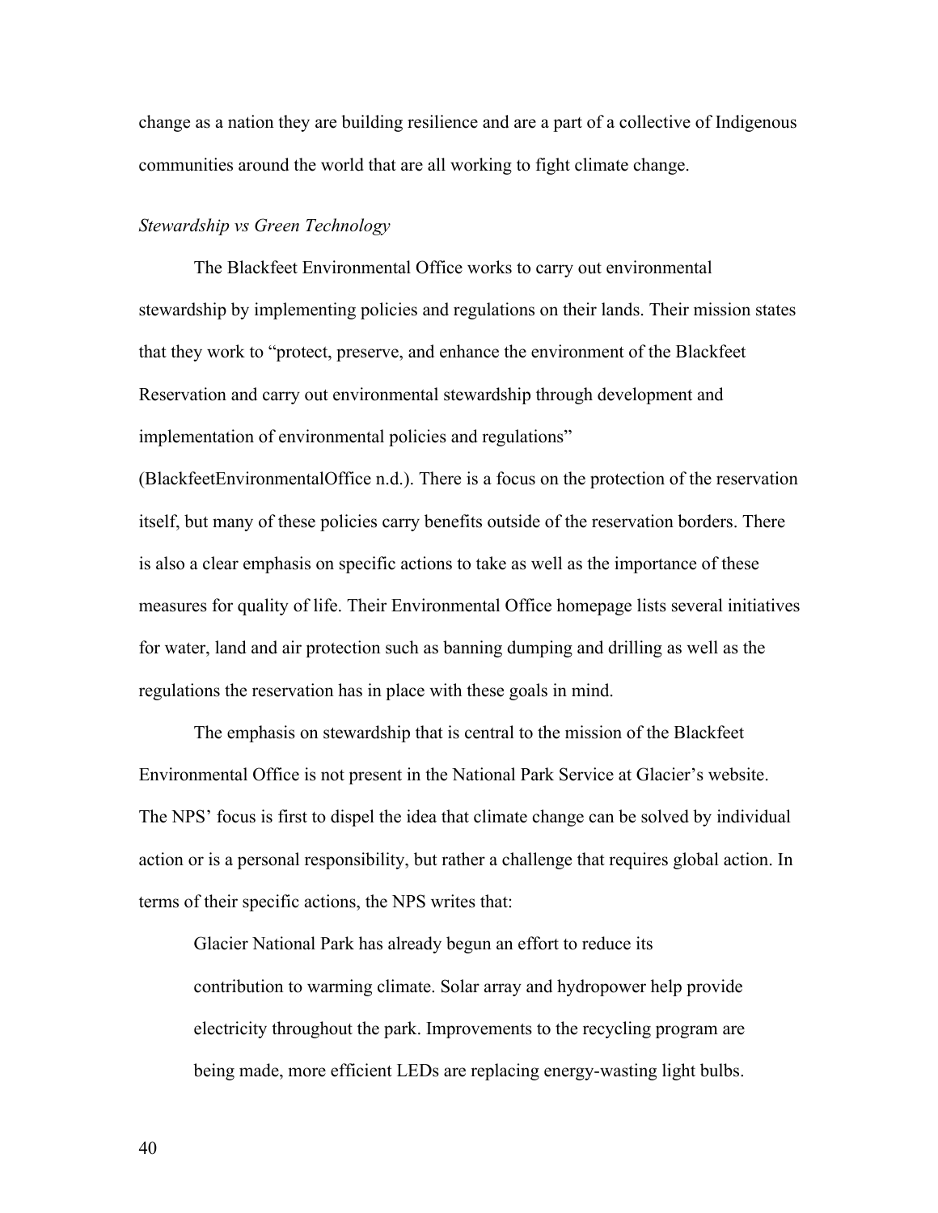change as a nation they are building resilience and are a part of a collective of Indigenous communities around the world that are all working to fight climate change.

*Stewardship vs Green Technology*

The Blackfeet Environmental Office works to carry out environmental stewardship by implementing policies and regulations on their lands. Their mission states that they work to "protect, preserve, and enhance the environment of the Blackfeet Reservation and carry out environmental stewardship through development and implementation of environmental policies and regulations" (BlackfeetEnvironmentalOffice n.d.). There is a focus on the protection of the reservation itself, but many of these policies carry benefits outside of the reservation borders. There is also a clear emphasis on specific actions to take as well as the importance of these measures for quality of life. Their Environmental Office homepage lists several initiatives for water, land and air protection such as banning dumping and drilling as well as the regulations the reservation has in place with these goals in mind.

The emphasis on stewardship that is central to the mission of the Blackfeet Environmental Office is not present in the National Park Service at Glacier's website. The NPS' focus is first to dispel the idea that climate change can be solved by individual action or is a personal responsibility, but rather a challenge that requires global action. In terms of their specific actions, the NPS writes that:

> Glacier National Park has already begun an effort to reduce its contribution to warming climate. Solar array and hydropower help provide electricity throughout the park. Improvements to the recycling program are being made, more efficient LEDs are replacing energy-wasting light bulbs.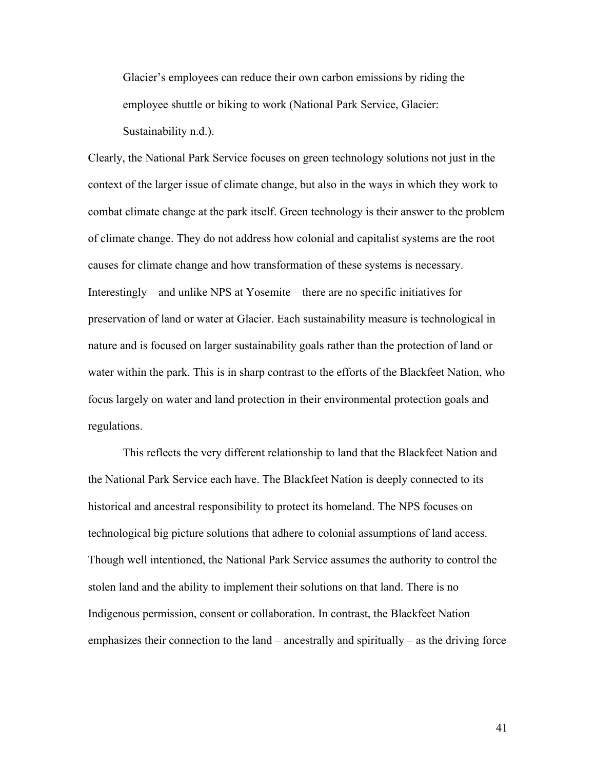> Glacier's employees can reduce their own carbon emissions by riding the employee shuttle or biking to work (National Park Service, Glacier: Sustainability n.d.).

Clearly, the National Park Service focuses on green technology solutions not just in the context of the larger issue of climate change, but also in the ways in which they work to combat climate change at the park itself. Green technology is their answer to the problem of climate change. They do not address how colonial and capitalist systems are the root causes for climate change and how transformation of these systems is necessary. Interestingly – and unlike NPS at Yosemite – there are no specific initiatives for preservation of land or water at Glacier. Each sustainability measure is technological in nature and is focused on larger sustainability goals rather than the protection of land or water within the park. This is in sharp contrast to the efforts of the Blackfeet Nation, who focus largely on water and land protection in their environmental protection goals and regulations.

This reflects the very different relationship to land that the Blackfeet Nation and the National Park Service each have. The Blackfeet Nation is deeply connected to its historical and ancestral responsibility to protect its homeland. The NPS focuses on technological big picture solutions that adhere to colonial assumptions of land access. Though well intentioned, the National Park Service assumes the authority to control the stolen land and the ability to implement their solutions on that land. There is no Indigenous permission, consent or collaboration. In contrast, the Blackfeet Nation emphasizes their connection to the land – ancestrally and spiritually – as the driving force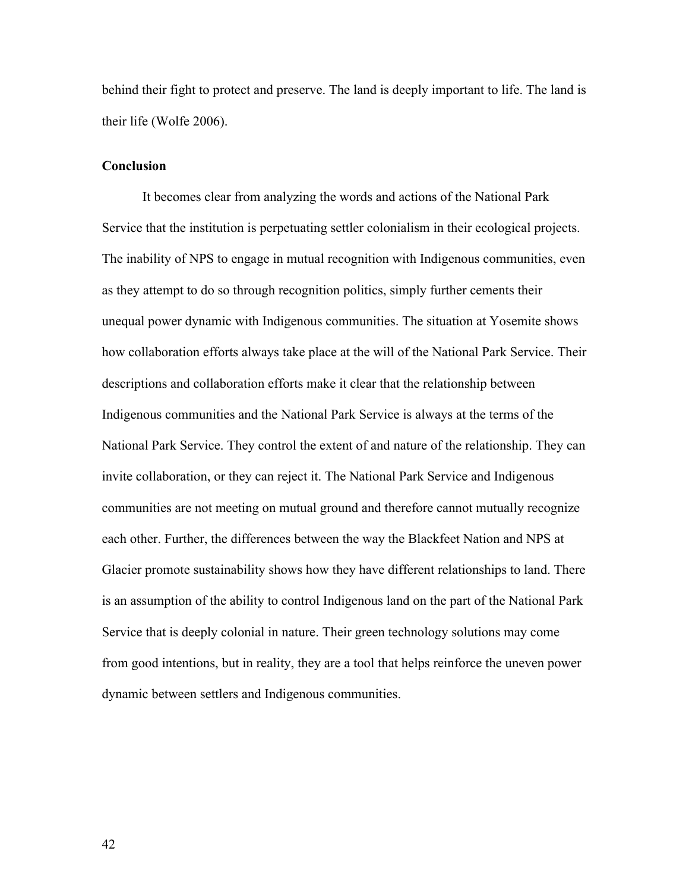behind their fight to protect and preserve. The land is deeply important to life. The land is their life (Wolfe 2006).

## Conclusion

It becomes clear from analyzing the words and actions of the National Park Service that the institution is perpetuating settler colonialism in their ecological projects. The inability of NPS to engage in mutual recognition with Indigenous communities, even as they attempt to do so through recognition politics, simply further cements their unequal power dynamic with Indigenous communities. The situation at Yosemite shows how collaboration efforts always take place at the will of the National Park Service. Their descriptions and collaboration efforts make it clear that the relationship between Indigenous communities and the National Park Service is always at the terms of the National Park Service. They control the extent of and nature of the relationship. They can invite collaboration, or they can reject it. The National Park Service and Indigenous communities are not meeting on mutual ground and therefore cannot mutually recognize each other. Further, the differences between the way the Blackfeet Nation and NPS at Glacier promote sustainability shows how they have different relationships to land. There is an assumption of the ability to control Indigenous land on the part of the National Park Service that is deeply colonial in nature. Their green technology solutions may come from good intentions, but in reality, they are a tool that helps reinforce the uneven power dynamic between settlers and Indigenous communities.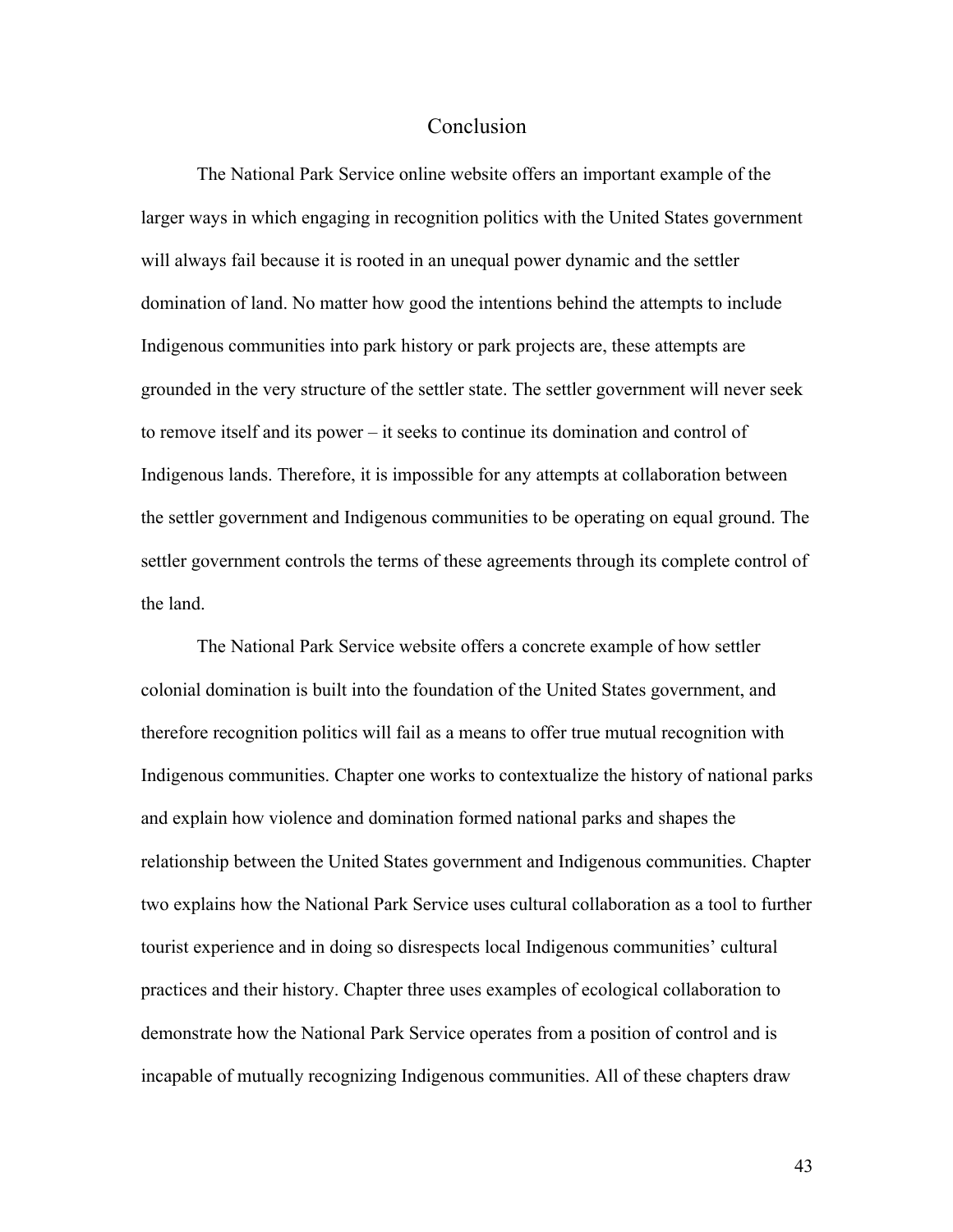# Conclusion

The National Park Service online website offers an important example of the larger ways in which engaging in recognition politics with the United States government will always fail because it is rooted in an unequal power dynamic and the settler domination of land. No matter how good the intentions behind the attempts to include Indigenous communities into park history or park projects are, these attempts are grounded in the very structure of the settler state. The settler government will never seek to remove itself and its power – it seeks to continue its domination and control of Indigenous lands. Therefore, it is impossible for any attempts at collaboration between the settler government and Indigenous communities to be operating on equal ground. The settler government controls the terms of these agreements through its complete control of the land.

The National Park Service website offers a concrete example of how settler colonial domination is built into the foundation of the United States government, and therefore recognition politics will fail as a means to offer true mutual recognition with Indigenous communities. Chapter one works to contextualize the history of national parks and explain how violence and domination formed national parks and shapes the relationship between the United States government and Indigenous communities. Chapter two explains how the National Park Service uses cultural collaboration as a tool to further tourist experience and in doing so disrespects local Indigenous communities' cultural practices and their history. Chapter three uses examples of ecological collaboration to demonstrate how the National Park Service operates from a position of control and is incapable of mutually recognizing Indigenous communities. All of these chapters draw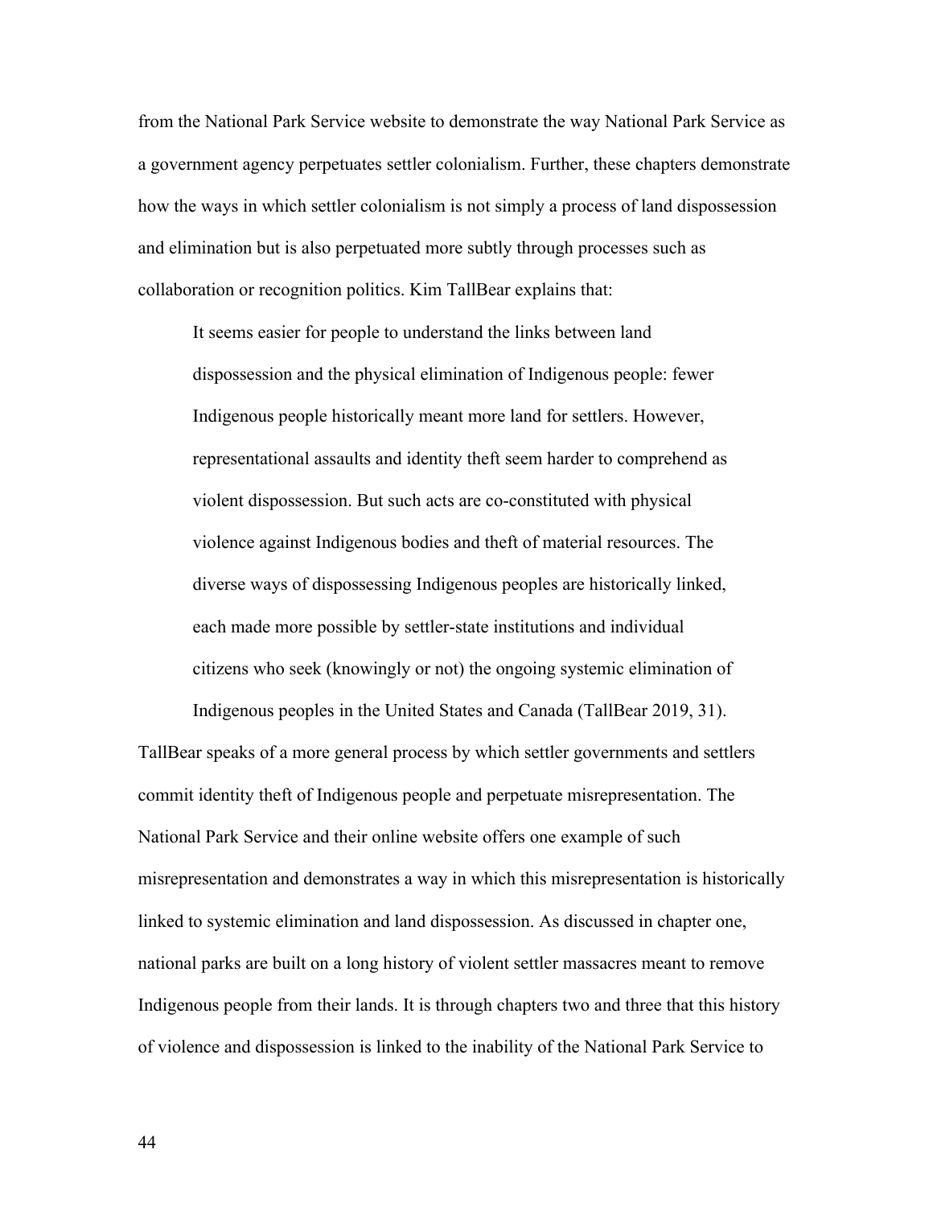from the National Park Service website to demonstrate the way National Park Service as a government agency perpetuates settler colonialism. Further, these chapters demonstrate how the ways in which settler colonialism is not simply a process of land dispossession and elimination but is also perpetuated more subtly through processes such as collaboration or recognition politics. Kim TallBear explains that:

> It seems easier for people to understand the links between land dispossession and the physical elimination of Indigenous people: fewer Indigenous people historically meant more land for settlers. However, representational assaults and identity theft seem harder to comprehend as violent dispossession. But such acts are co-constituted with physical violence against Indigenous bodies and theft of material resources. The diverse ways of dispossessing Indigenous peoples are historically linked, each made more possible by settler-state institutions and individual citizens who seek (knowingly or not) the ongoing systemic elimination of Indigenous peoples in the United States and Canada (TallBear 2019, 31).

TallBear speaks of a more general process by which settler governments and settlers commit identity theft of Indigenous people and perpetuate misrepresentation. The National Park Service and their online website offers one example of such misrepresentation and demonstrates a way in which this misrepresentation is historically linked to systemic elimination and land dispossession. As discussed in chapter one, national parks are built on a long history of violent settler massacres meant to remove Indigenous people from their lands. It is through chapters two and three that this history of violence and dispossession is linked to the inability of the National Park Service to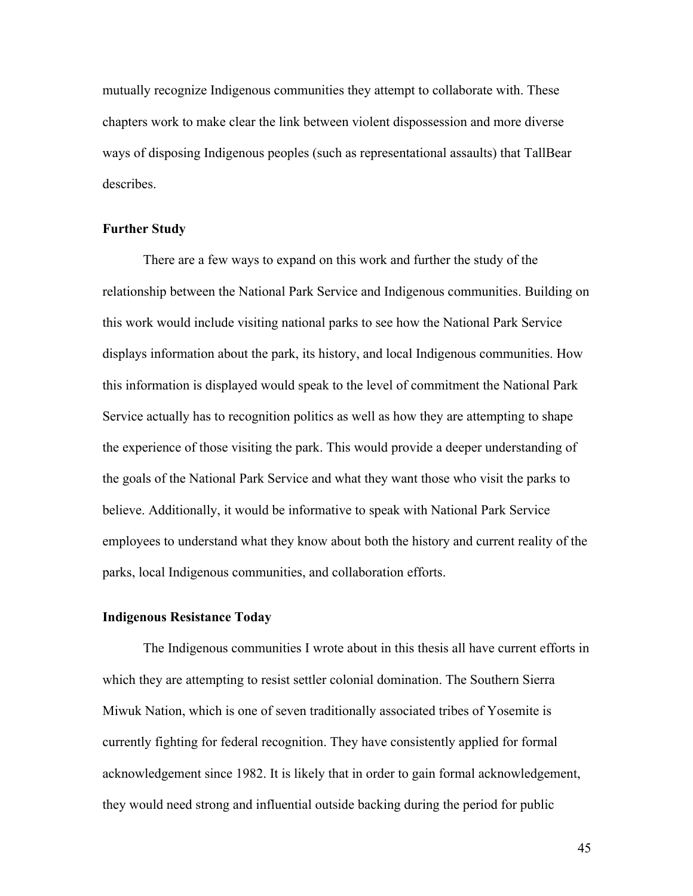mutually recognize Indigenous communities they attempt to collaborate with. These chapters work to make clear the link between violent dispossession and more diverse ways of disposing Indigenous peoples (such as representational assaults) that TallBear describes.

### Further Study

There are a few ways to expand on this work and further the study of the relationship between the National Park Service and Indigenous communities. Building on this work would include visiting national parks to see how the National Park Service displays information about the park, its history, and local Indigenous communities. How this information is displayed would speak to the level of commitment the National Park Service actually has to recognition politics as well as how they are attempting to shape the experience of those visiting the park. This would provide a deeper understanding of the goals of the National Park Service and what they want those who visit the parks to believe. Additionally, it would be informative to speak with National Park Service employees to understand what they know about both the history and current reality of the parks, local Indigenous communities, and collaboration efforts.

### Indigenous Resistance Today

The Indigenous communities I wrote about in this thesis all have current efforts in which they are attempting to resist settler colonial domination. The Southern Sierra Miwuk Nation, which is one of seven traditionally associated tribes of Yosemite is currently fighting for federal recognition. They have consistently applied for formal acknowledgement since 1982. It is likely that in order to gain formal acknowledgement, they would need strong and influential outside backing during the period for public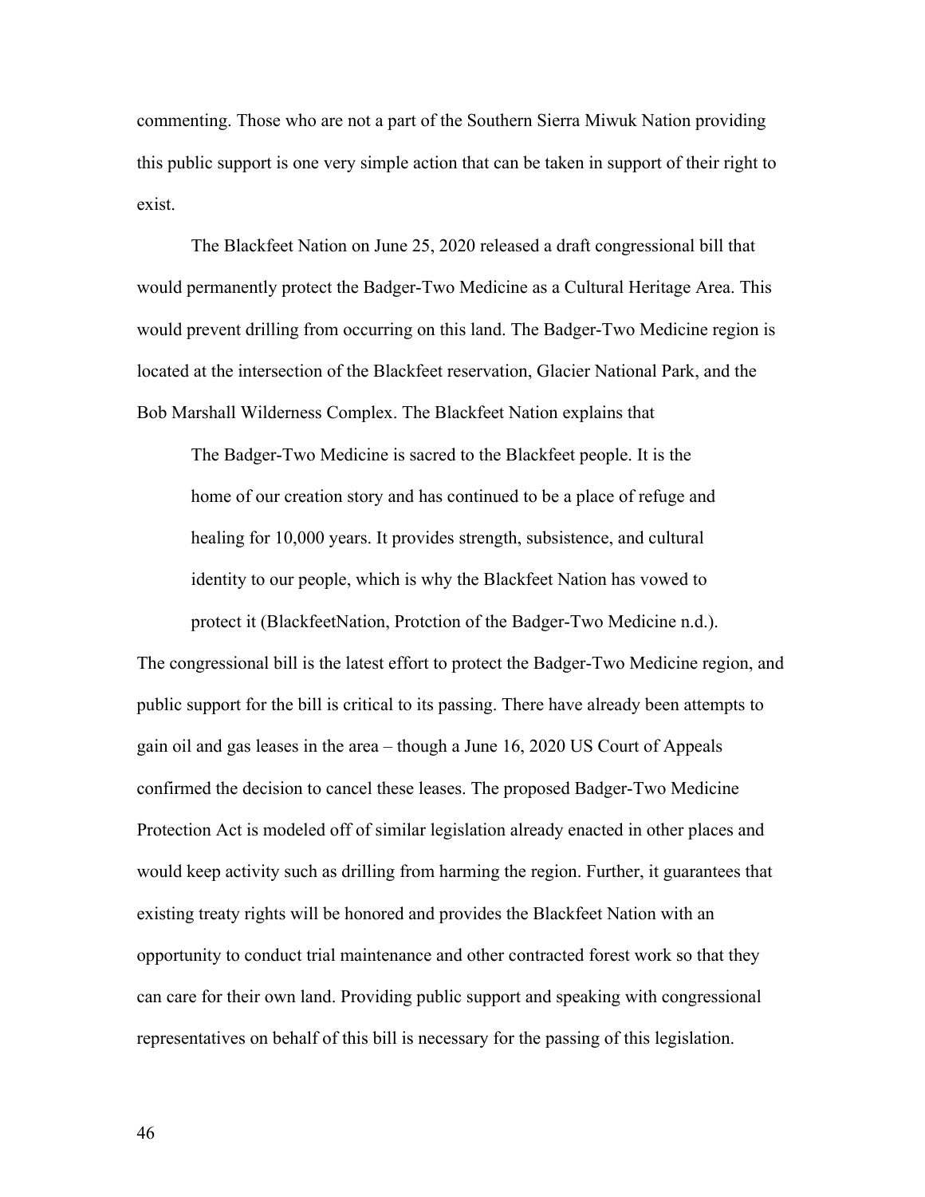commenting. Those who are not a part of the Southern Sierra Miwuk Nation providing this public support is one very simple action that can be taken in support of their right to exist.

The Blackfeet Nation on June 25, 2020 released a draft congressional bill that would permanently protect the Badger-Two Medicine as a Cultural Heritage Area. This would prevent drilling from occurring on this land. The Badger-Two Medicine region is located at the intersection of the Blackfeet reservation, Glacier National Park, and the Bob Marshall Wilderness Complex. The Blackfeet Nation explains that

> The Badger-Two Medicine is sacred to the Blackfeet people. It is the home of our creation story and has continued to be a place of refuge and healing for 10,000 years. It provides strength, subsistence, and cultural identity to our people, which is why the Blackfeet Nation has vowed to protect it (BlackfeetNation, Protction of the Badger-Two Medicine n.d.).

The congressional bill is the latest effort to protect the Badger-Two Medicine region, and public support for the bill is critical to its passing. There have already been attempts to gain oil and gas leases in the area – though a June 16, 2020 US Court of Appeals confirmed the decision to cancel these leases. The proposed Badger-Two Medicine Protection Act is modeled off of similar legislation already enacted in other places and would keep activity such as drilling from harming the region. Further, it guarantees that existing treaty rights will be honored and provides the Blackfeet Nation with an opportunity to conduct trial maintenance and other contracted forest work so that they can care for their own land. Providing public support and speaking with congressional representatives on behalf of this bill is necessary for the passing of this legislation.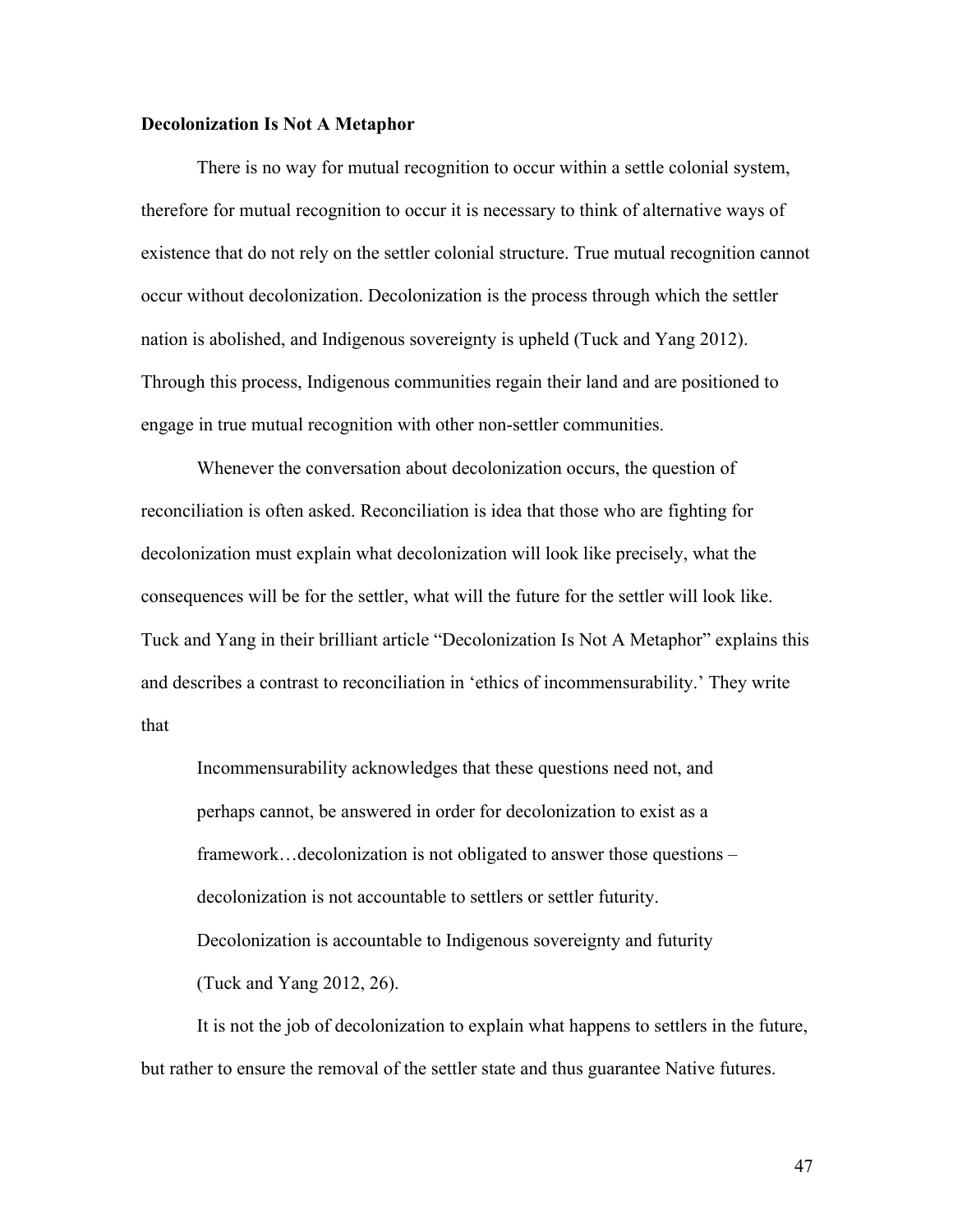**Decolonization Is Not A Metaphor**

There is no way for mutual recognition to occur within a settle colonial system, therefore for mutual recognition to occur it is necessary to think of alternative ways of existence that do not rely on the settler colonial structure. True mutual recognition cannot occur without decolonization. Decolonization is the process through which the settler nation is abolished, and Indigenous sovereignty is upheld (Tuck and Yang 2012). Through this process, Indigenous communities regain their land and are positioned to engage in true mutual recognition with other non-settler communities.

Whenever the conversation about decolonization occurs, the question of reconciliation is often asked. Reconciliation is idea that those who are fighting for decolonization must explain what decolonization will look like precisely, what the consequences will be for the settler, what will the future for the settler will look like. Tuck and Yang in their brilliant article "Decolonization Is Not A Metaphor" explains this and describes a contrast to reconciliation in 'ethics of incommensurability.' They write that

> Incommensurability acknowledges that these questions need not, and perhaps cannot, be answered in order for decolonization to exist as a framework…decolonization is not obligated to answer those questions – decolonization is not accountable to settlers or settler futurity. Decolonization is accountable to Indigenous sovereignty and futurity (Tuck and Yang 2012, 26).

It is not the job of decolonization to explain what happens to settlers in the future, but rather to ensure the removal of the settler state and thus guarantee Native futures.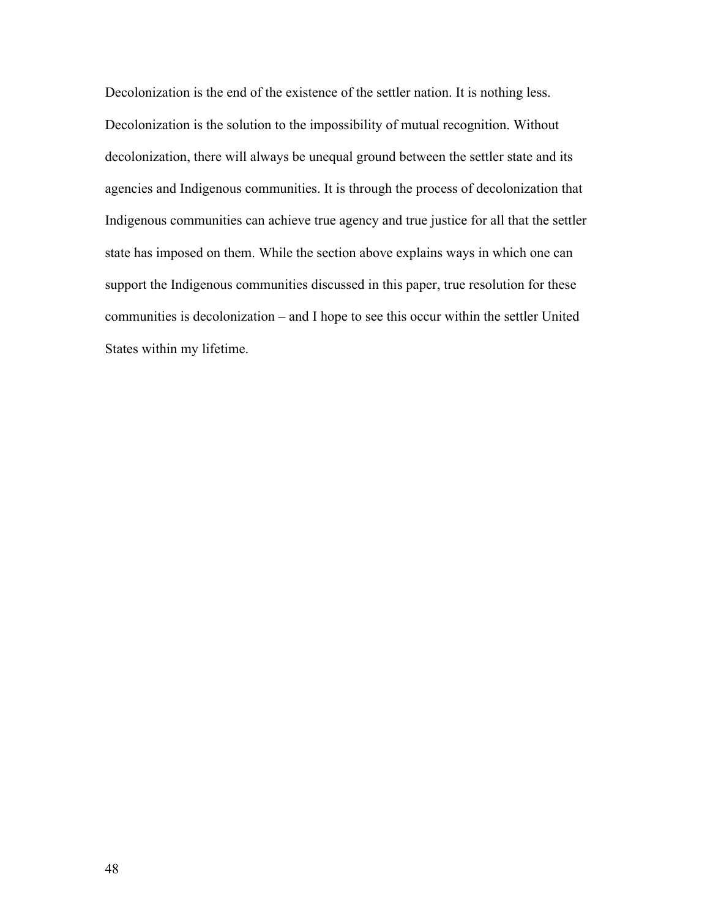Decolonization is the end of the existence of the settler nation. It is nothing less. Decolonization is the solution to the impossibility of mutual recognition. Without decolonization, there will always be unequal ground between the settler state and its agencies and Indigenous communities. It is through the process of decolonization that Indigenous communities can achieve true agency and true justice for all that the settler state has imposed on them. While the section above explains ways in which one can support the Indigenous communities discussed in this paper, true resolution for these communities is decolonization – and I hope to see this occur within the settler United States within my lifetime.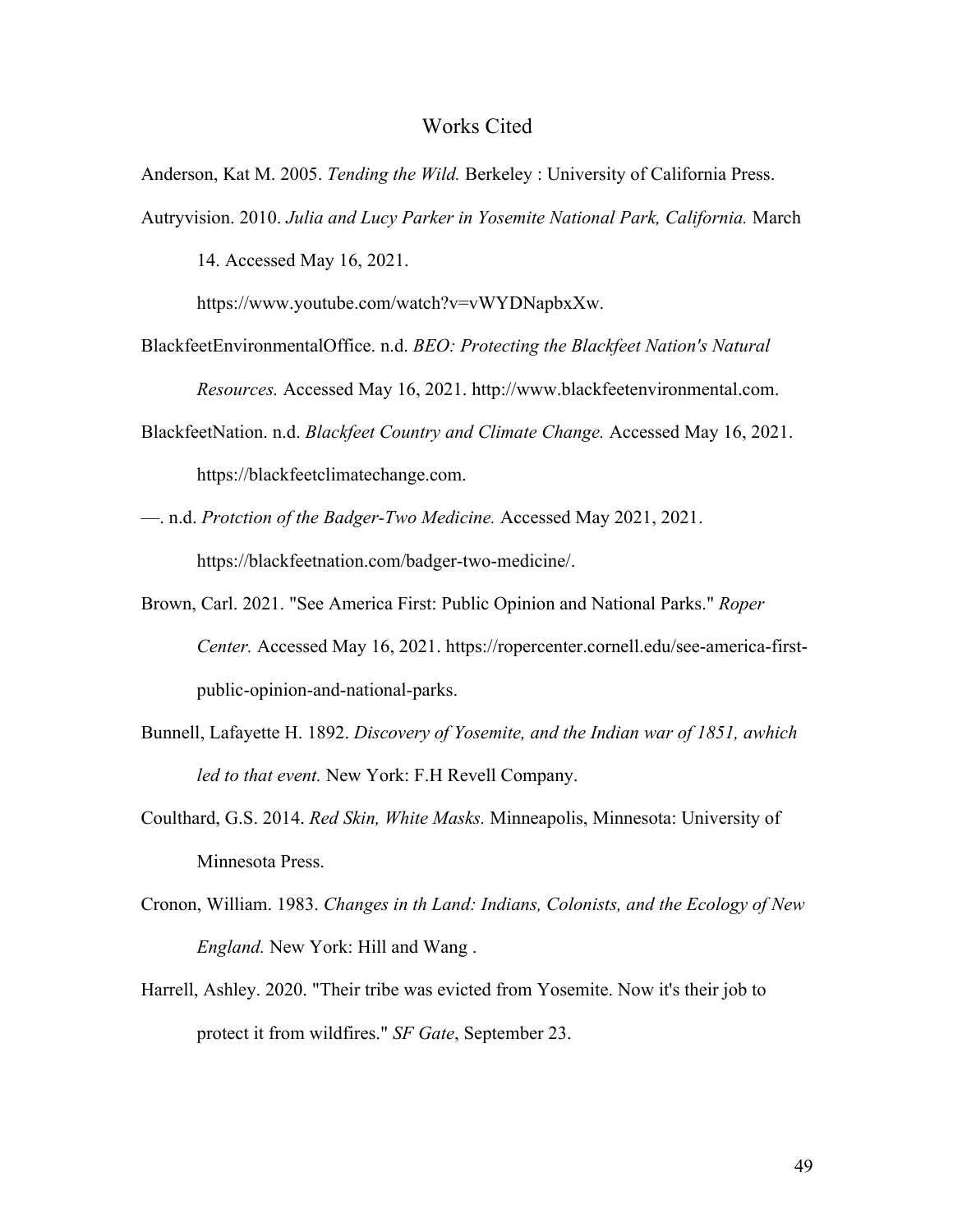# Works Cited

Anderson, Kat M. 2005. *Tending the Wild.* Berkeley : University of California Press.

Autryvision. 2010. *Julia and Lucy Parker in Yosemite National Park, California.* March 14. Accessed May 16, 2021. https://www.youtube.com/watch?v=vWYDNapbxXw.

BlackfeetEnvironmentalOffice. n.d. *BEO: Protecting the Blackfeet Nation's Natural Resources.* Accessed May 16, 2021. http://www.blackfeetenvironmental.com.

BlackfeetNation. n.d. *Blackfeet Country and Climate Change.* Accessed May 16, 2021. https://blackfeetclimatechange.com.

—. n.d. *Protction of the Badger-Two Medicine.* Accessed May 2021, 2021. https://blackfeetnation.com/badger-two-medicine/.

Brown, Carl. 2021. "See America First: Public Opinion and National Parks." *Roper Center.* Accessed May 16, 2021. https://ropercenter.cornell.edu/see-america-first-public-opinion-and-national-parks.

Bunnell, Lafayette H. 1892. *Discovery of Yosemite, and the Indian war of 1851, awhich led to that event.* New York: F.H Revell Company.

Coulthard, G.S. 2014. *Red Skin, White Masks.* Minneapolis, Minnesota: University of Minnesota Press.

Cronon, William. 1983. *Changes in th Land: Indians, Colonists, and the Ecology of New England.* New York: Hill and Wang .

Harrell, Ashley. 2020. "Their tribe was evicted from Yosemite. Now it's their job to protect it from wildfires." *SF Gate*, September 23.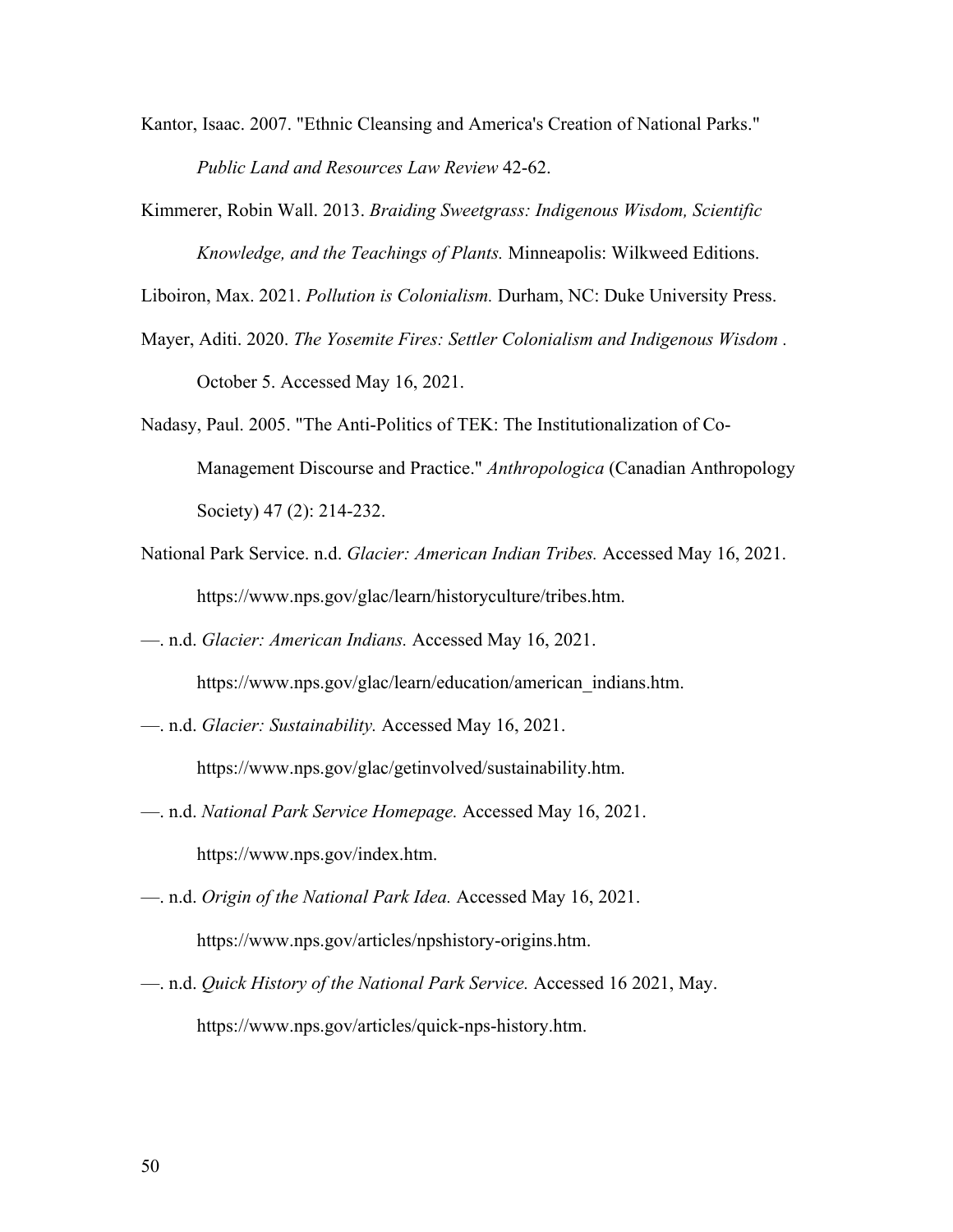Kantor, Isaac. 2007. "Ethnic Cleansing and America's Creation of National Parks." *Public Land and Resources Law Review* 42-62.

Kimmerer, Robin Wall. 2013. *Braiding Sweetgrass: Indigenous Wisdom, Scientific Knowledge, and the Teachings of Plants.* Minneapolis: Wilkweed Editions.

Liboiron, Max. 2021. *Pollution is Colonialism.* Durham, NC: Duke University Press.

Mayer, Aditi. 2020. *The Yosemite Fires: Settler Colonialism and Indigenous Wisdom .* October 5. Accessed May 16, 2021.

Nadasy, Paul. 2005. "The Anti-Politics of TEK: The Institutionalization of Co-Management Discourse and Practice." *Anthropologica* (Canadian Anthropology Society) 47 (2): 214-232.

National Park Service. n.d. *Glacier: American Indian Tribes.* Accessed May 16, 2021. https://www.nps.gov/glac/learn/historyculture/tribes.htm.

—. n.d. *Glacier: American Indians.* Accessed May 16, 2021. https://www.nps.gov/glac/learn/education/american_indians.htm.

—. n.d. *Glacier: Sustainability.* Accessed May 16, 2021. https://www.nps.gov/glac/getinvolved/sustainability.htm.

—. n.d. *National Park Service Homepage.* Accessed May 16, 2021. https://www.nps.gov/index.htm.

—. n.d. *Origin of the National Park Idea.* Accessed May 16, 2021. https://www.nps.gov/articles/npshistory-origins.htm.

—. n.d. *Quick History of the National Park Service.* Accessed 16 2021, May. https://www.nps.gov/articles/quick-nps-history.htm.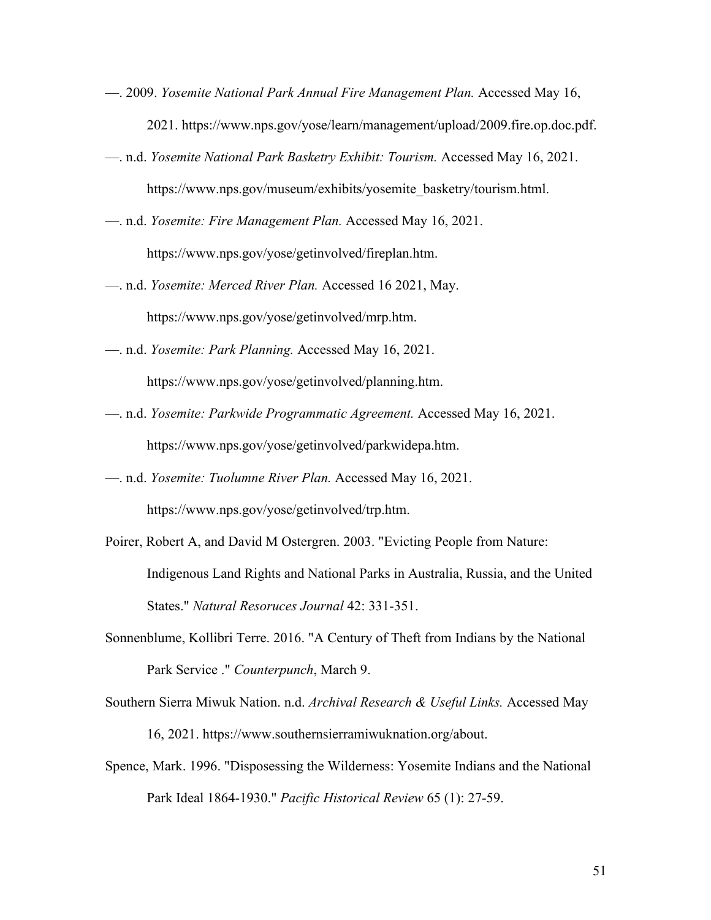—. 2009. *Yosemite National Park Annual Fire Management Plan.* Accessed May 16, 2021. https://www.nps.gov/yose/learn/management/upload/2009.fire.op.doc.pdf.

—. n.d. *Yosemite National Park Basketry Exhibit: Tourism.* Accessed May 16, 2021. https://www.nps.gov/museum/exhibits/yosemite_basketry/tourism.html.

—. n.d. *Yosemite: Fire Management Plan.* Accessed May 16, 2021. https://www.nps.gov/yose/getinvolved/fireplan.htm.

—. n.d. *Yosemite: Merced River Plan.* Accessed 16 2021, May. https://www.nps.gov/yose/getinvolved/mrp.htm.

—. n.d. *Yosemite: Park Planning.* Accessed May 16, 2021. https://www.nps.gov/yose/getinvolved/planning.htm.

—. n.d. *Yosemite: Parkwide Programmatic Agreement.* Accessed May 16, 2021. https://www.nps.gov/yose/getinvolved/parkwidepa.htm.

—. n.d. *Yosemite: Tuolumne River Plan.* Accessed May 16, 2021. https://www.nps.gov/yose/getinvolved/trp.htm.

Poirer, Robert A, and David M Ostergren. 2003. "Evicting People from Nature: Indigenous Land Rights and National Parks in Australia, Russia, and the United States." *Natural Resoruces Journal* 42: 331-351.

Sonnenblume, Kollibri Terre. 2016. "A Century of Theft from Indians by the National Park Service ." *Counterpunch*, March 9.

Southern Sierra Miwuk Nation. n.d. *Archival Research & Useful Links.* Accessed May 16, 2021. https://www.southernsierramiwuknation.org/about.

Spence, Mark. 1996. "Disposessing the Wilderness: Yosemite Indians and the National Park Ideal 1864-1930." *Pacific Historical Review* 65 (1): 27-59.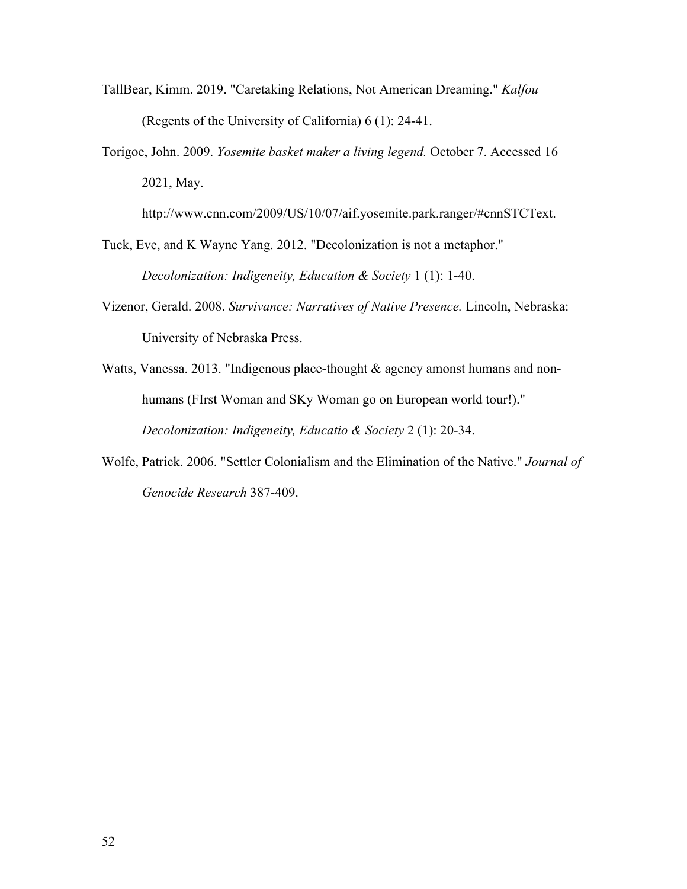TallBear, Kimm. 2019. "Caretaking Relations, Not American Dreaming." *Kalfou* (Regents of the University of California) 6 (1): 24-41.

Torigoe, John. 2009. *Yosemite basket maker a living legend.* October 7. Accessed 16 2021, May. http://www.cnn.com/2009/US/10/07/aif.yosemite.park.ranger/#cnnSTCText.

Tuck, Eve, and K Wayne Yang. 2012. "Decolonization is not a metaphor." *Decolonization: Indigeneity, Education & Society* 1 (1): 1-40.

Vizenor, Gerald. 2008. *Survivance: Narratives of Native Presence.* Lincoln, Nebraska: University of Nebraska Press.

Watts, Vanessa. 2013. "Indigenous place-thought & agency amonst humans and non-humans (FIrst Woman and SKy Woman go on European world tour!)." *Decolonization: Indigeneity, Educatio & Society* 2 (1): 20-34.

Wolfe, Patrick. 2006. "Settler Colonialism and the Elimination of the Native." *Journal of Genocide Research* 387-409.